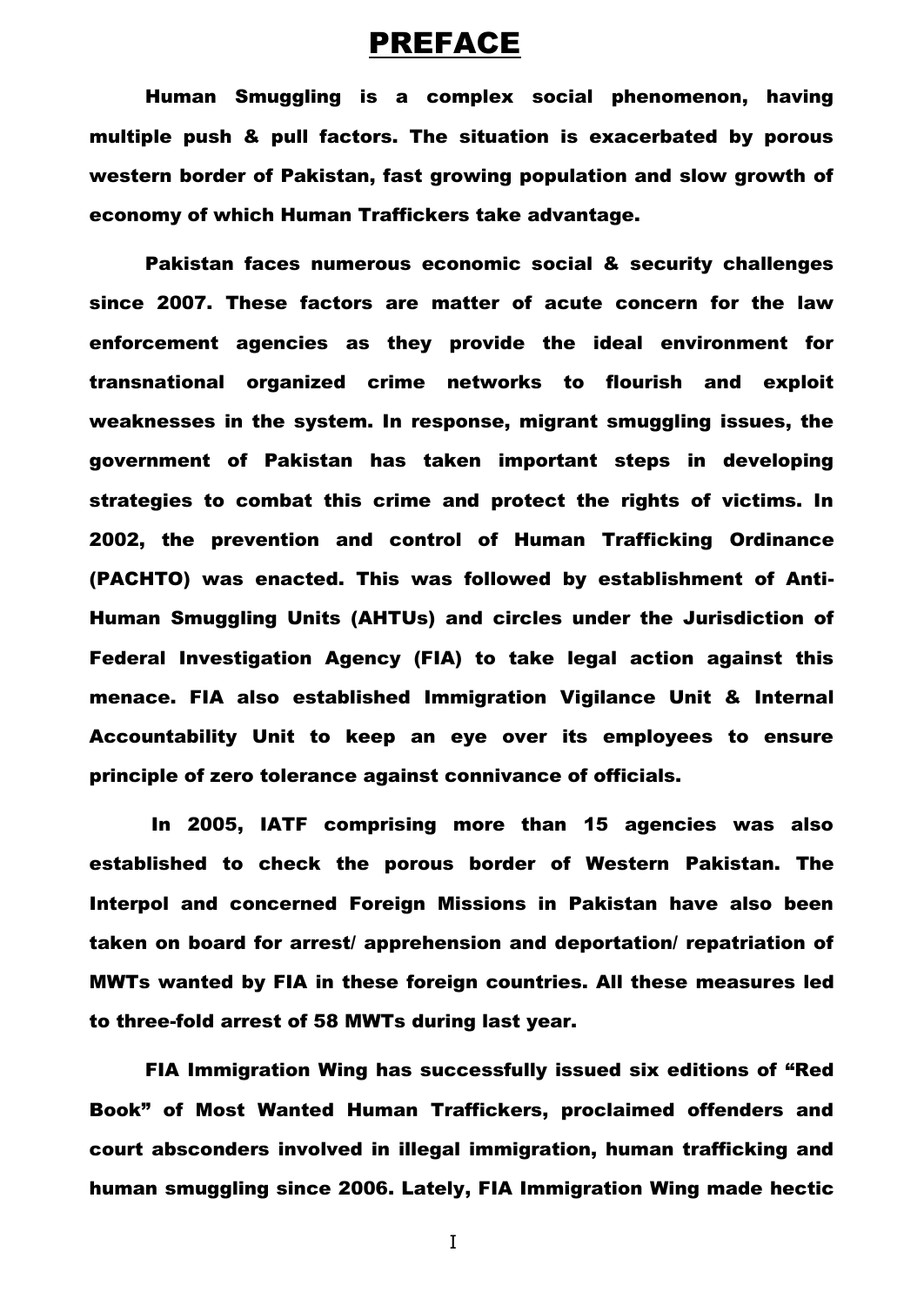# PREFACE

**Human Smuggling is a complex social phenomenon, having multiple push & pull factors. The situation is exacerbated by porous western border of Pakistan, fast growing population and slow growth of economy of which Human Traffickers take advantage.**

**Pakistan faces numerous economic social & security challenges since 2007. These factors are matter of acute concern for the law enforcement agencies as they provide the ideal environment for transnational organized crime networks to flourish and exploit weaknesses in the system. In response, migrant smuggling issues, the government of Pakistan has taken important steps in developing strategies to combat this crime and protect the rights of victims. In 2002, the prevention and control of Human Trafficking Ordinance (PACHTO) was enacted. This was followed by establishment of Anti-Human Smuggling Units (AHTUs) and circles under the Jurisdiction of Federal Investigation Agency (FIA) to take legal action against this menace. FIA also established Immigration Vigilance Unit & Internal Accountability Unit to keep an eye over its employees to ensure principle of zero tolerance against connivance of officials.**

**In 2005, IATF comprising more than 15 agencies was also established to check the porous border of Western Pakistan. The Interpol and concerned Foreign Missions in Pakistan have also been taken on board for arrest/ apprehension and deportation/ repatriation of MWTs wanted by FIA in these foreign countries. All these measures led to three-fold arrest of 58 MWTs during last year.**

**FIA Immigration Wing has successfully issued six editions of "Red Book" of Most Wanted Human Traffickers, proclaimed offenders and court absconders involved in illegal immigration, human trafficking and human smuggling since 2006. Lately, FIA Immigration Wing made hectic**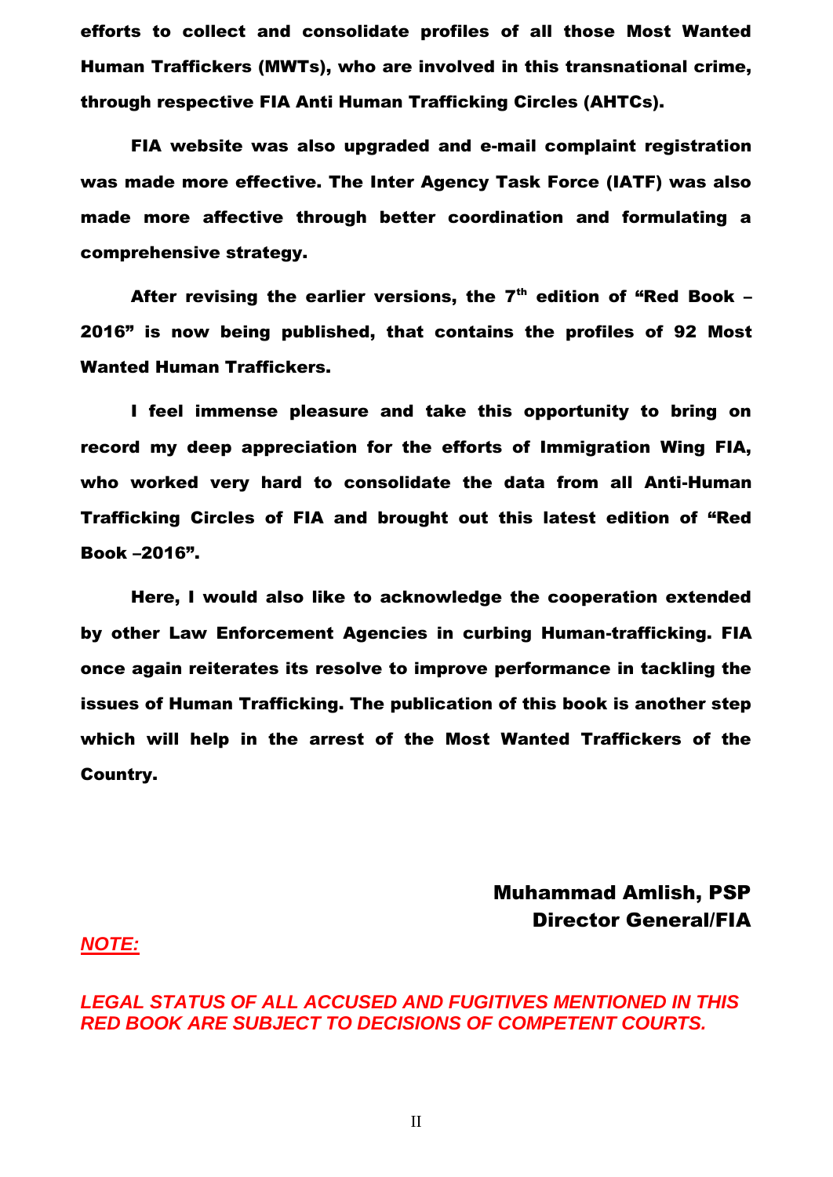**efforts to collect and consolidate profiles of all those Most Wanted Human Traffickers (MWTs), who are involved in this transnational crime, through respective FIA Anti Human Trafficking Circles (AHTCs).**

**FIA website was also upgraded and e-mail complaint registration was made more effective. The Inter Agency Task Force (IATF) was also made more affective through better coordination and formulating a comprehensive strategy.**

**After revising the earlier versions, the 7th edition of "Red Book – 2016" is now being published, that contains the profiles of 92 Most Wanted Human Traffickers.**

**I feel immense pleasure and take this opportunity to bring on record my deep appreciation for the efforts of Immigration Wing FIA, who worked very hard to consolidate the data from all Anti-Human Trafficking Circles of FIA and brought out this latest edition of "Red Book –2016".**

**Here, I would also like to acknowledge the cooperation extended by other Law Enforcement Agencies in curbing Human-trafficking. FIA once again reiterates its resolve to improve performance in tackling the issues of Human Trafficking. The publication of this book is another step which will help in the arrest of the Most Wanted Traffickers of the Country.**

**Muhammad Amlish, PSP**
**Director General/FIA**

***NOTE:***

***LEGAL STATUS OF ALL ACCUSED AND FUGITIVES MENTIONED IN THIS RED BOOK ARE SUBJECT TO DECISIONS OF COMPETENT COURTS.***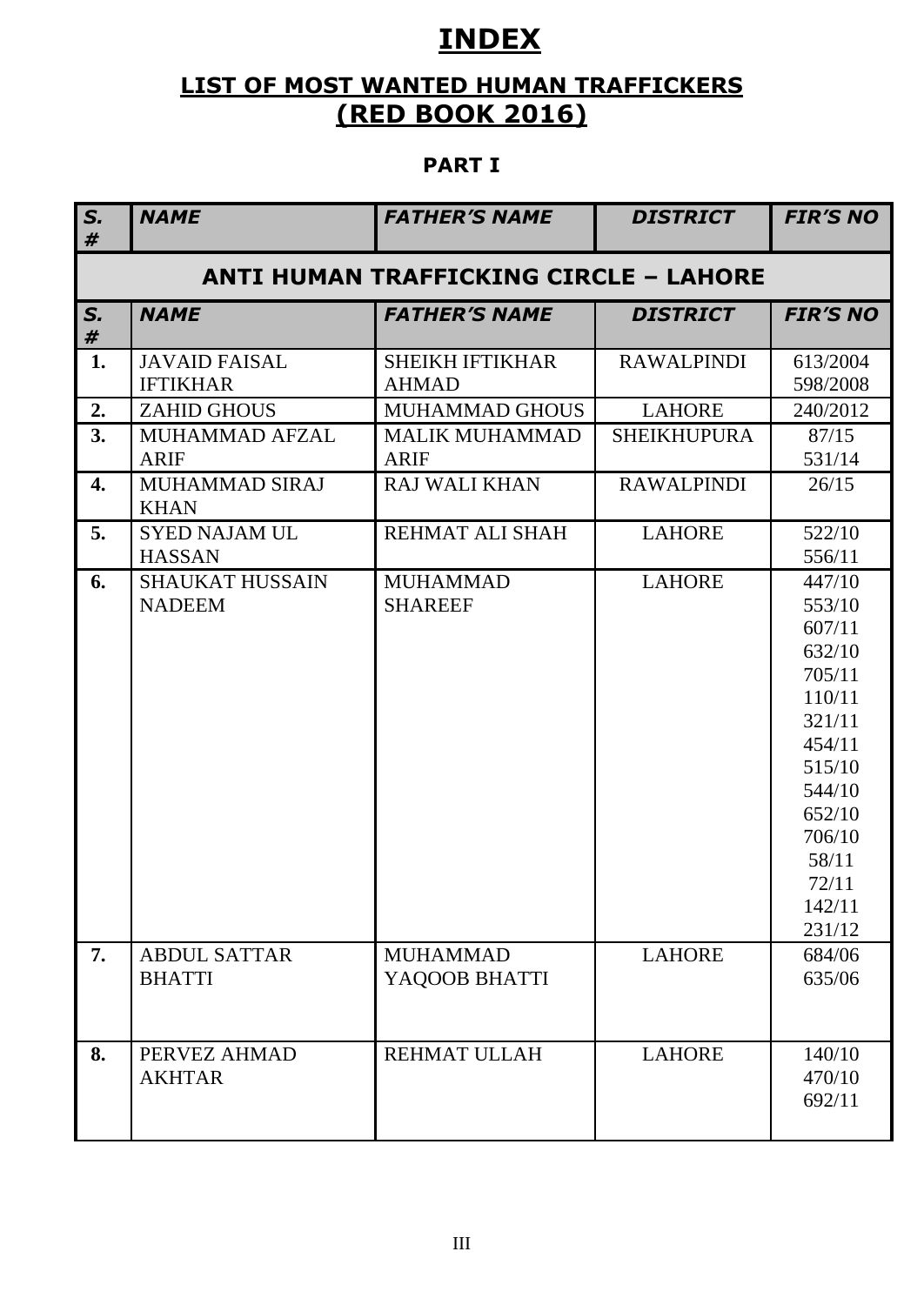# INDEX

## LIST OF MOST WANTED HUMAN TRAFFICKERS (RED BOOK 2016)

### PART I

| S. # | NAME | FATHER'S NAME | DISTRICT | FIR'S NO |
|---|---|---|---|---|
| **ANTI HUMAN TRAFFICKING CIRCLE – LAHORE** | | | | |
| **S. #** | **NAME** | **FATHER'S NAME** | **DISTRICT** | **FIR'S NO** |
| **1.** | JAVAID FAISAL IFTIKHAR | SHEIKH IFTIKHAR AHMAD | RAWALPINDI | 613/2004<br>598/2008 |
| **2.** | ZAHID GHOUS | MUHAMMAD GHOUS | LAHORE | 240/2012 |
| **3.** | MUHAMMAD AFZAL ARIF | MALIK MUHAMMAD ARIF | SHEIKHUPURA | 87/15<br>531/14 |
| **4.** | MUHAMMAD SIRAJ KHAN | RAJ WALI KHAN | RAWALPINDI | 26/15 |
| **5.** | SYED NAJAM UL HASSAN | REHMAT ALI SHAH | LAHORE | 522/10<br>556/11 |
| **6.** | SHAUKAT HUSSAIN NADEEM | MUHAMMAD SHAREEF | LAHORE | 447/10<br>553/10<br>607/11<br>632/10<br>705/11<br>110/11<br>321/11<br>454/11<br>515/10<br>544/10<br>652/10<br>706/10<br>58/11<br>72/11<br>142/11<br>231/12 |
| **7.** | ABDUL SATTAR BHATTI | MUHAMMAD YAQOOB BHATTI | LAHORE | 684/06<br>635/06 |
| **8.** | PERVEZ AHMAD AKHTAR | REHMAT ULLAH | LAHORE | 140/10<br>470/10<br>692/11 |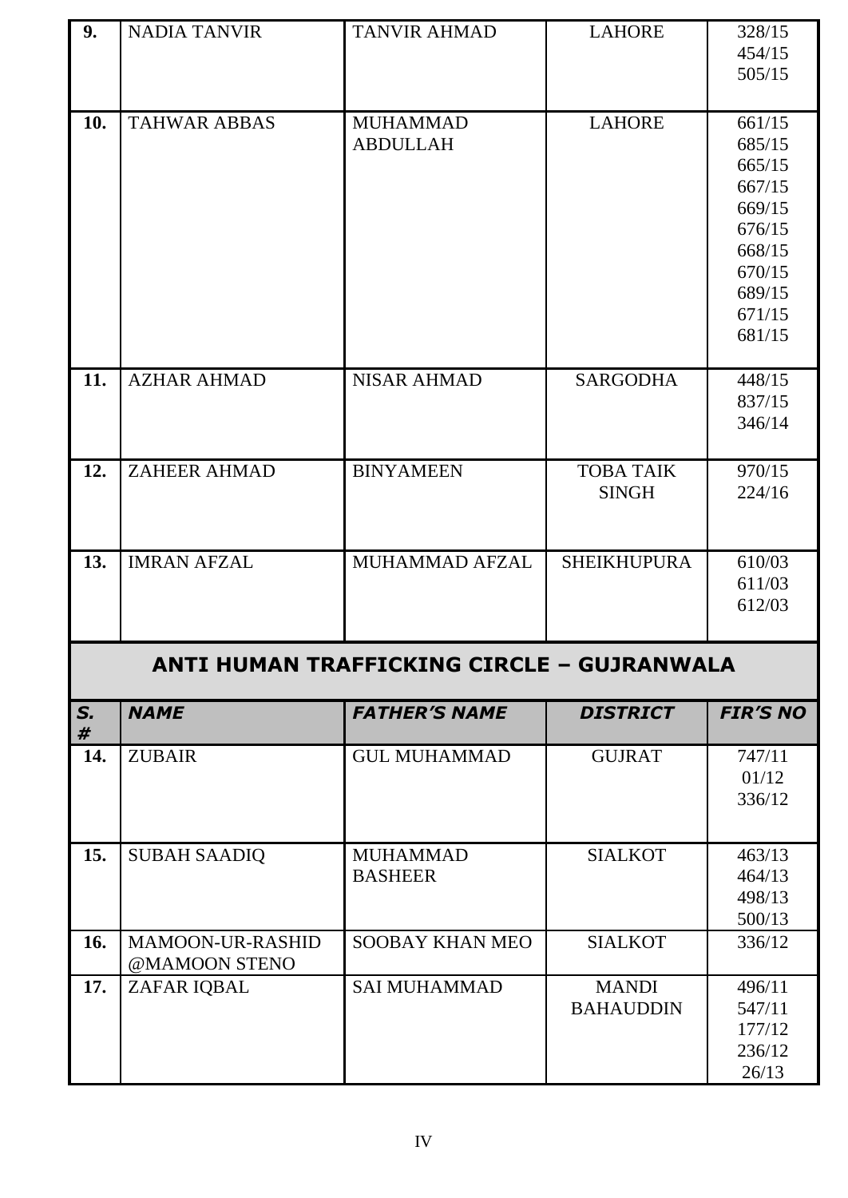| 9. | NADIA TANVIR | TANVIR AHMAD | LAHORE | 328/15<br>454/15<br>505/15 |
|---|---|---|---|---|
| 10. | TAHWAR ABBAS | MUHAMMAD ABDULLAH | LAHORE | 661/15<br>685/15<br>665/15<br>667/15<br>669/15<br>676/15<br>668/15<br>670/15<br>689/15<br>671/15<br>681/15 |
| 11. | AZHAR AHMAD | NISAR AHMAD | SARGODHA | 448/15<br>837/15<br>346/14 |
| 12. | ZAHEER AHMAD | BINYAMEEN | TOBA TAIK SINGH | 970/15<br>224/16 |
| 13. | IMRAN AFZAL | MUHAMMAD AFZAL | SHEIKHUPURA | 610/03<br>611/03<br>612/03 |

## ANTI HUMAN TRAFFICKING CIRCLE – GUJRANWALA

| *S. #* | *NAME* | *FATHER'S NAME* | *DISTRICT* | *FIR'S NO* |
|---|---|---|---|---|
| 14. | ZUBAIR | GUL MUHAMMAD | GUJRAT | 747/11<br>01/12<br>336/12 |
| 15. | SUBAH SAADIQ | MUHAMMAD BASHEER | SIALKOT | 463/13<br>464/13<br>498/13<br>500/13 |
| 16. | MAMOON-UR-RASHID @MAMOON STENO | SOOBAY KHAN MEO | SIALKOT | 336/12 |
| 17. | ZAFAR IQBAL | SAI MUHAMMAD | MANDI BAHAUDDIN | 496/11<br>547/11<br>177/12<br>236/12<br>26/13 |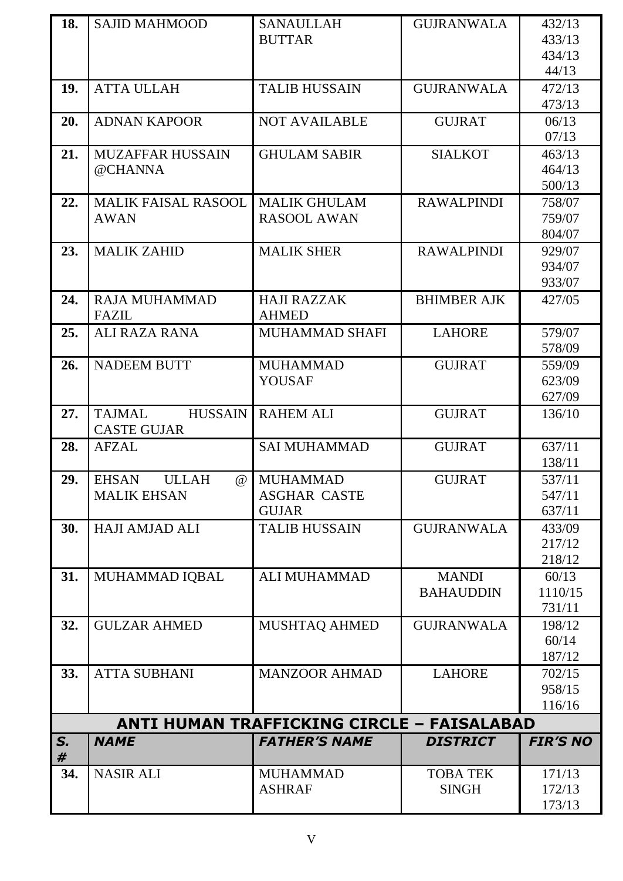| S. # | NAME | FATHER'S NAME | DISTRICT | FIR'S NO |
|---|---|---|---|---|
| 18. | SAJID MAHMOOD | SANAULLAH BUTTAR | GUJRANWALA | 432/13 433/13 434/13 44/13 |
| 19. | ATTA ULLAH | TALIB HUSSAIN | GUJRANWALA | 472/13 473/13 |
| 20. | ADNAN KAPOOR | NOT AVAILABLE | GUJRAT | 06/13 07/13 |
| 21. | MUZAFFAR HUSSAIN @CHANNA | GHULAM SABIR | SIALKOT | 463/13 464/13 500/13 |
| 22. | MALIK FAISAL RASOOL AWAN | MALIK GHULAM RASOOL AWAN | RAWALPINDI | 758/07 759/07 804/07 |
| 23. | MALIK ZAHID | MALIK SHER | RAWALPINDI | 929/07 934/07 933/07 |
| 24. | RAJA MUHAMMAD FAZIL | HAJI RAZZAK AHMED | BHIMBER AJK | 427/05 |
| 25. | ALI RAZA RANA | MUHAMMAD SHAFI | LAHORE | 579/07 578/09 |
| 26. | NADEEM BUTT | MUHAMMAD YOUSAF | GUJRAT | 559/09 623/09 627/09 |
| 27. | TAJMAL HUSSAIN CASTE GUJAR | RAHEM ALI | GUJRAT | 136/10 |
| 28. | AFZAL | SAI MUHAMMAD | GUJRAT | 637/11 138/11 |
| 29. | EHSAN ULLAH @ MALIK EHSAN | MUHAMMAD ASGHAR CASTE GUJAR | GUJRAT | 537/11 547/11 637/11 |
| 30. | HAJI AMJAD ALI | TALIB HUSSAIN | GUJRANWALA | 433/09 217/12 218/12 |
| 31. | MUHAMMAD IQBAL | ALI MUHAMMAD | MANDI BAHAUDDIN | 60/13 1110/15 731/11 |
| 32. | GULZAR AHMED | MUSHTAQ AHMED | GUJRANWALA | 198/12 60/14 187/12 |
| 33. | ATTA SUBHANI | MANZOOR AHMAD | LAHORE | 702/15 958/15 116/16 |

## ANTI HUMAN TRAFFICKING CIRCLE – FAISALABAD

| S. # | NAME | FATHER'S NAME | DISTRICT | FIR'S NO |
|---|---|---|---|---|
| 34. | NASIR ALI | MUHAMMAD ASHRAF | TOBA TEK SINGH | 171/13 172/13 173/13 |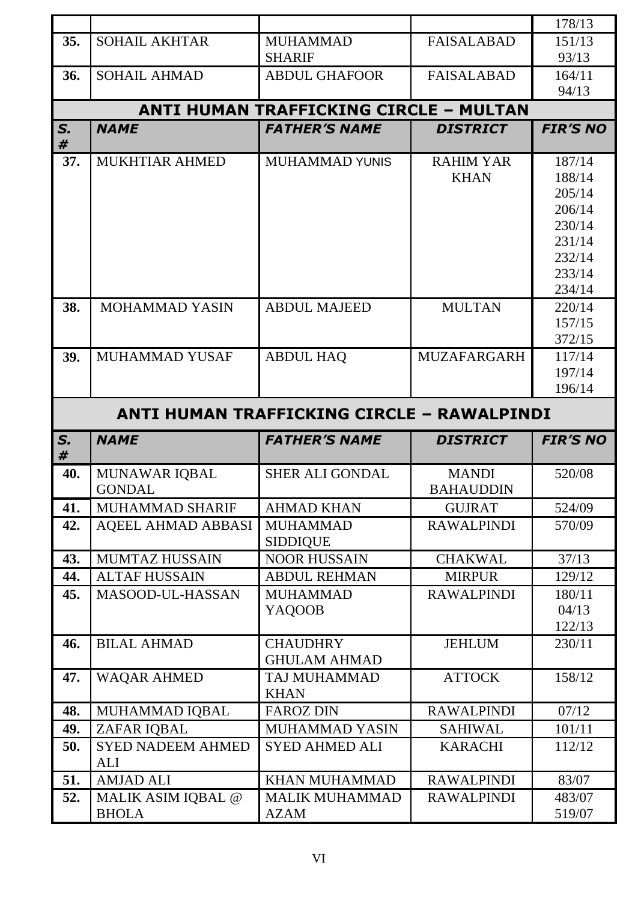| | | | | 178/13 |
|---|---|---|---|---|
| **35.** | SOHAIL AKHTAR | MUHAMMAD SHARIF | FAISALABAD | 151/13<br>93/13 |
| **36.** | SOHAIL AHMAD | ABDUL GHAFOOR | FAISALABAD | 164/11<br>94/13 |

## ANTI HUMAN TRAFFICKING CIRCLE – MULTAN

| *S. #* | *NAME* | *FATHER'S NAME* | *DISTRICT* | *FIR'S NO* |
|---|---|---|---|---|
| **37.** | MUKHTIAR AHMED | MUHAMMAD YUNIS | RAHIM YAR KHAN | 187/14<br>188/14<br>205/14<br>206/14<br>230/14<br>231/14<br>232/14<br>233/14<br>234/14 |
| **38.** | MOHAMMAD YASIN | ABDUL MAJEED | MULTAN | 220/14<br>157/15<br>372/15 |
| **39.** | MUHAMMAD YUSAF | ABDUL HAQ | MUZAFARGARH | 117/14<br>197/14<br>196/14 |

## ANTI HUMAN TRAFFICKING CIRCLE – RAWALPINDI

| *S. #* | *NAME* | *FATHER'S NAME* | *DISTRICT* | *FIR'S NO* |
|---|---|---|---|---|
| **40.** | MUNAWAR IQBAL GONDAL | SHER ALI GONDAL | MANDI BAHAUDDIN | 520/08 |
| **41.** | MUHAMMAD SHARIF | AHMAD KHAN | GUJRAT | 524/09 |
| **42.** | AQEEL AHMAD ABBASI | MUHAMMAD SIDDIQUE | RAWALPINDI | 570/09 |
| **43.** | MUMTAZ HUSSAIN | NOOR HUSSAIN | CHAKWAL | 37/13 |
| **44.** | ALTAF HUSSAIN | ABDUL REHMAN | MIRPUR | 129/12 |
| **45.** | MASOOD-UL-HASSAN | MUHAMMAD YAQOOB | RAWALPINDI | 180/11<br>04/13<br>122/13 |
| **46.** | BILAL AHMAD | CHAUDHRY GHULAM AHMAD | JEHLUM | 230/11 |
| **47.** | WAQAR AHMED | TAJ MUHAMMAD KHAN | ATTOCK | 158/12 |
| **48.** | MUHAMMAD IQBAL | FAROZ DIN | RAWALPINDI | 07/12 |
| **49.** | ZAFAR IQBAL | MUHAMMAD YASIN | SAHIWAL | 101/11 |
| **50.** | SYED NADEEM AHMED ALI | SYED AHMED ALI | KARACHI | 112/12 |
| **51.** | AMJAD ALI | KHAN MUHAMMAD | RAWALPINDI | 83/07 |
| **52.** | MALIK ASIM IQBAL @ BHOLA | MALIK MUHAMMAD AZAM | RAWALPINDI | 483/07<br>519/07 |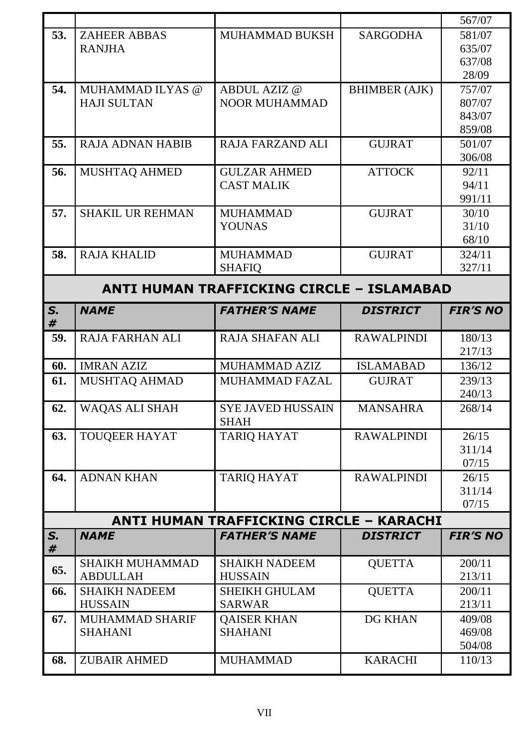| | | | | 567/07 |
|---|---|---|---|---|
| 53. | ZAHEER ABBAS RANJHA | MUHAMMAD BUKSH | SARGODHA | 581/07<br>635/07<br>637/08<br>28/09 |
| 54. | MUHAMMAD ILYAS @ HAJI SULTAN | ABDUL AZIZ @ NOOR MUHAMMAD | BHIMBER (AJK) | 757/07<br>807/07<br>843/07<br>859/08 |
| 55. | RAJA ADNAN HABIB | RAJA FARZAND ALI | GUJRAT | 501/07<br>306/08 |
| 56. | MUSHTAQ AHMED | GULZAR AHMED CAST MALIK | ATTOCK | 92/11<br>94/11<br>991/11 |
| 57. | SHAKIL UR REHMAN | MUHAMMAD YOUNAS | GUJRAT | 30/10<br>31/10<br>68/10 |
| 58. | RAJA KHALID | MUHAMMAD SHAFIQ | GUJRAT | 324/11<br>327/11 |

## ANTI HUMAN TRAFFICKING CIRCLE – ISLAMABAD

| S. # | NAME | FATHER'S NAME | DISTRICT | FIR'S NO |
|---|---|---|---|---|
| 59. | RAJA FARHAN ALI | RAJA SHAFAN ALI | RAWALPINDI | 180/13<br>217/13 |
| 60. | IMRAN AZIZ | MUHAMMAD AZIZ | ISLAMABAD | 136/12 |
| 61. | MUSHTAQ AHMAD | MUHAMMAD FAZAL | GUJRAT | 239/13<br>240/13 |
| 62. | WAQAS ALI SHAH | SYE JAVED HUSSAIN SHAH | MANSAHRA | 268/14 |
| 63. | TOUQEER HAYAT | TARIQ HAYAT | RAWALPINDI | 26/15<br>311/14<br>07/15 |
| 64. | ADNAN KHAN | TARIQ HAYAT | RAWALPINDI | 26/15<br>311/14<br>07/15 |

## ANTI HUMAN TRAFFICKING CIRCLE – KARACHI

| S. # | NAME | FATHER'S NAME | DISTRICT | FIR'S NO |
|---|---|---|---|---|
| 65. | SHAIKH MUHAMMAD ABDULLAH | SHAIKH NADEEM HUSSAIN | QUETTA | 200/11<br>213/11 |
| 66. | SHAIKH NADEEM HUSSAIN | SHEIKH GHULAM SARWAR | QUETTA | 200/11<br>213/11 |
| 67. | MUHAMMAD SHARIF SHAHANI | QAISER KHAN SHAHANI | DG KHAN | 409/08<br>469/08<br>504/08 |
| 68. | ZUBAIR AHMED | MUHAMMAD | KARACHI | 110/13 |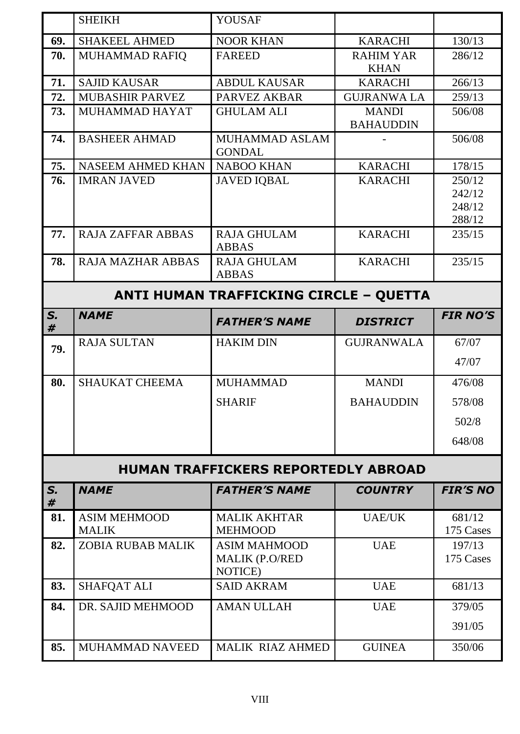|  | SHEIKH | YOUSAF |  |  |
|---|---|---|---|---|
| 69. | SHAKEEL AHMED | NOOR KHAN | KARACHI | 130/13 |
| 70. | MUHAMMAD RAFIQ | FAREED | RAHIM YAR KHAN | 286/12 |
| 71. | SAJID KAUSAR | ABDUL KAUSAR | KARACHI | 266/13 |
| 72. | MUBASHIR PARVEZ | PARVEZ AKBAR | GUJRANWA LA | 259/13 |
| 73. | MUHAMMAD HAYAT | GHULAM ALI | MANDI BAHAUDDIN | 506/08 |
| 74. | BASHEER AHMAD | MUHAMMAD ASLAM GONDAL | - | 506/08 |
| 75. | NASEEM AHMED KHAN | NABOO KHAN | KARACHI | 178/15 |
| 76. | IMRAN JAVED | JAVED IQBAL | KARACHI | 250/12<br>242/12<br>248/12<br>288/12 |
| 77. | RAJA ZAFFAR ABBAS | RAJA GHULAM ABBAS | KARACHI | 235/15 |
| 78. | RAJA MAZHAR ABBAS | RAJA GHULAM ABBAS | KARACHI | 235/15 |

## ANTI HUMAN TRAFFICKING CIRCLE – QUETTA

| *S. #* | *NAME* | *FATHER'S NAME* | *DISTRICT* | *FIR NO'S* |
|---|---|---|---|---|
| 79. | RAJA SULTAN | HAKIM DIN | GUJRANWALA | 67/07<br>47/07 |
| 80. | SHAUKAT CHEEMA | MUHAMMAD SHARIF | MANDI BAHAUDDIN | 476/08<br>578/08<br>502/8<br>648/08 |

## HUMAN TRAFFICKERS REPORTEDLY ABROAD

| *S. #* | *NAME* | *FATHER'S NAME* | *COUNTRY* | *FIR'S NO* |
|---|---|---|---|---|
| 81. | ASIM MEHMOOD MALIK | MALIK AKHTAR MEHMOOD | UAE/UK | 681/12<br>175 Cases |
| 82. | ZOBIA RUBAB MALIK | ASIM MAHMOOD MALIK (P.O/RED NOTICE) | UAE | 197/13<br>175 Cases |
| 83. | SHAFQAT ALI | SAID AKRAM | UAE | 681/13 |
| 84. | DR. SAJID MEHMOOD | AMAN ULLAH | UAE | 379/05<br>391/05 |
| 85. | MUHAMMAD NAVEED | MALIK RIAZ AHMED | GUINEA | 350/06 |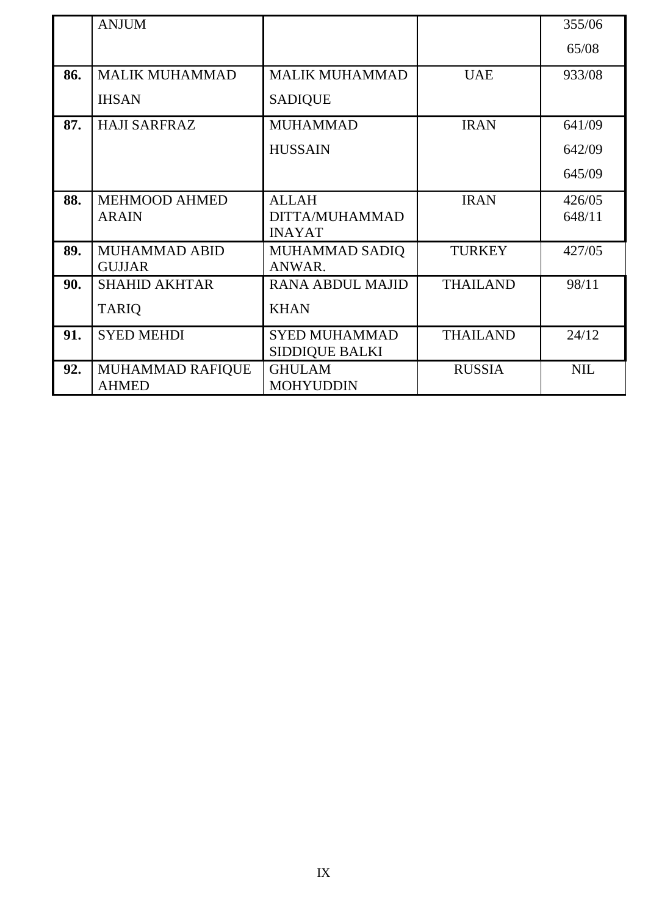| | ANJUM | | | 355/06<br>65/08 |
|---|---|---|---|---|
| **86.** | MALIK MUHAMMAD IHSAN | MALIK MUHAMMAD SADIQUE | UAE | 933/08 |
| **87.** | HAJI SARFRAZ | MUHAMMAD HUSSAIN | IRAN | 641/09<br>642/09<br>645/09 |
| **88.** | MEHMOOD AHMED ARAIN | ALLAH DITTA/MUHAMMAD INAYAT | IRAN | 426/05<br>648/11 |
| **89.** | MUHAMMAD ABID GUJJAR | MUHAMMAD SADIQ ANWAR. | TURKEY | 427/05 |
| **90.** | SHAHID AKHTAR TARIQ | RANA ABDUL MAJID KHAN | THAILAND | 98/11 |
| **91.** | SYED MEHDI | SYED MUHAMMAD SIDDIQUE BALKI | THAILAND | 24/12 |
| **92.** | MUHAMMAD RAFIQUE AHMED | GHULAM MOHYUDDIN | RUSSIA | NIL |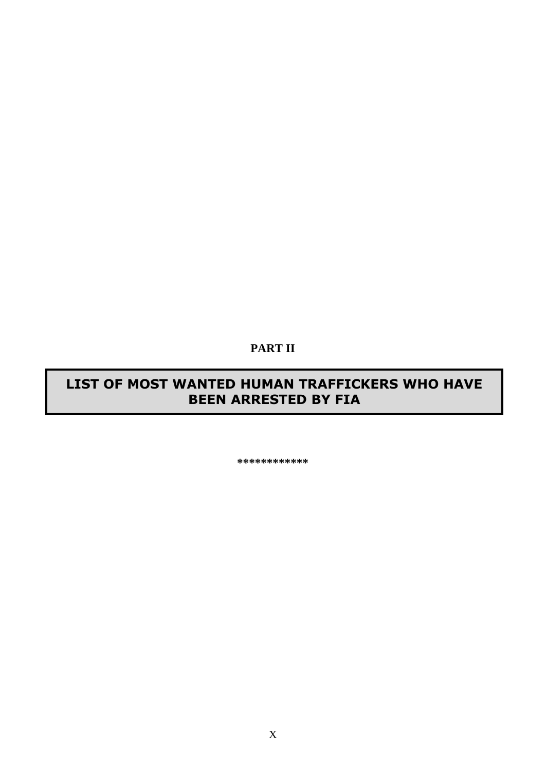**PART II**

# LIST OF MOST WANTED HUMAN TRAFFICKERS WHO HAVE BEEN ARRESTED BY FIA

************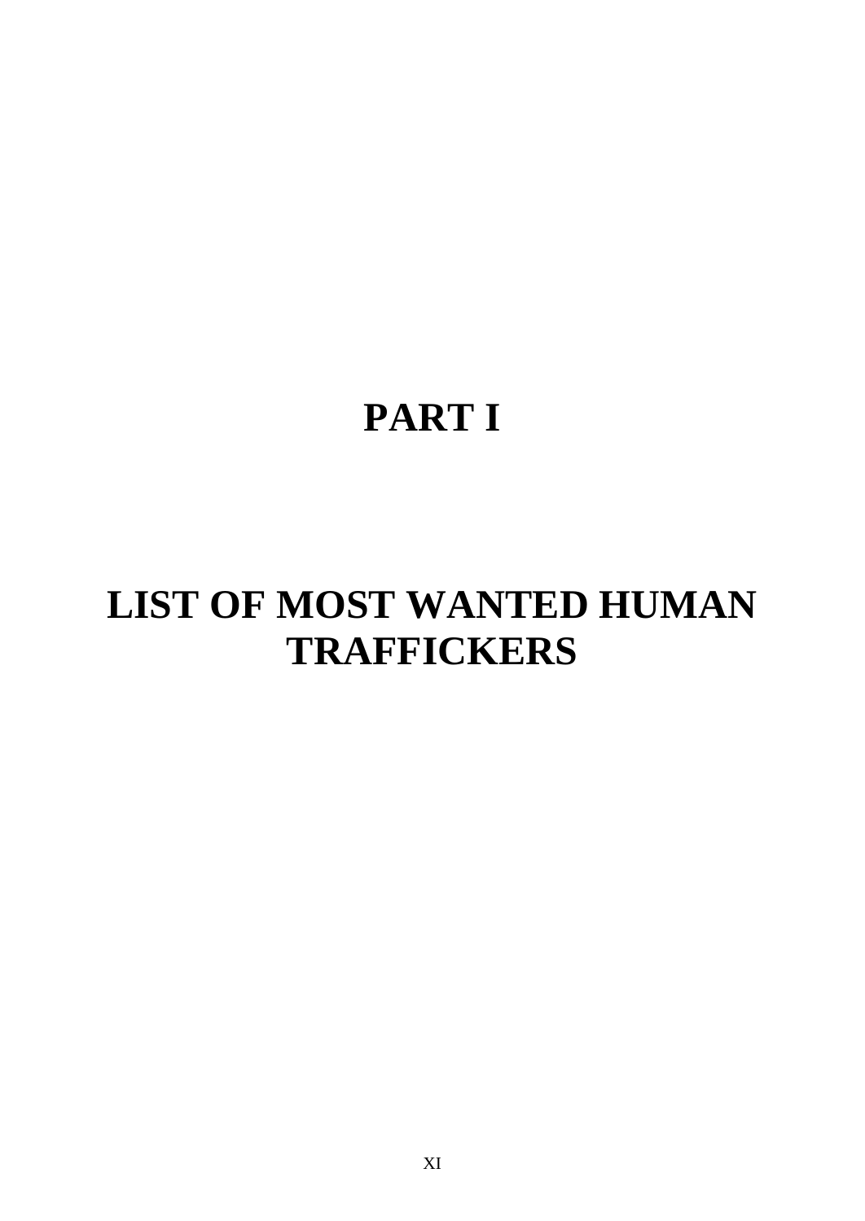# PART I

# LIST OF MOST WANTED HUMAN TRAFFICKERS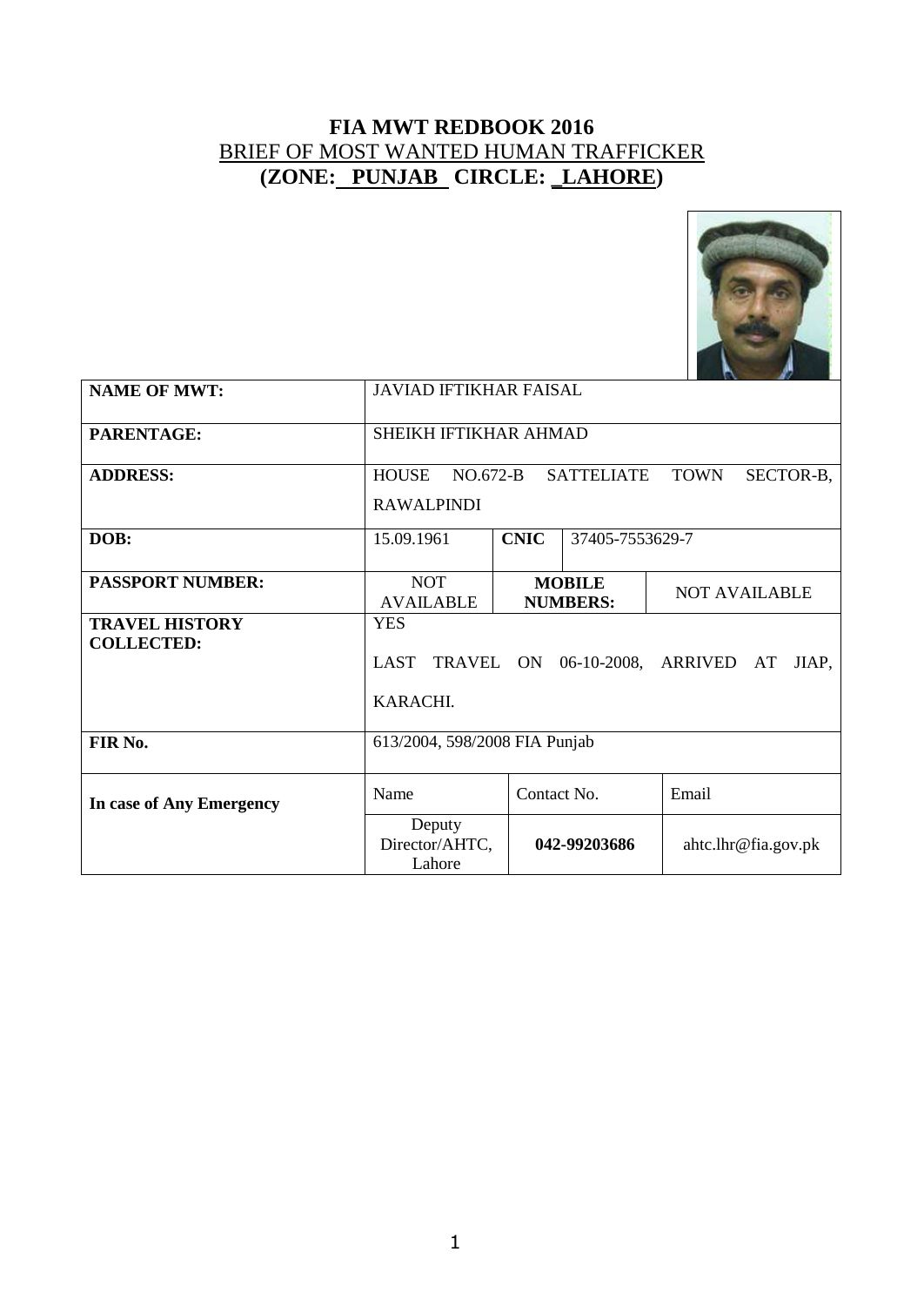# FIA MWT REDBOOK 2016

## BRIEF OF MOST WANTED HUMAN TRAFFICKER

## (ZONE: PUNJAB CIRCLE: LAHORE)

| | | | |
|---|---|---|---|
| **NAME OF MWT:** | JAVIAD IFTIKHAR FAISAL | | |
| **PARENTAGE:** | SHEIKH IFTIKHAR AHMAD | | |
| **ADDRESS:** | HOUSE NO.672-B SATTELIATE TOWN SECTOR-B, RAWALPINDI | | |
| **DOB:** | 15.09.1961 | **CNIC** | 37405-7553629-7 |
| **PASSPORT NUMBER:** | NOT AVAILABLE | **MOBILE NUMBERS:** | NOT AVAILABLE |
| **TRAVEL HISTORY COLLECTED:** | YES<br>LAST TRAVEL ON 06-10-2008, ARRIVED AT JIAP, KARACHI. | | |
| **FIR No.** | 613/2004, 598/2008 FIA Punjab | | |
| **In case of Any Emergency** | Name | Contact No. | Email |
| | Deputy Director/AHTC, Lahore | **042-99203686** | ahtc.lhr@fia.gov.pk |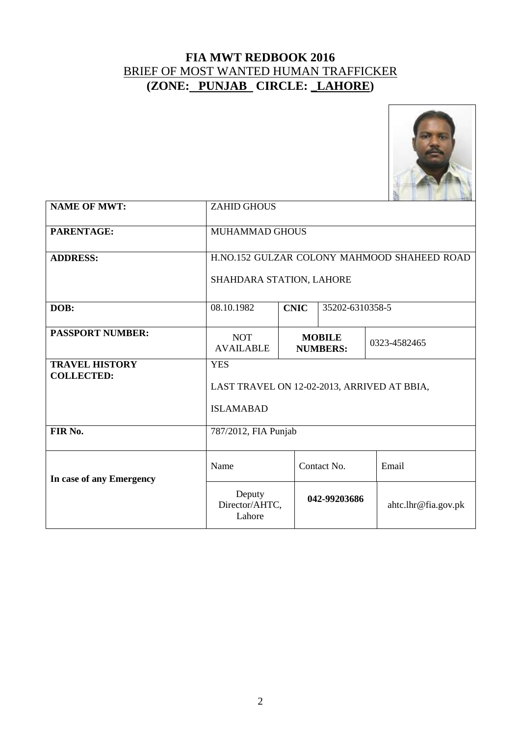# FIA MWT REDBOOK 2016

## BRIEF OF MOST WANTED HUMAN TRAFFICKER

## (ZONE: PUNJAB CIRCLE: LAHORE)

| | | | | |
|---|---|---|---|---|
| **NAME OF MWT:** | ZAHID GHOUS | | | |
| **PARENTAGE:** | MUHAMMAD GHOUS | | | |
| **ADDRESS:** | H.NO.152 GULZAR COLONY MAHMOOD SHAHEED ROAD SHAHDARA STATION, LAHORE | | | |
| **DOB:** | 08.10.1982 | **CNIC** | 35202-6310358-5 | |
| **PASSPORT NUMBER:** | NOT AVAILABLE | **MOBILE NUMBERS:** | 0323-4582465 | |
| **TRAVEL HISTORY COLLECTED:** | YES<br>LAST TRAVEL ON 12-02-2013, ARRIVED AT BBIA, ISLAMABAD | | | |
| **FIR No.** | 787/2012, FIA Punjab | | | |
| **In case of any Emergency** | Name | Contact No. | Email | |
| | Deputy Director/AHTC, Lahore | **042-99203686** | ahtc.lhr@fia.gov.pk | |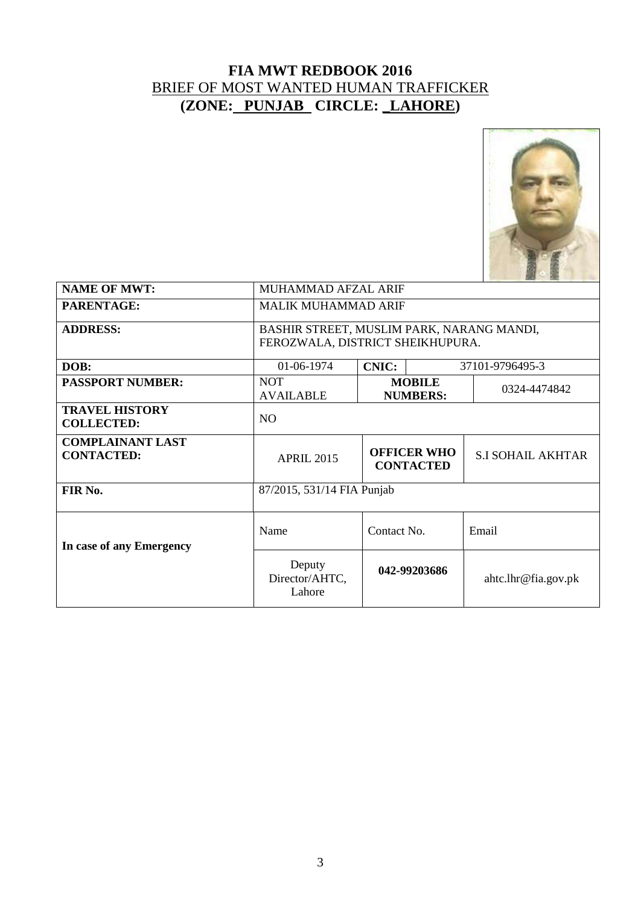# FIA MWT REDBOOK 2016

## BRIEF OF MOST WANTED HUMAN TRAFFICKER

## (ZONE: PUNJAB CIRCLE: LAHORE)

| | | | | |
|---|---|---|---|---|
| **NAME OF MWT:** | MUHAMMAD AFZAL ARIF | | | |
| **PARENTAGE:** | MALIK MUHAMMAD ARIF | | | |
| **ADDRESS:** | BASHIR STREET, MUSLIM PARK, NARANG MANDI, FEROZWALA, DISTRICT SHEIKHUPURA. | | | |
| **DOB:** | 01-06-1974 | **CNIC:** | 37101-9796495-3 | |
| **PASSPORT NUMBER:** | NOT AVAILABLE | **MOBILE NUMBERS:** | 0324-4474842 | |
| **TRAVEL HISTORY COLLECTED:** | NO | | | |
| **COMPLAINANT LAST CONTACTED:** | APRIL 2015 | **OFFICER WHO CONTACTED** | S.I SOHAIL AKHTAR | |
| **FIR No.** | 87/2015, 531/14 FIA Punjab | | | |
| **In case of any Emergency** | Name | Contact No. | Email | |
| | Deputy Director/AHTC, Lahore | **042-99203686** | ahtc.lhr@fia.gov.pk | |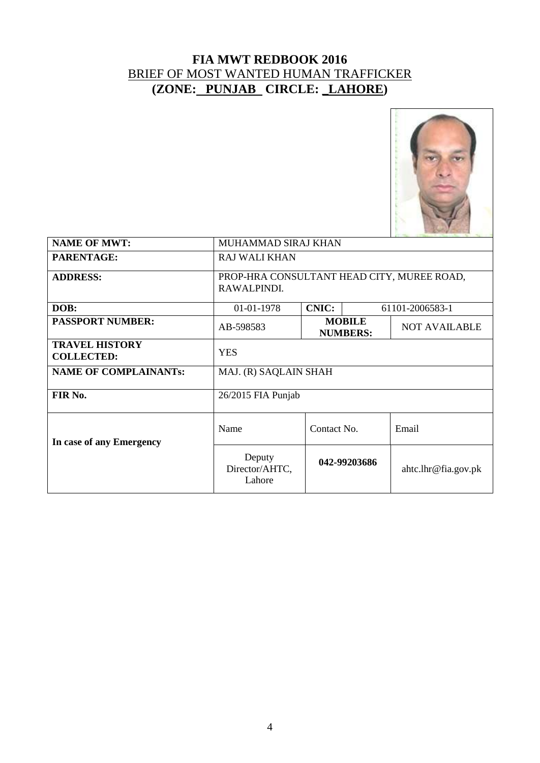# FIA MWT REDBOOK 2016

## BRIEF OF MOST WANTED HUMAN TRAFFICKER

## (ZONE: PUNJAB CIRCLE: LAHORE)

| | | | | |
|---|---|---|---|---|
| **NAME OF MWT:** | MUHAMMAD SIRAJ KHAN | | | |
| **PARENTAGE:** | RAJ WALI KHAN | | | |
| **ADDRESS:** | PROP-HRA CONSULTANT HEAD CITY, MUREE ROAD, RAWALPINDI. | | | |
| **DOB:** | 01-01-1978 | **CNIC:** | 61101-2006583-1 | |
| **PASSPORT NUMBER:** | AB-598583 | **MOBILE NUMBERS:** | NOT AVAILABLE | |
| **TRAVEL HISTORY COLLECTED:** | YES | | | |
| **NAME OF COMPLAINANTs:** | MAJ. (R) SAQLAIN SHAH | | | |
| **FIR No.** | 26/2015 FIA Punjab | | | |
| **In case of any Emergency** | Name | Contact No. | Email | |
| | Deputy Director/AHTC, Lahore | **042-99203686** | ahtc.lhr@fia.gov.pk | |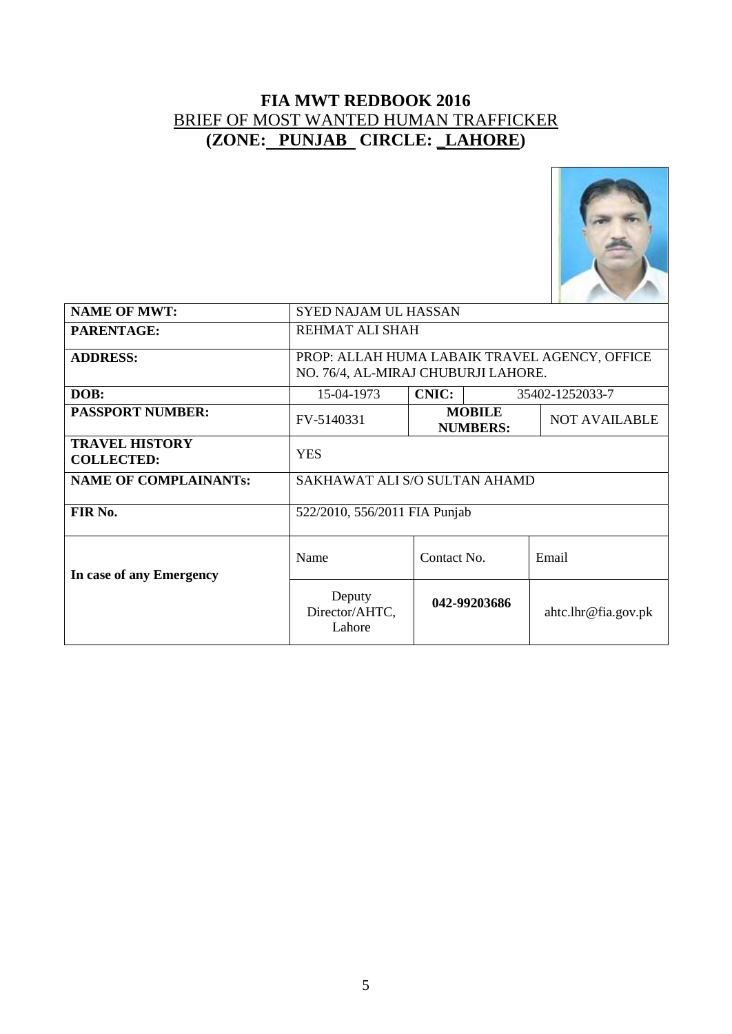# FIA MWT REDBOOK 2016

## BRIEF OF MOST WANTED HUMAN TRAFFICKER

## (ZONE: PUNJAB CIRCLE: LAHORE)

| | | | | |
|---|---|---|---|---|
| **NAME OF MWT:** | SYED NAJAM UL HASSAN | | | |
| **PARENTAGE:** | REHMAT ALI SHAH | | | |
| **ADDRESS:** | PROP: ALLAH HUMA LABAIK TRAVEL AGENCY, OFFICE NO. 76/4, AL-MIRAJ CHUBURJI LAHORE. | | | |
| **DOB:** | 15-04-1973 | **CNIC:** | 35402-1252033-7 | |
| **PASSPORT NUMBER:** | FV-5140331 | **MOBILE NUMBERS:** | | NOT AVAILABLE |
| **TRAVEL HISTORY COLLECTED:** | YES | | | |
| **NAME OF COMPLAINANTs:** | SAKHAWAT ALI S/O SULTAN AHAMD | | | |
| **FIR No.** | 522/2010, 556/2011 FIA Punjab | | | |
| **In case of any Emergency** | Name | Contact No. | | Email |
| | Deputy Director/AHTC, Lahore | **042-99203686** | | ahtc.lhr@fia.gov.pk |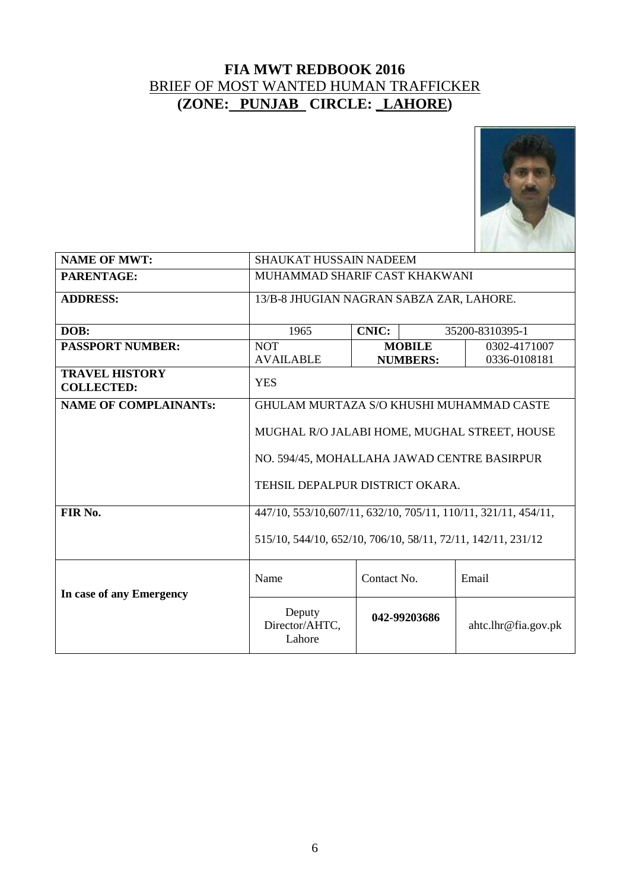# FIA MWT REDBOOK 2016

## BRIEF OF MOST WANTED HUMAN TRAFFICKER

## (ZONE: PUNJAB CIRCLE: LAHORE)

| **NAME OF MWT:** | SHAUKAT HUSSAIN NADEEM | | | | |
|---|---|---|---|---|---|
| **PARENTAGE:** | MUHAMMAD SHARIF CAST KHAKWANI | | | | |
| **ADDRESS:** | 13/B-8 JHUGIAN NAGRAN SABZA ZAR, LAHORE. | | | | |
| **DOB:** | 1965 | **CNIC:** | | 35200-8310395-1 | |
| **PASSPORT NUMBER:** | NOT AVAILABLE | **MOBILE NUMBERS:** | | 0302-4171007<br>0336-0108181 | |
| **TRAVEL HISTORY COLLECTED:** | YES | | | | |
| **NAME OF COMPLAINANTs:** | GHULAM MURTAZA S/O KHUSHI MUHAMMAD CASTE MUGHAL R/O JALABI HOME, MUGHAL STREET, HOUSE NO. 594/45, MOHALLAHA JAWAD CENTRE BASIRPUR TEHSIL DEPALPUR DISTRICT OKARA. | | | | |
| **FIR No.** | 447/10, 553/10,607/11, 632/10, 705/11, 110/11, 321/11, 454/11, 515/10, 544/10, 652/10, 706/10, 58/11, 72/11, 142/11, 231/12 | | | | |
| **In case of any Emergency** | Name | Contact No. | | Email | |
| | Deputy Director/AHTC, Lahore | **042-99203686** | | ahtc.lhr@fia.gov.pk | |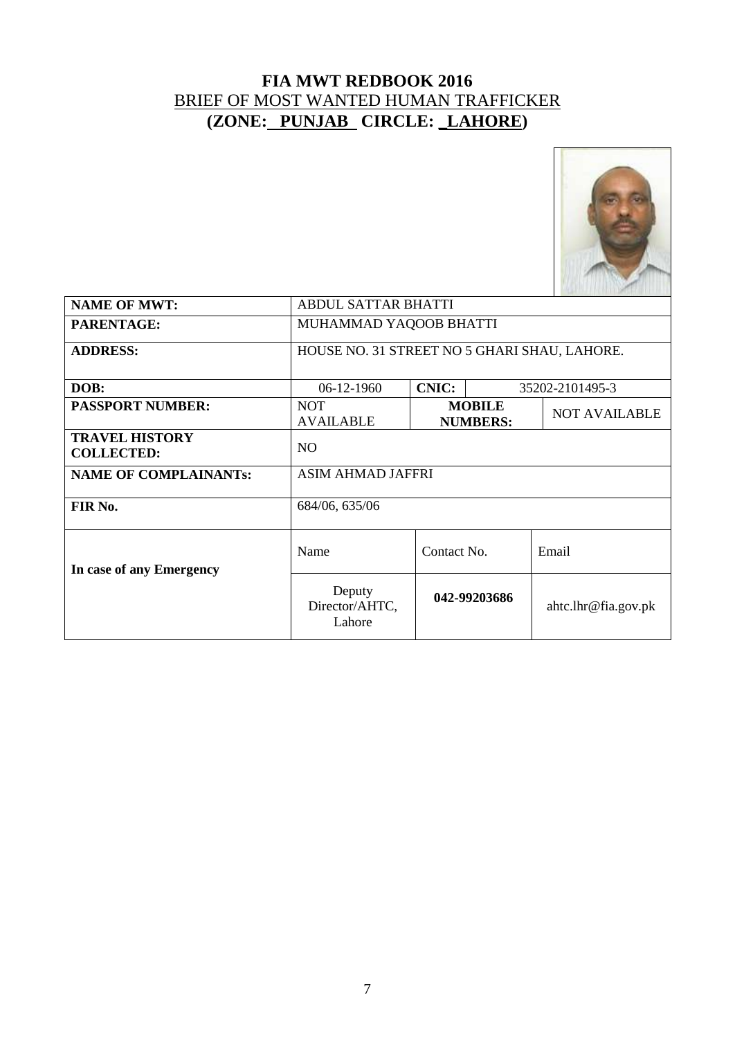# FIA MWT REDBOOK 2016

## BRIEF OF MOST WANTED HUMAN TRAFFICKER

## (ZONE: PUNJAB CIRCLE: LAHORE)

| | | | | |
|---|---|---|---|---|
| **NAME OF MWT:** | ABDUL SATTAR BHATTI | | | |
| **PARENTAGE:** | MUHAMMAD YAQOOB BHATTI | | | |
| **ADDRESS:** | HOUSE NO. 31 STREET NO 5 GHARI SHAU, LAHORE. | | | |
| **DOB:** | 06-12-1960 | **CNIC:** | 35202-2101495-3 | |
| **PASSPORT NUMBER:** | NOT AVAILABLE | **MOBILE NUMBERS:** | | NOT AVAILABLE |
| **TRAVEL HISTORY COLLECTED:** | NO | | | |
| **NAME OF COMPLAINANTs:** | ASIM AHMAD JAFFRI | | | |
| **FIR No.** | 684/06, 635/06 | | | |
| **In case of any Emergency** | Name | Contact No. | | Email |
| | Deputy Director/AHTC, Lahore | **042-99203686** | | ahtc.lhr@fia.gov.pk |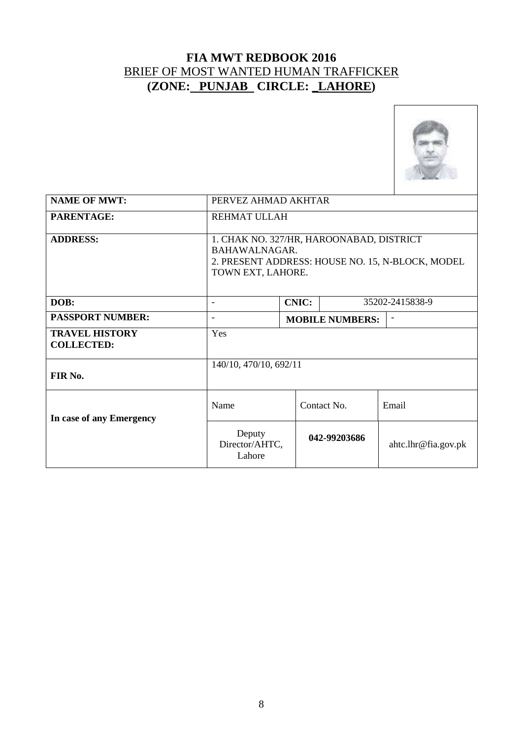# FIA MWT REDBOOK 2016

## BRIEF OF MOST WANTED HUMAN TRAFFICKER

## (ZONE: PUNJAB CIRCLE: LAHORE)

| | | | | |
|---|---|---|---|---|
| **NAME OF MWT:** | PERVEZ AHMAD AKHTAR | | | |
| **PARENTAGE:** | REHMAT ULLAH | | | |
| **ADDRESS:** | 1. CHAK NO. 327/HR, HAROONABAD, DISTRICT BAHAWALNAGAR.<br>2. PRESENT ADDRESS: HOUSE NO. 15, N-BLOCK, MODEL TOWN EXT, LAHORE. | | | |
| **DOB:** | - | **CNIC:** | 35202-2415838-9 | |
| **PASSPORT NUMBER:** | - | **MOBILE NUMBERS:** | - | |
| **TRAVEL HISTORY COLLECTED:** | Yes | | | |
| **FIR No.** | 140/10, 470/10, 692/11 | | | |
| **In case of any Emergency** | Name | Contact No. | Email | |
| | Deputy Director/AHTC, Lahore | **042-99203686** | ahtc.lhr@fia.gov.pk | |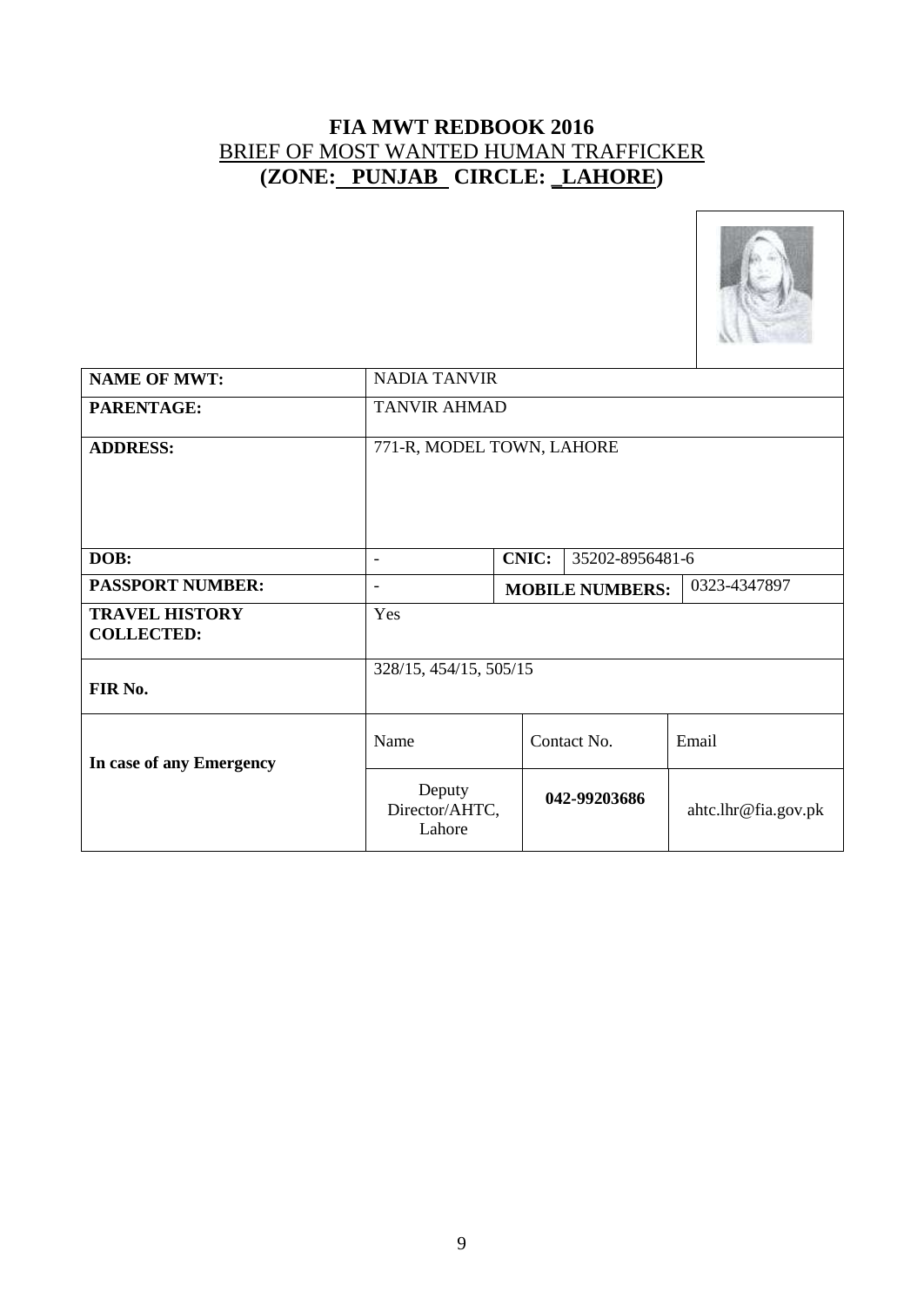# FIA MWT REDBOOK 2016

## BRIEF OF MOST WANTED HUMAN TRAFFICKER

## (ZONE: PUNJAB CIRCLE: LAHORE)

| | | | | |
|---|---|---|---|---|
| **NAME OF MWT:** | NADIA TANVIR | | | |
| **PARENTAGE:** | TANVIR AHMAD | | | |
| **ADDRESS:** | 771-R, MODEL TOWN, LAHORE | | | |
| **DOB:** | - | **CNIC:** | 35202-8956481-6 | |
| **PASSPORT NUMBER:** | - | **MOBILE NUMBERS:** | | 0323-4347897 |
| **TRAVEL HISTORY COLLECTED:** | Yes | | | |
| **FIR No.** | 328/15, 454/15, 505/15 | | | |
| **In case of any Emergency** | Name | Contact No. | | Email |
| | Deputy Director/AHTC, Lahore | **042-99203686** | | ahtc.lhr@fia.gov.pk |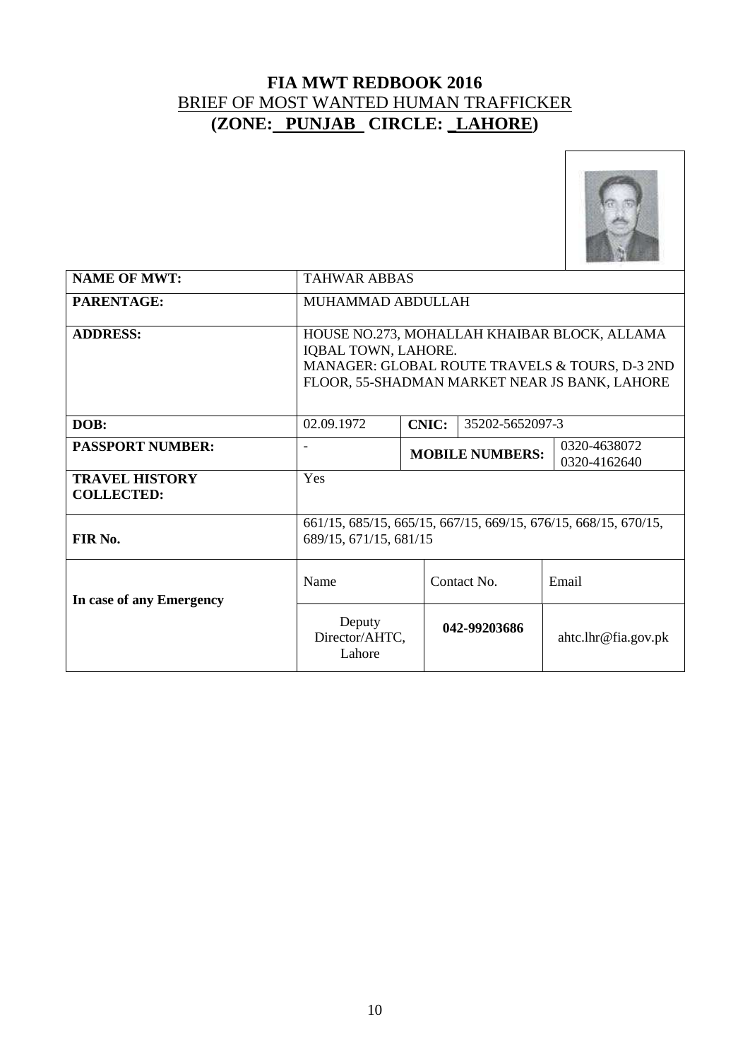# FIA MWT REDBOOK 2016

## BRIEF OF MOST WANTED HUMAN TRAFFICKER

## (ZONE: PUNJAB CIRCLE: LAHORE)

| | | | | | |
|---|---|---|---|---|---|
| **NAME OF MWT:** | TAHWAR ABBAS | | | | |
| **PARENTAGE:** | MUHAMMAD ABDULLAH | | | | |
| **ADDRESS:** | HOUSE NO.273, MOHALLAH KHAIBAR BLOCK, ALLAMA IQBAL TOWN, LAHORE. MANAGER: GLOBAL ROUTE TRAVELS & TOURS, D-3 2ND FLOOR, 55-SHADMAN MARKET NEAR JS BANK, LAHORE | | | | |
| **DOB:** | 02.09.1972 | **CNIC:** | 35202-5652097-3 | | |
| **PASSPORT NUMBER:** | - | **MOBILE NUMBERS:** | | 0320-4638072 0320-4162640 | |
| **TRAVEL HISTORY COLLECTED:** | Yes | | | | |
| **FIR No.** | 661/15, 685/15, 665/15, 667/15, 669/15, 676/15, 668/15, 670/15, 689/15, 671/15, 681/15 | | | | |
| **In case of any Emergency** | Name | Contact No. | | Email | |
| | Deputy Director/AHTC, Lahore | **042-99203686** | | ahtc.lhr@fia.gov.pk | |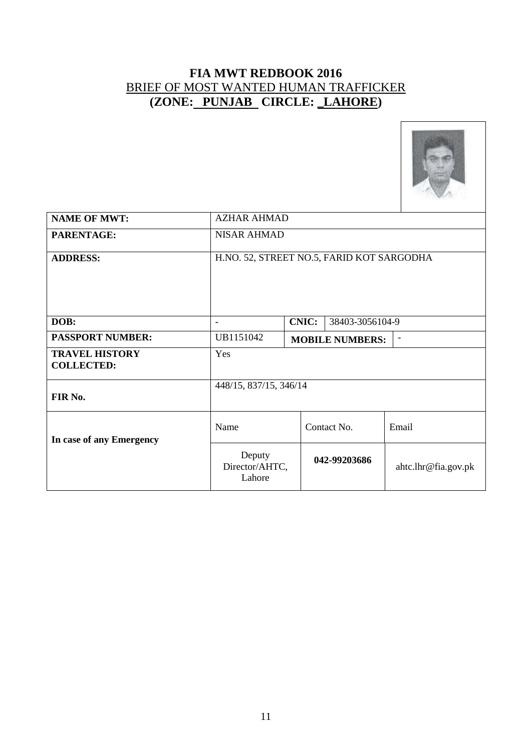# FIA MWT REDBOOK 2016

BRIEF OF MOST WANTED HUMAN TRAFFICKER

**(ZONE: PUNJAB CIRCLE: LAHORE)**

| | | | | |
|---|---|---|---|---|
| **NAME OF MWT:** | AZHAR AHMAD | | | |
| **PARENTAGE:** | NISAR AHMAD | | | |
| **ADDRESS:** | H.NO. 52, STREET NO.5, FARID KOT SARGODHA | | | |
| **DOB:** | - | **CNIC:** | 38403-3056104-9 | |
| **PASSPORT NUMBER:** | UB1151042 | **MOBILE NUMBERS:** | - | |
| **TRAVEL HISTORY COLLECTED:** | Yes | | | |
| **FIR No.** | 448/15, 837/15, 346/14 | | | |
| **In case of any Emergency** | Name | Contact No. | Email | |
| | Deputy Director/AHTC, Lahore | **042-99203686** | ahtc.lhr@fia.gov.pk | |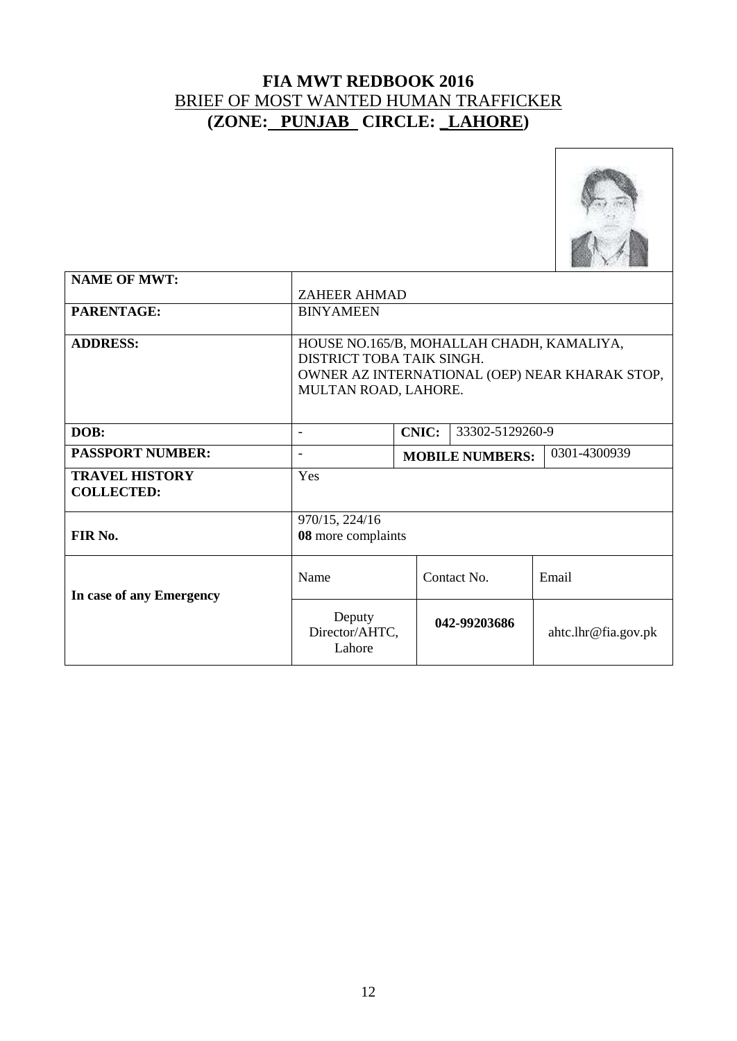# FIA MWT REDBOOK 2016

## BRIEF OF MOST WANTED HUMAN TRAFFICKER

## (ZONE: PUNJAB CIRCLE: LAHORE)

| | | | | |
|---|---|---|---|---|
| **NAME OF MWT:** | ZAHEER AHMAD | | | |
| **PARENTAGE:** | BINYAMEEN | | | |
| **ADDRESS:** | HOUSE NO.165/B, MOHALLAH CHADH, KAMALIYA, DISTRICT TOBA TAIK SINGH. OWNER AZ INTERNATIONAL (OEP) NEAR KHARAK STOP, MULTAN ROAD, LAHORE. | | | |
| **DOB:** | - | **CNIC:** | 33302-5129260-9 | |
| **PASSPORT NUMBER:** | - | **MOBILE NUMBERS:** | | 0301-4300939 |
| **TRAVEL HISTORY COLLECTED:** | Yes | | | |
| **FIR No.** | 970/15, 224/16 **08** more complaints | | | |
| **In case of any Emergency** | Name | Contact No. | | Email |
| | Deputy Director/AHTC, Lahore | **042-99203686** | | ahtc.lhr@fia.gov.pk |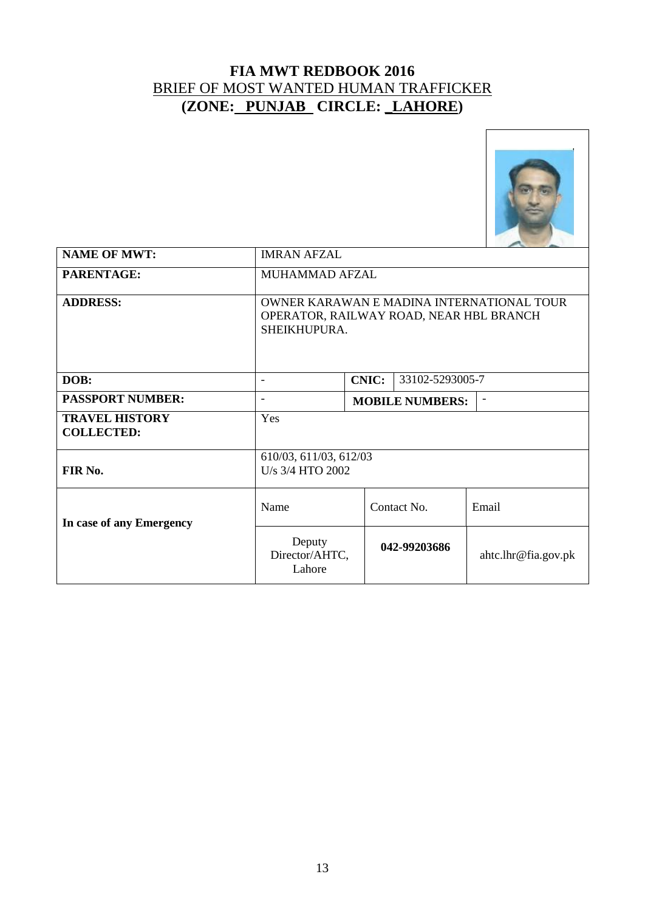# FIA MWT REDBOOK 2016

## BRIEF OF MOST WANTED HUMAN TRAFFICKER

## (ZONE: PUNJAB CIRCLE: LAHORE)

| | | | | |
|---|---|---|---|---|
| **NAME OF MWT:** | IMRAN AFZAL | | | |
| **PARENTAGE:** | MUHAMMAD AFZAL | | | |
| **ADDRESS:** | OWNER KARAWAN E MADINA INTERNATIONAL TOUR OPERATOR, RAILWAY ROAD, NEAR HBL BRANCH SHEIKHUPURA. | | | |
| **DOB:** | - | **CNIC:** | 33102-5293005-7 | |
| **PASSPORT NUMBER:** | - | **MOBILE NUMBERS:** | - | |
| **TRAVEL HISTORY COLLECTED:** | Yes | | | |
| **FIR No.** | 610/03, 611/03, 612/03 U/s 3/4 HTO 2002 | | | |
| **In case of any Emergency** | Name | Contact No. | Email | |
| | Deputy Director/AHTC, Lahore | **042-99203686** | ahtc.lhr@fia.gov.pk | |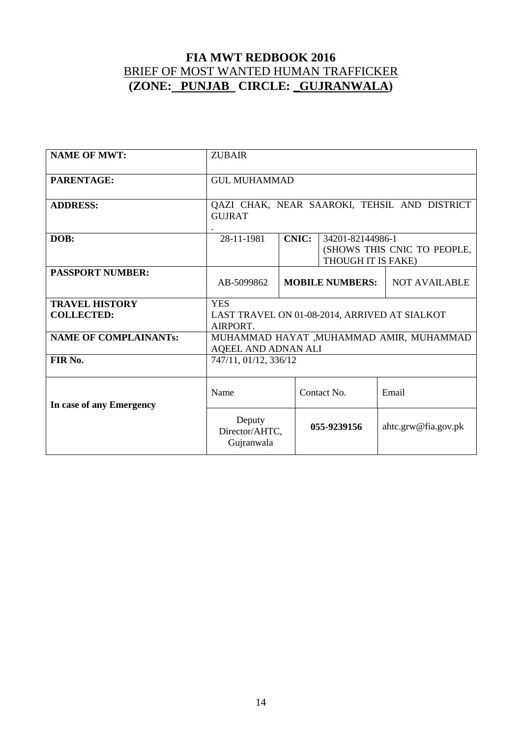# FIA MWT REDBOOK 2016

## BRIEF OF MOST WANTED HUMAN TRAFFICKER

## (ZONE: PUNJAB CIRCLE: GUJRANWALA)

| | | | | |
|---|---|---|---|---|
| **NAME OF MWT:** | ZUBAIR | | | |
| **PARENTAGE:** | GUL MUHAMMAD | | | |
| **ADDRESS:** | QAZI CHAK, NEAR SAAROKI, TEHSIL AND DISTRICT GUJRAT . | | | |
| **DOB:** | 28-11-1981 | **CNIC:** | 34201-82144986-1 (SHOWS THIS CNIC TO PEOPLE, THOUGH IT IS FAKE) | |
| **PASSPORT NUMBER:** | AB-5099862 | **MOBILE NUMBERS:** | | NOT AVAILABLE |
| **TRAVEL HISTORY COLLECTED:** | YES LAST TRAVEL ON 01-08-2014, ARRIVED AT SIALKOT AIRPORT. | | | |
| **NAME OF COMPLAINANTs:** | MUHAMMAD HAYAT ,MUHAMMAD AMIR, MUHAMMAD AQEEL AND ADNAN ALI | | | |
| **FIR No.** | 747/11, 01/12, 336/12 | | | |
| **In case of any Emergency** | Name | Contact No. | | Email |
| | Deputy Director/AHTC, Gujranwala | **055-9239156** | | ahtc.grw@fia.gov.pk |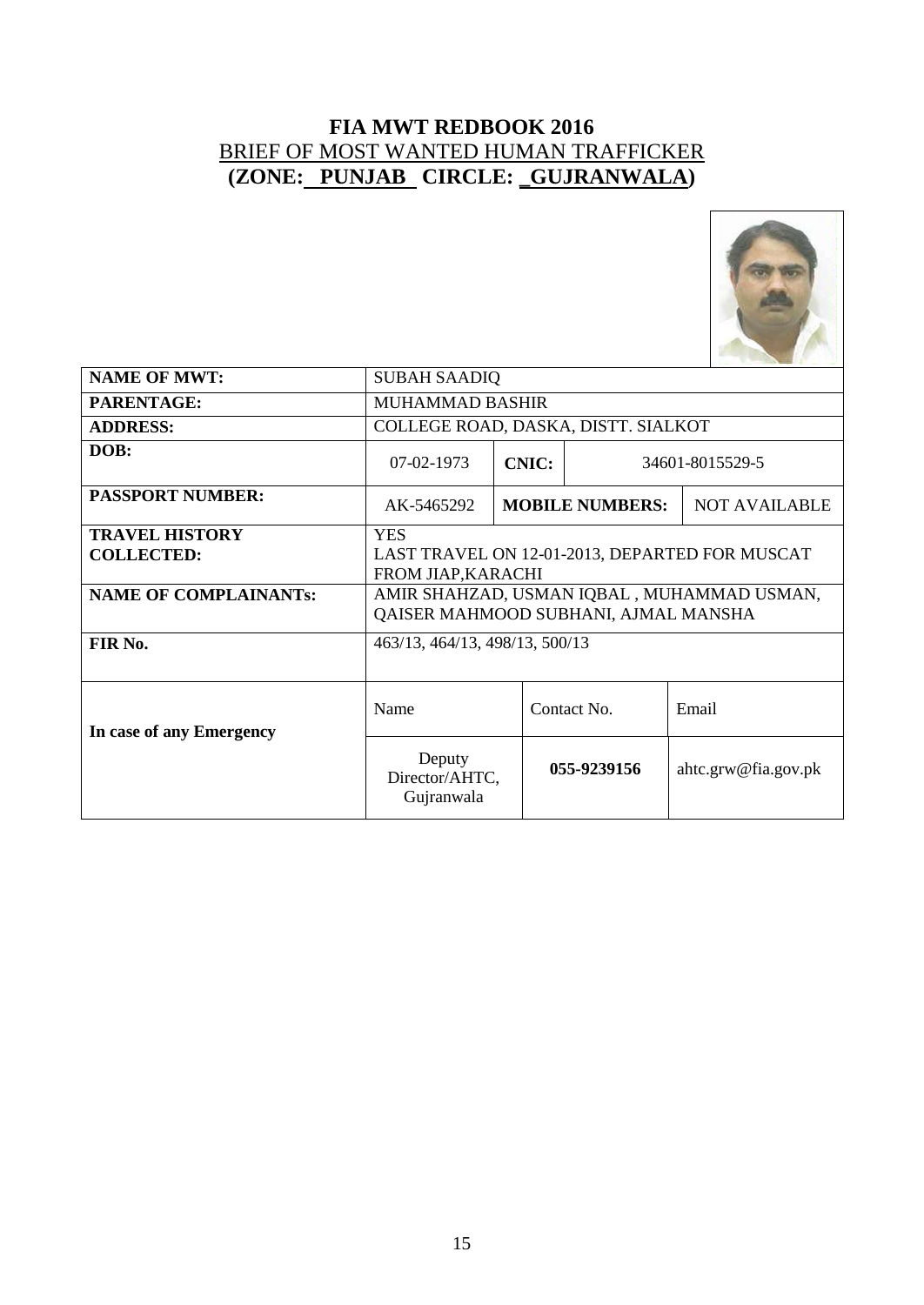# FIA MWT REDBOOK 2016

## BRIEF OF MOST WANTED HUMAN TRAFFICKER

## (ZONE: PUNJAB CIRCLE: _GUJRANWALA)

| | | | | |
|---|---|---|---|---|
| **NAME OF MWT:** | SUBAH SAADIQ | | | |
| **PARENTAGE:** | MUHAMMAD BASHIR | | | |
| **ADDRESS:** | COLLEGE ROAD, DASKA, DISTT. SIALKOT | | | |
| **DOB:** | 07-02-1973 | **CNIC:** | 34601-8015529-5 | |
| **PASSPORT NUMBER:** | AK-5465292 | **MOBILE NUMBERS:** | NOT AVAILABLE | |
| **TRAVEL HISTORY COLLECTED:** | YES<br>LAST TRAVEL ON 12-01-2013, DEPARTED FOR MUSCAT FROM JIAP,KARACHI | | | |
| **NAME OF COMPLAINANTs:** | AMIR SHAHZAD, USMAN IQBAL , MUHAMMAD USMAN, QAISER MAHMOOD SUBHANI, AJMAL MANSHA | | | |
| **FIR No.** | 463/13, 464/13, 498/13, 500/13 | | | |
| **In case of any Emergency** | Name | Contact No. | Email | |
| | Deputy Director/AHTC, Gujranwala | **055-9239156** | ahtc.grw@fia.gov.pk | |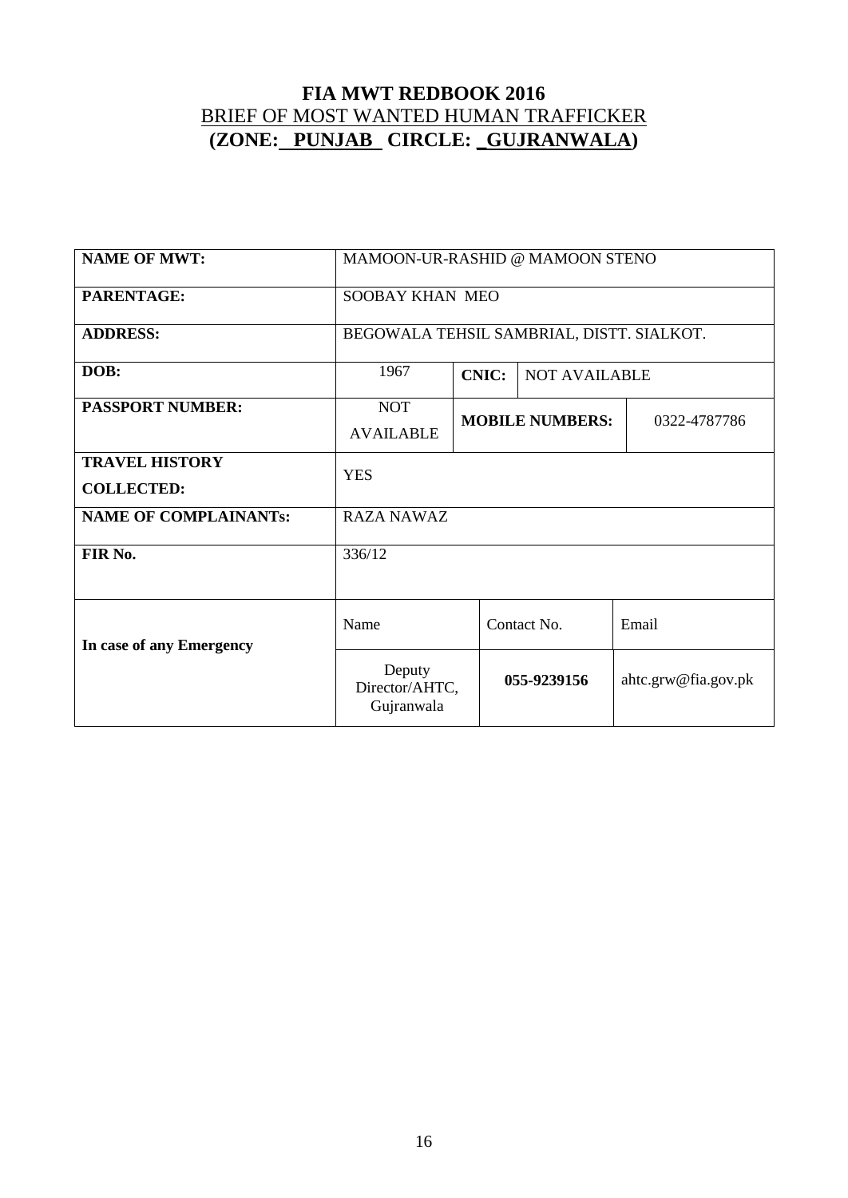# FIA MWT REDBOOK 2016

## BRIEF OF MOST WANTED HUMAN TRAFFICKER

## (ZONE: PUNJAB CIRCLE: _GUJRANWALA)

| **NAME OF MWT:** | MAMOON-UR-RASHID @ MAMOON STENO | | |
|---|---|---|---|
| **PARENTAGE:** | SOOBAY KHAN MEO | | |
| **ADDRESS:** | BEGOWALA TEHSIL SAMBRIAL, DISTT. SIALKOT. | | |
| **DOB:** | 1967 | **CNIC:** | NOT AVAILABLE |
| **PASSPORT NUMBER:** | NOT AVAILABLE | **MOBILE NUMBERS:** | 0322-4787786 |
| **TRAVEL HISTORY COLLECTED:** | YES | | |
| **NAME OF COMPLAINANTs:** | RAZA NAWAZ | | |
| **FIR No.** | 336/12 | | |
| **In case of any Emergency** | Name | Contact No. | Email |
| | Deputy Director/AHTC, Gujranwala | **055-9239156** | ahtc.grw@fia.gov.pk |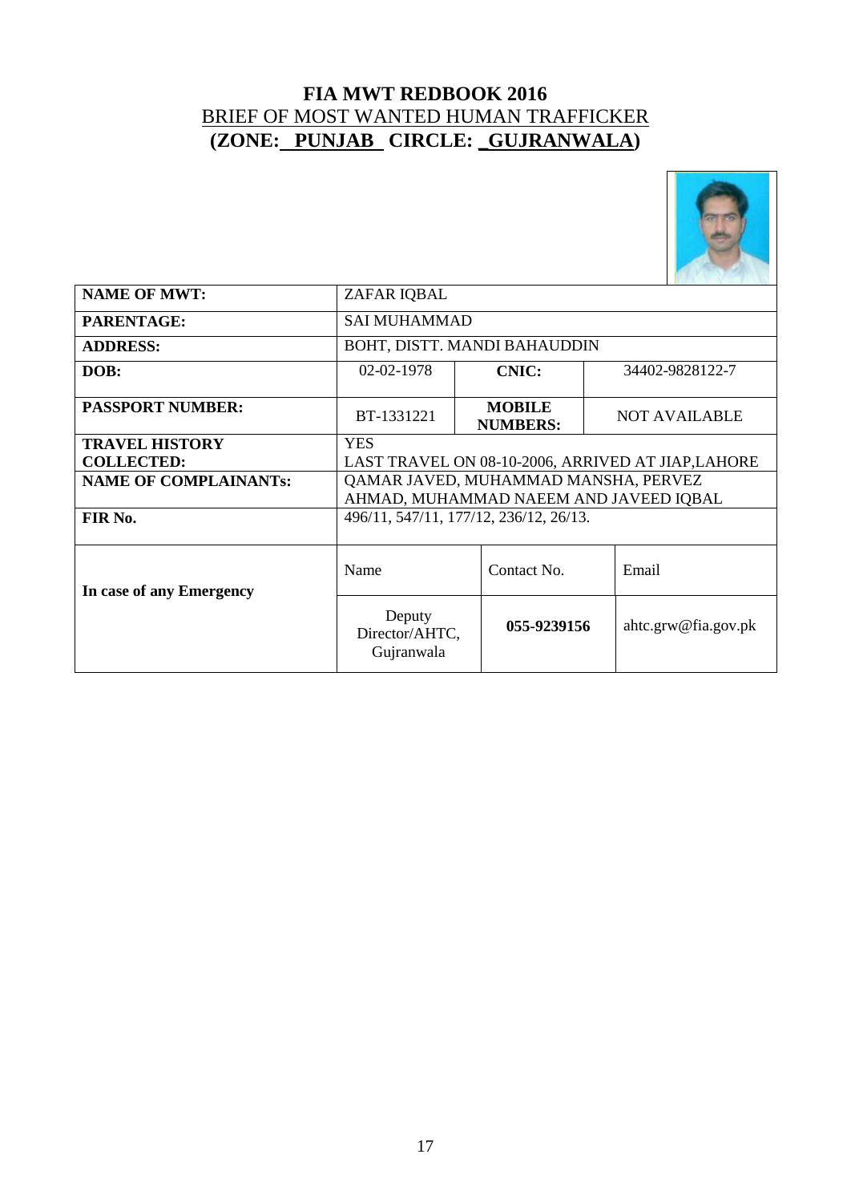# FIA MWT REDBOOK 2016

## BRIEF OF MOST WANTED HUMAN TRAFFICKER

## (ZONE: PUNJAB CIRCLE: _GUJRANWALA)

| | | | | |
|---|---|---|---|---|
| **NAME OF MWT:** | ZAFAR IQBAL | | | |
| **PARENTAGE:** | SAI MUHAMMAD | | | |
| **ADDRESS:** | BOHT, DISTT. MANDI BAHAUDDIN | | | |
| **DOB:** | 02-02-1978 | **CNIC:** | 34402-9828122-7 | |
| **PASSPORT NUMBER:** | BT-1331221 | **MOBILE NUMBERS:** | NOT AVAILABLE | |
| **TRAVEL HISTORY COLLECTED:** | YES<br>LAST TRAVEL ON 08-10-2006, ARRIVED AT JIAP,LAHORE | | | |
| **NAME OF COMPLAINANTs:** | QAMAR JAVED, MUHAMMAD MANSHA, PERVEZ AHMAD, MUHAMMAD NAEEM AND JAVEED IQBAL | | | |
| **FIR No.** | 496/11, 547/11, 177/12, 236/12, 26/13. | | | |
| **In case of any Emergency** | Name | Contact No. | Email | |
| | Deputy Director/AHTC, Gujranwala | **055-9239156** | ahtc.grw@fia.gov.pk | |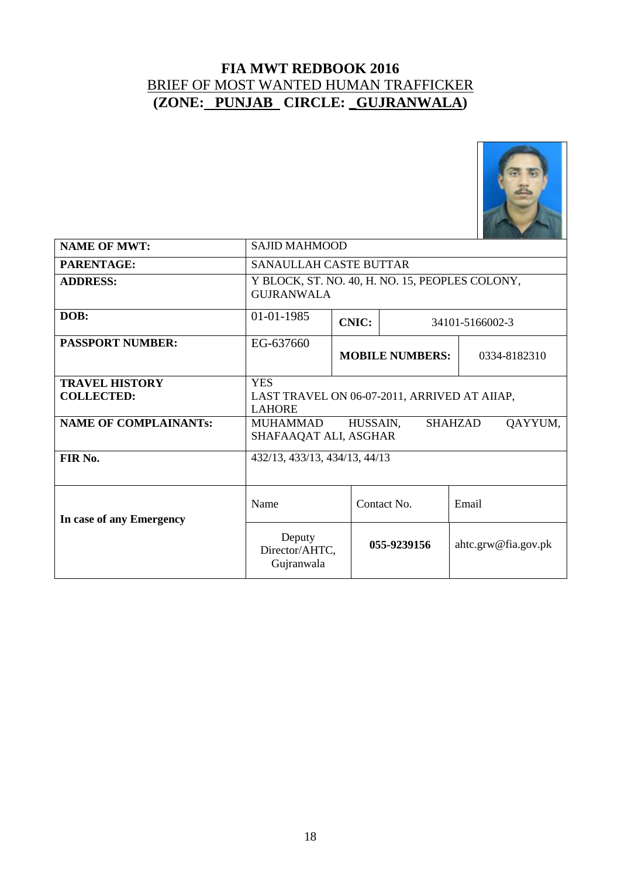# FIA MWT REDBOOK 2016

## BRIEF OF MOST WANTED HUMAN TRAFFICKER

## (ZONE: PUNJAB CIRCLE: _GUJRANWALA)

| | | | | |
|---|---|---|---|---|
| **NAME OF MWT:** | SAJID MAHMOOD | | | |
| **PARENTAGE:** | SANAULLAH CASTE BUTTAR | | | |
| **ADDRESS:** | Y BLOCK, ST. NO. 40, H. NO. 15, PEOPLES COLONY, GUJRANWALA | | | |
| **DOB:** | 01-01-1985 | **CNIC:** | 34101-5166002-3 | |
| **PASSPORT NUMBER:** | EG-637660 | **MOBILE NUMBERS:** | | 0334-8182310 |
| **TRAVEL HISTORY COLLECTED:** | YES<br>LAST TRAVEL ON 06-07-2011, ARRIVED AT AIIAP, LAHORE | | | |
| **NAME OF COMPLAINANTs:** | MUHAMMAD HUSSAIN, SHAHZAD QAYYUM, SHAFAAQAT ALI, ASGHAR | | | |
| **FIR No.** | 432/13, 433/13, 434/13, 44/13 | | | |
| **In case of any Emergency** | Name | Contact No. | | Email |
| | Deputy Director/AHTC, Gujranwala | **055-9239156** | | ahtc.grw@fia.gov.pk |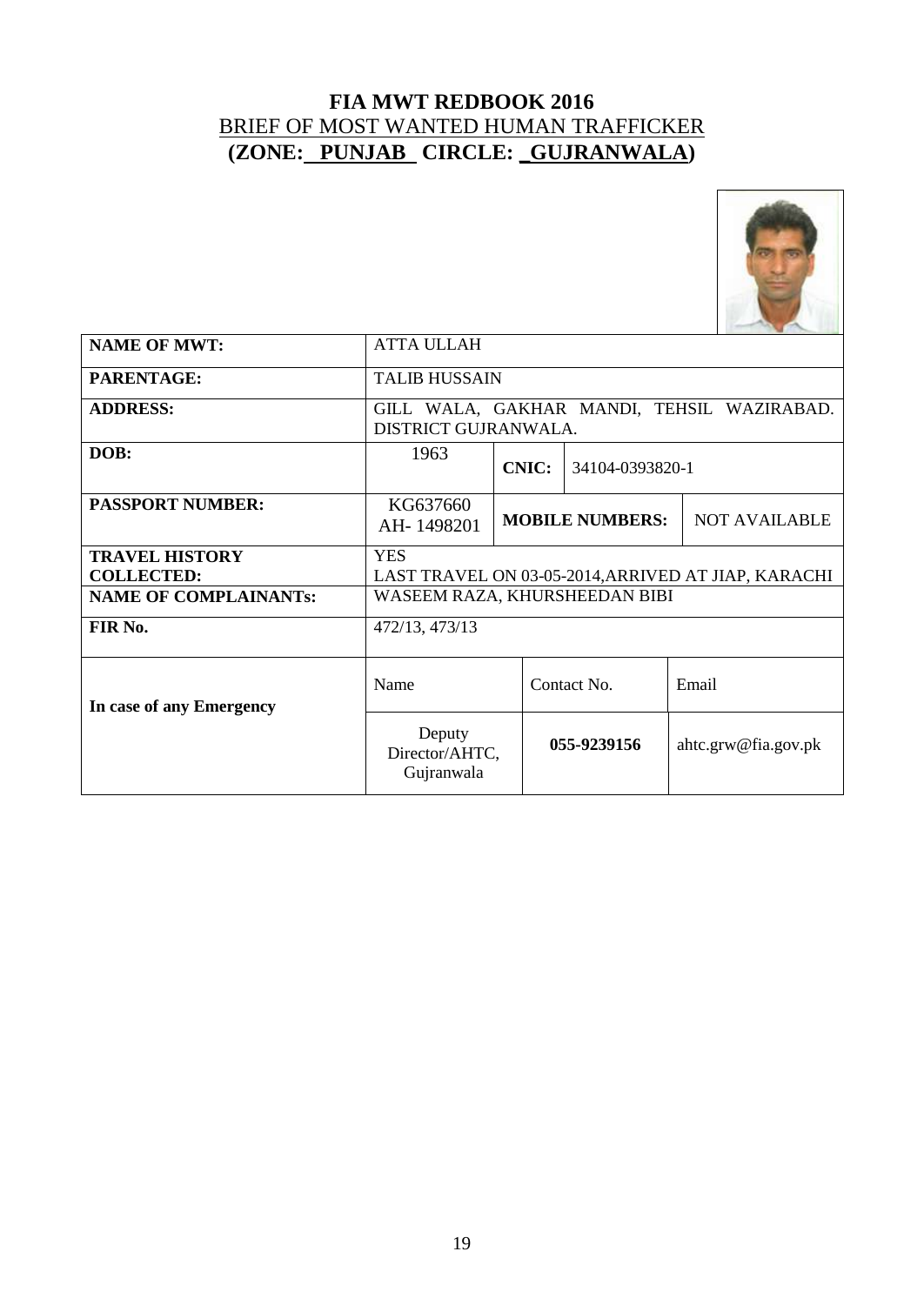# FIA MWT REDBOOK 2016

## BRIEF OF MOST WANTED HUMAN TRAFFICKER

## (ZONE: PUNJAB CIRCLE: _GUJRANWALA)

| | | | | |
|---|---|---|---|---|
| **NAME OF MWT:** | ATTA ULLAH | | | |
| **PARENTAGE:** | TALIB HUSSAIN | | | |
| **ADDRESS:** | GILL WALA, GAKHAR MANDI, TEHSIL WAZIRABAD. DISTRICT GUJRANWALA. | | | |
| **DOB:** | 1963 | **CNIC:** | 34104-0393820-1 | |
| **PASSPORT NUMBER:** | KG637660 AH- 1498201 | **MOBILE NUMBERS:** | | NOT AVAILABLE |
| **TRAVEL HISTORY COLLECTED:** | YES LAST TRAVEL ON 03-05-2014,ARRIVED AT JIAP, KARACHI | | | |
| **NAME OF COMPLAINANTs:** | WASEEM RAZA, KHURSHEEDAN BIBI | | | |
| **FIR No.** | 472/13, 473/13 | | | |
| **In case of any Emergency** | Name | Contact No. | | Email |
| | Deputy Director/AHTC, Gujranwala | **055-9239156** | | ahtc.grw@fia.gov.pk |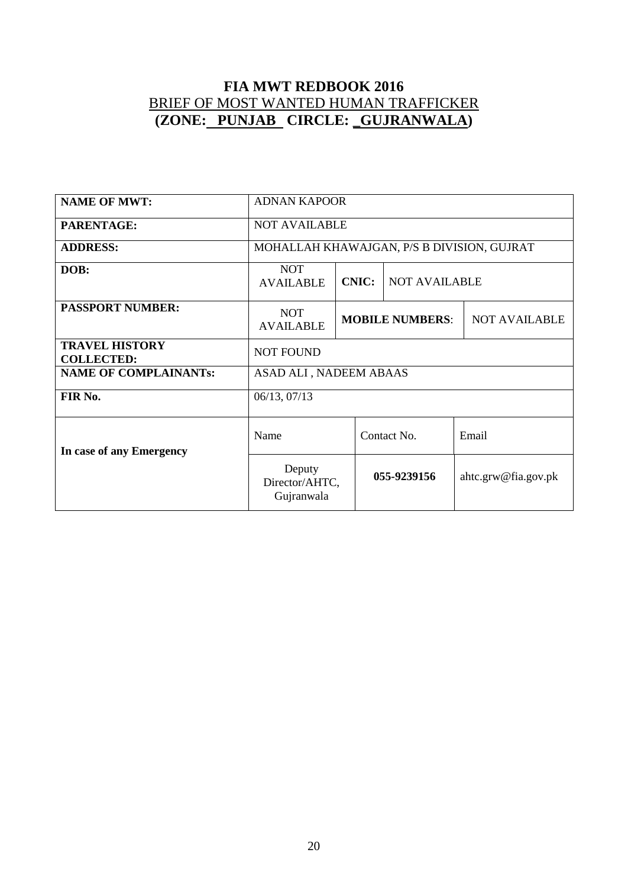# FIA MWT REDBOOK 2016

## BRIEF OF MOST WANTED HUMAN TRAFFICKER

## (ZONE: PUNJAB CIRCLE: _GUJRANWALA)

| | | | | |
|---|---|---|---|---|
| **NAME OF MWT:** | ADNAN KAPOOR | | | |
| **PARENTAGE:** | NOT AVAILABLE | | | |
| **ADDRESS:** | MOHALLAH KHAWAJGAN, P/S B DIVISION, GUJRAT | | | |
| **DOB:** | NOT AVAILABLE | **CNIC:** | NOT AVAILABLE | |
| **PASSPORT NUMBER:** | NOT AVAILABLE | **MOBILE NUMBERS**: | | NOT AVAILABLE |
| **TRAVEL HISTORY COLLECTED:** | NOT FOUND | | | |
| **NAME OF COMPLAINANTs:** | ASAD ALI , NADEEM ABAAS | | | |
| **FIR No.** | 06/13, 07/13 | | | |
| **In case of any Emergency** | Name | Contact No. | | Email |
| | Deputy Director/AHTC, Gujranwala | **055-9239156** | | ahtc.grw@fia.gov.pk |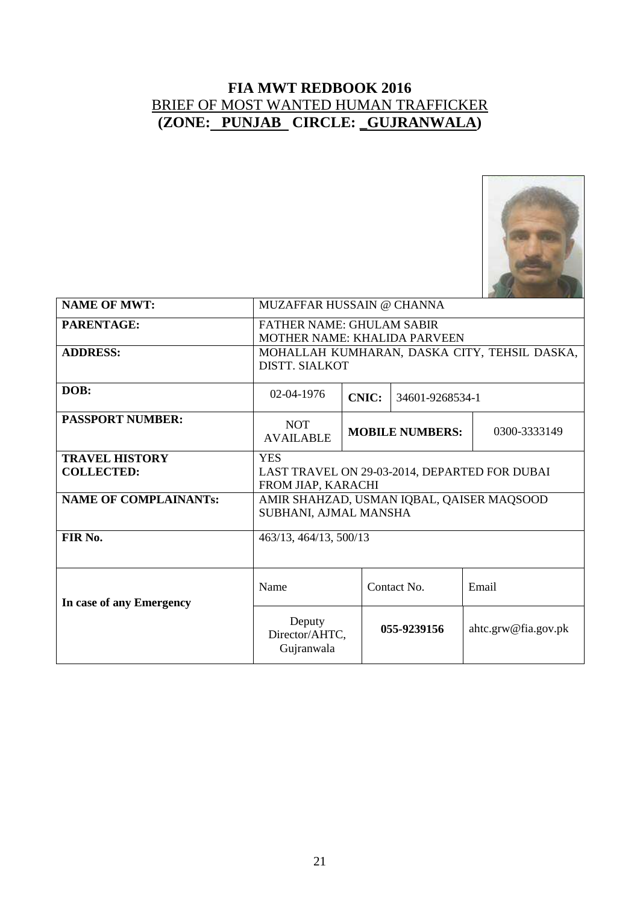# FIA MWT REDBOOK 2016

## BRIEF OF MOST WANTED HUMAN TRAFFICKER

## (ZONE: PUNJAB CIRCLE: _GUJRANWALA)

| | | | | |
|---|---|---|---|---|
| **NAME OF MWT:** | MUZAFFAR HUSSAIN @ CHANNA | | | |
| **PARENTAGE:** | FATHER NAME: GHULAM SABIR<br>MOTHER NAME: KHALIDA PARVEEN | | | |
| **ADDRESS:** | MOHALLAH KUMHARAN, DASKA CITY, TEHSIL DASKA, DISTT. SIALKOT | | | |
| **DOB:** | 02-04-1976 | **CNIC:** | 34601-9268534-1 | |
| **PASSPORT NUMBER:** | NOT AVAILABLE | **MOBILE NUMBERS:** | | 0300-3333149 |
| **TRAVEL HISTORY COLLECTED:** | YES<br>LAST TRAVEL ON 29-03-2014, DEPARTED FOR DUBAI FROM JIAP, KARACHI | | | |
| **NAME OF COMPLAINANTs:** | AMIR SHAHZAD, USMAN IQBAL, QAISER MAQSOOD SUBHANI, AJMAL MANSHA | | | |
| **FIR No.** | 463/13, 464/13, 500/13 | | | |
| **In case of any Emergency** | Name | Contact No. | | Email |
| | Deputy Director/AHTC, Gujranwala | **055-9239156** | | ahtc.grw@fia.gov.pk |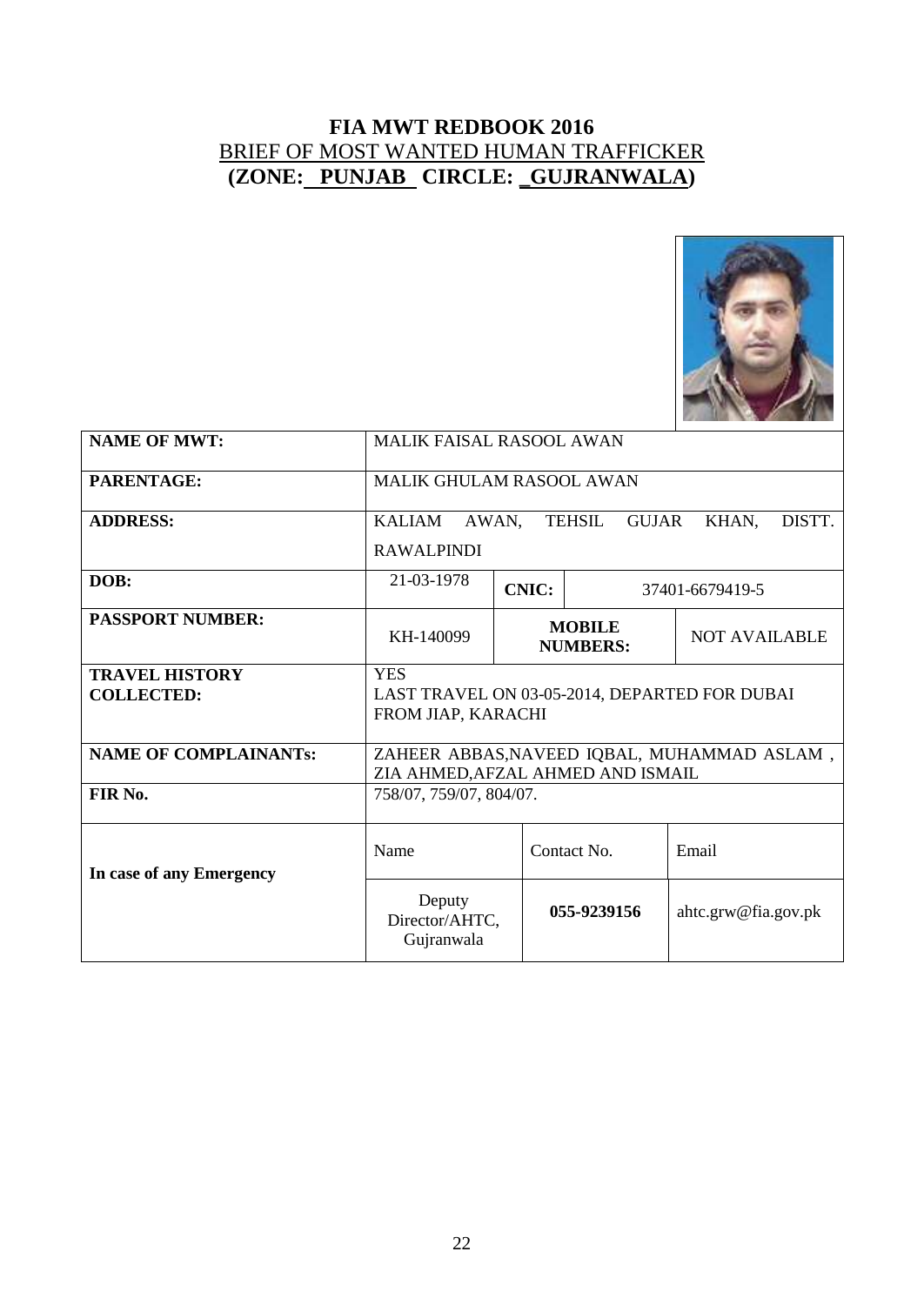# FIA MWT REDBOOK 2016

## BRIEF OF MOST WANTED HUMAN TRAFFICKER

## (ZONE: PUNJAB CIRCLE: _GUJRANWALA)

| | | | | |
|---|---|---|---|---|
| **NAME OF MWT:** | MALIK FAISAL RASOOL AWAN | | | |
| **PARENTAGE:** | MALIK GHULAM RASOOL AWAN | | | |
| **ADDRESS:** | KALIAM AWAN, TEHSIL GUJAR KHAN, DISTT. RAWALPINDI | | | |
| **DOB:** | 21-03-1978 | **CNIC:** | 37401-6679419-5 | |
| **PASSPORT NUMBER:** | KH-140099 | **MOBILE NUMBERS:** | NOT AVAILABLE | |
| **TRAVEL HISTORY COLLECTED:** | YES<br>LAST TRAVEL ON 03-05-2014, DEPARTED FOR DUBAI FROM JIAP, KARACHI | | | |
| **NAME OF COMPLAINANTs:** | ZAHEER ABBAS,NAVEED IQBAL, MUHAMMAD ASLAM , ZIA AHMED,AFZAL AHMED AND ISMAIL | | | |
| **FIR No.** | 758/07, 759/07, 804/07. | | | |
| **In case of any Emergency** | Name | Contact No. | Email | |
| | Deputy Director/AHTC, Gujranwala | **055-9239156** | ahtc.grw@fia.gov.pk | |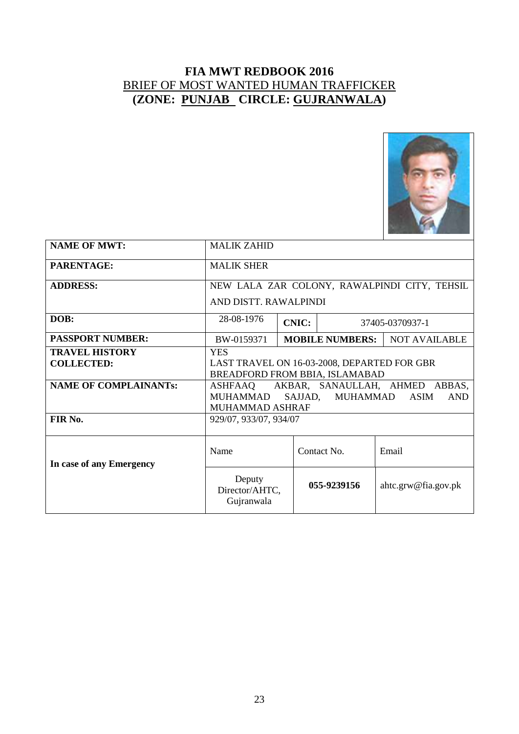# FIA MWT REDBOOK 2016

## BRIEF OF MOST WANTED HUMAN TRAFFICKER

## (ZONE: PUNJAB CIRCLE: GUJRANWALA)

| | | | | |
|---|---|---|---|---|
| **NAME OF MWT:** | MALIK ZAHID | | | |
| **PARENTAGE:** | MALIK SHER | | | |
| **ADDRESS:** | NEW LALA ZAR COLONY, RAWALPINDI CITY, TEHSIL AND DISTT. RAWALPINDI | | | |
| **DOB:** | 28-08-1976 | **CNIC:** | 37405-0370937-1 | |
| **PASSPORT NUMBER:** | BW-0159371 | **MOBILE NUMBERS:** | NOT AVAILABLE | |
| **TRAVEL HISTORY COLLECTED:** | YES<br>LAST TRAVEL ON 16-03-2008, DEPARTED FOR GBR BREADFORD FROM BBIA, ISLAMABAD | | | |
| **NAME OF COMPLAINANTs:** | ASHFAAQ AKBAR, SANAULLAH, AHMED ABBAS, MUHAMMAD SAJJAD, MUHAMMAD ASIM AND MUHAMMAD ASHRAF | | | |
| **FIR No.** | 929/07, 933/07, 934/07 | | | |
| **In case of any Emergency** | Name | Contact No. | Email | |
| | Deputy Director/AHTC, Gujranwala | **055-9239156** | ahtc.grw@fia.gov.pk | |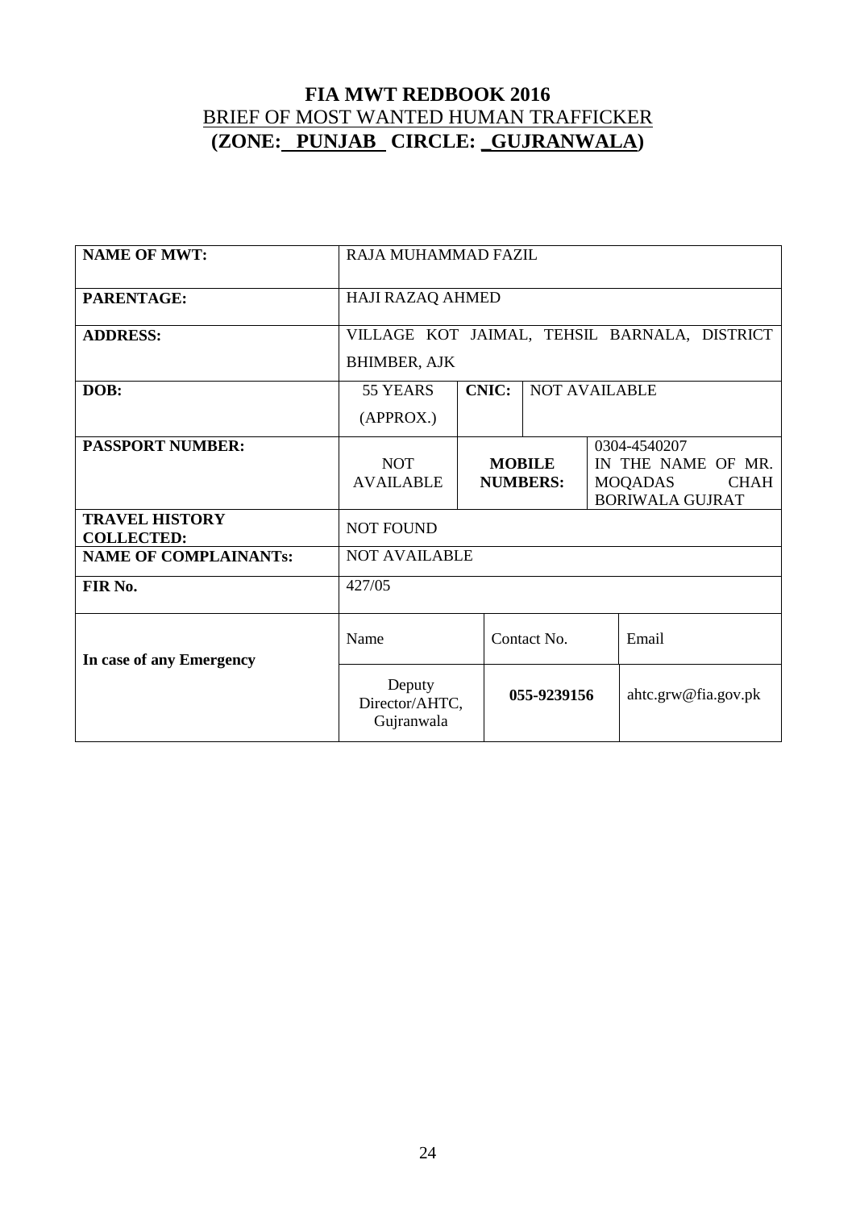# FIA MWT REDBOOK 2016

BRIEF OF MOST WANTED HUMAN TRAFFICKER

**(ZONE: PUNJAB CIRCLE: GUJRANWALA)**

| **NAME OF MWT:** | RAJA MUHAMMAD FAZIL | | | | |
|---|---|---|---|---|---|
| **PARENTAGE:** | HAJI RAZAQ AHMED | | | | |
| **ADDRESS:** | VILLAGE KOT JAIMAL, TEHSIL BARNALA, DISTRICT BHIMBER, AJK | | | | |
| **DOB:** | 55 YEARS (APPROX.) | **CNIC:** | NOT AVAILABLE | | |
| **PASSPORT NUMBER:** | NOT AVAILABLE | **MOBILE NUMBERS:** | | 0304-4540207 IN THE NAME OF MR. MOQADAS CHAH BORIWALA GUJRAT | |
| **TRAVEL HISTORY COLLECTED:** | NOT FOUND | | | | |
| **NAME OF COMPLAINANTs:** | NOT AVAILABLE | | | | |
| **FIR No.** | 427/05 | | | | |
| **In case of any Emergency** | Name | Contact No. | | Email | |
| | Deputy Director/AHTC, Gujranwala | **055-9239156** | | ahtc.grw@fia.gov.pk | |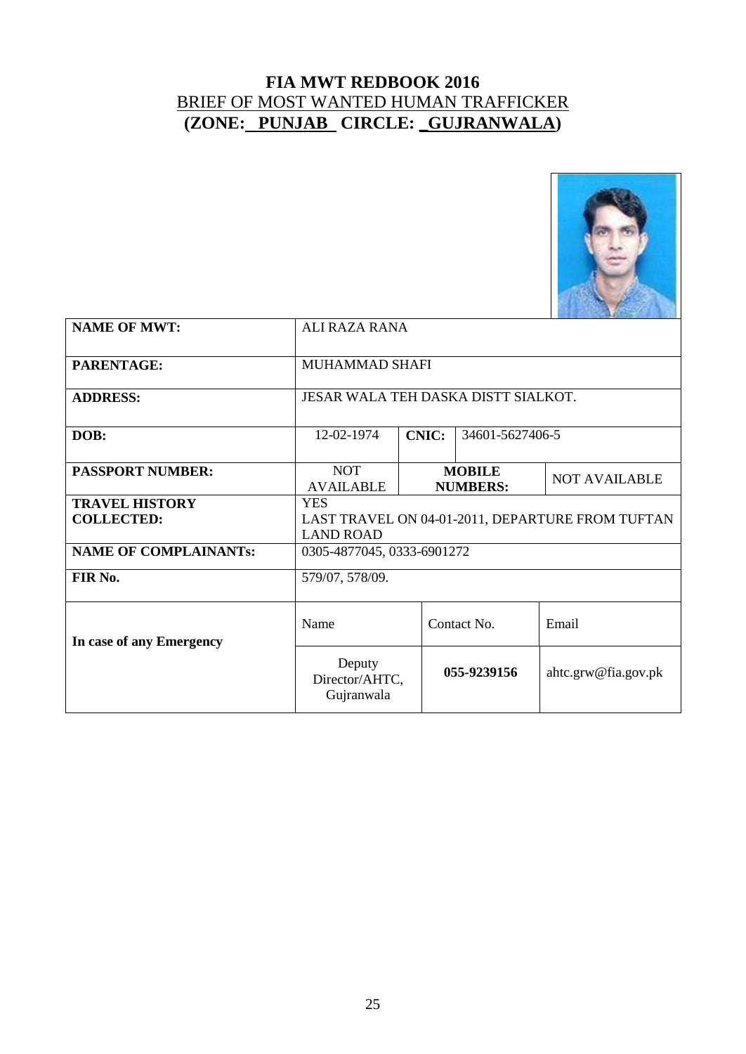# FIA MWT REDBOOK 2016

## BRIEF OF MOST WANTED HUMAN TRAFFICKER

## (ZONE: PUNJAB CIRCLE: _GUJRANWALA)

| | | | | |
|---|---|---|---|---|
| **NAME OF MWT:** | ALI RAZA RANA | | | |
| **PARENTAGE:** | MUHAMMAD SHAFI | | | |
| **ADDRESS:** | JESAR WALA TEH DASKA DISTT SIALKOT. | | | |
| **DOB:** | 12-02-1974 | **CNIC:** | 34601-5627406-5 | |
| **PASSPORT NUMBER:** | NOT AVAILABLE | **MOBILE NUMBERS:** | | NOT AVAILABLE |
| **TRAVEL HISTORY COLLECTED:** | YES<br>LAST TRAVEL ON 04-01-2011, DEPARTURE FROM TUFTAN LAND ROAD | | | |
| **NAME OF COMPLAINANTs:** | 0305-4877045, 0333-6901272 | | | |
| **FIR No.** | 579/07, 578/09. | | | |
| **In case of any Emergency** | Name | Contact No. | | Email |
| | Deputy Director/AHTC, Gujranwala | **055-9239156** | | ahtc.grw@fia.gov.pk |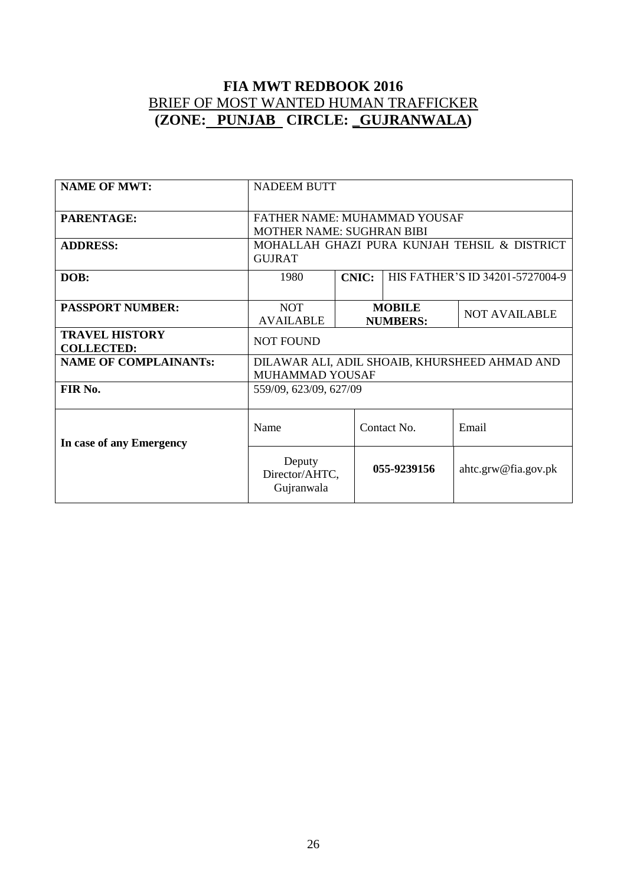# FIA MWT REDBOOK 2016

## BRIEF OF MOST WANTED HUMAN TRAFFICKER

## (ZONE: PUNJAB CIRCLE: _GUJRANWALA)

| | | | | |
|---|---|---|---|---|
| **NAME OF MWT:** | NADEEM BUTT | | | |
| **PARENTAGE:** | FATHER NAME: MUHAMMAD YOUSAF<br>MOTHER NAME: SUGHRAN BIBI | | | |
| **ADDRESS:** | MOHALLAH GHAZI PURA KUNJAH TEHSIL & DISTRICT GUJRAT | | | |
| **DOB:** | 1980 | **CNIC:** | HIS FATHER'S ID 34201-5727004-9 | |
| **PASSPORT NUMBER:** | NOT AVAILABLE | **MOBILE NUMBERS:** | | NOT AVAILABLE |
| **TRAVEL HISTORY COLLECTED:** | NOT FOUND | | | |
| **NAME OF COMPLAINANTs:** | DILAWAR ALI, ADIL SHOAIB, KHURSHEED AHMAD AND MUHAMMAD YOUSAF | | | |
| **FIR No.** | 559/09, 623/09, 627/09 | | | |
| **In case of any Emergency** | Name | Contact No. | | Email |
| | Deputy Director/AHTC, Gujranwala | **055-9239156** | | ahtc.grw@fia.gov.pk |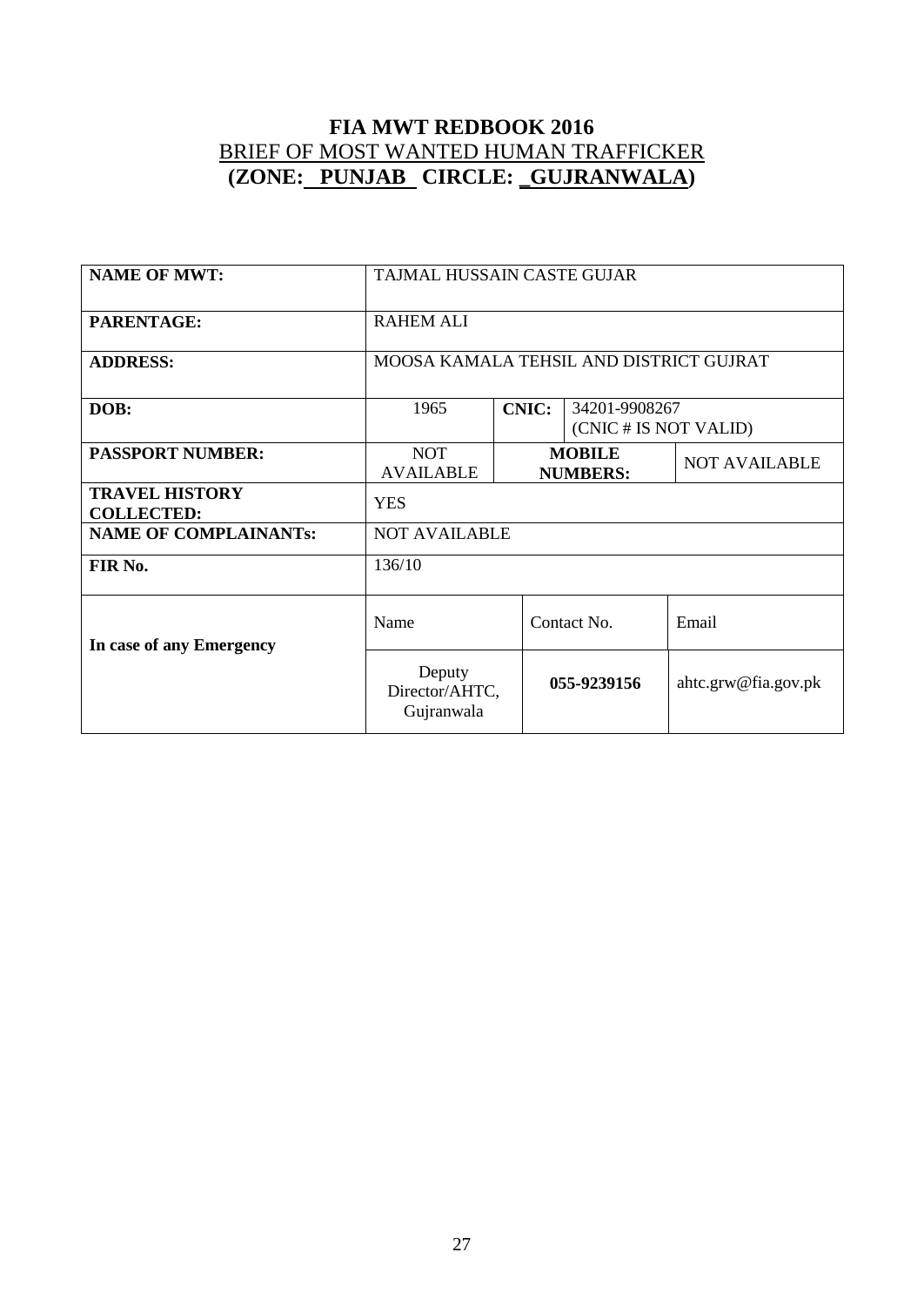# FIA MWT REDBOOK 2016

## BRIEF OF MOST WANTED HUMAN TRAFFICKER

## (ZONE: PUNJAB CIRCLE: _GUJRANWALA)

| | | | | |
|---|---|---|---|---|
| **NAME OF MWT:** | TAJMAL HUSSAIN CASTE GUJAR | | | |
| **PARENTAGE:** | RAHEM ALI | | | |
| **ADDRESS:** | MOOSA KAMALA TEHSIL AND DISTRICT GUJRAT | | | |
| **DOB:** | 1965 | **CNIC:** | 34201-9908267 (CNIC # IS NOT VALID) | |
| **PASSPORT NUMBER:** | NOT AVAILABLE | **MOBILE NUMBERS:** | | NOT AVAILABLE |
| **TRAVEL HISTORY COLLECTED:** | YES | | | |
| **NAME OF COMPLAINANTs:** | NOT AVAILABLE | | | |
| **FIR No.** | 136/10 | | | |
| **In case of any Emergency** | Name | Contact No. | | Email |
| | Deputy Director/AHTC, Gujranwala | **055-9239156** | | ahtc.grw@fia.gov.pk |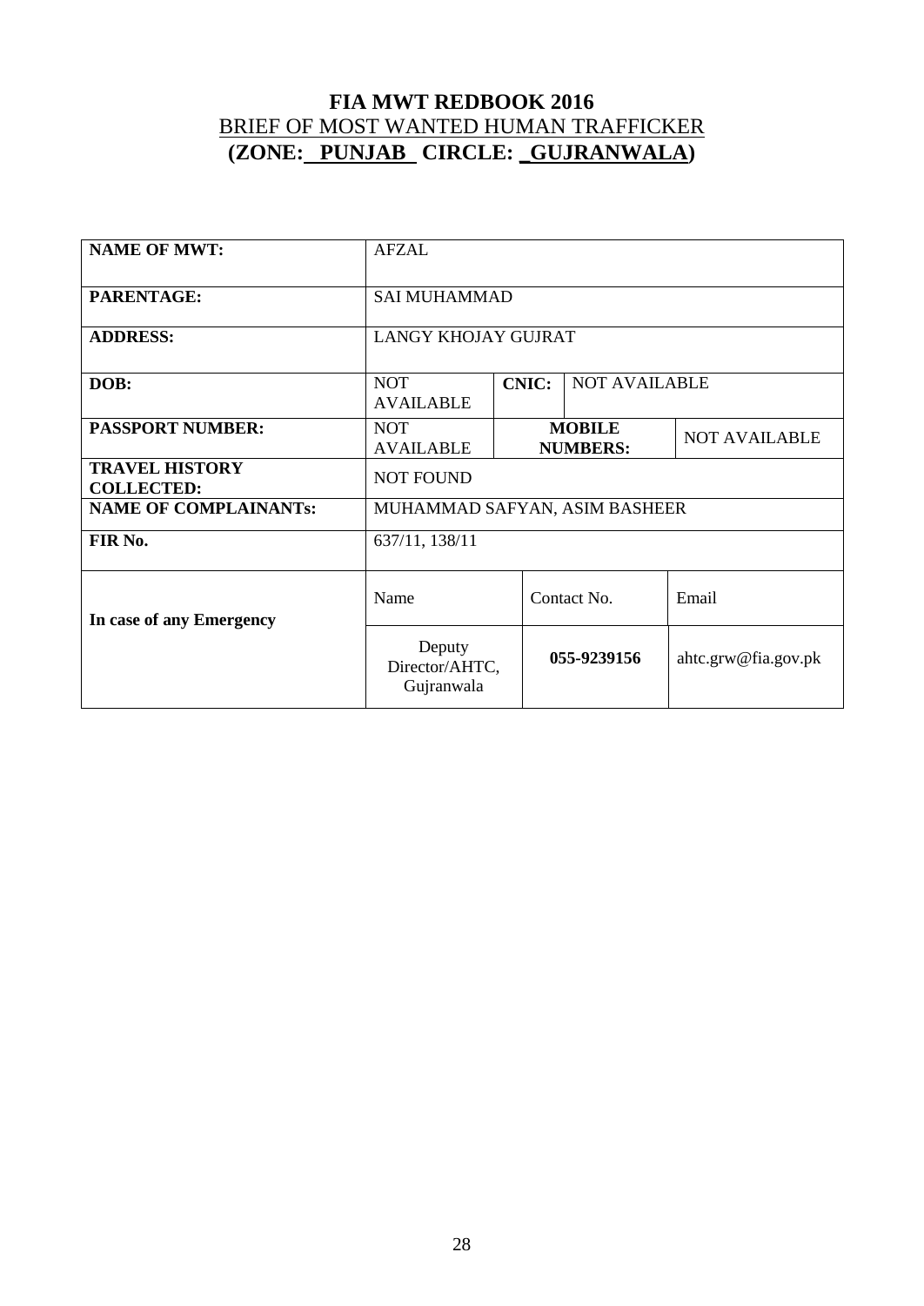# FIA MWT REDBOOK 2016

BRIEF OF MOST WANTED HUMAN TRAFFICKER

**(ZONE: PUNJAB CIRCLE: GUJRANWALA)**

| | | | | |
|---|---|---|---|---|
| **NAME OF MWT:** | AFZAL | | | |
| **PARENTAGE:** | SAI MUHAMMAD | | | |
| **ADDRESS:** | LANGY KHOJAY GUJRAT | | | |
| **DOB:** | NOT AVAILABLE | **CNIC:** | NOT AVAILABLE | |
| **PASSPORT NUMBER:** | NOT AVAILABLE | **MOBILE NUMBERS:** | | NOT AVAILABLE |
| **TRAVEL HISTORY COLLECTED:** | NOT FOUND | | | |
| **NAME OF COMPLAINANTs:** | MUHAMMAD SAFYAN, ASIM BASHEER | | | |
| **FIR No.** | 637/11, 138/11 | | | |
| **In case of any Emergency** | Name | Contact No. | | Email |
| | Deputy Director/AHTC, Gujranwala | **055-9239156** | | ahtc.grw@fia.gov.pk |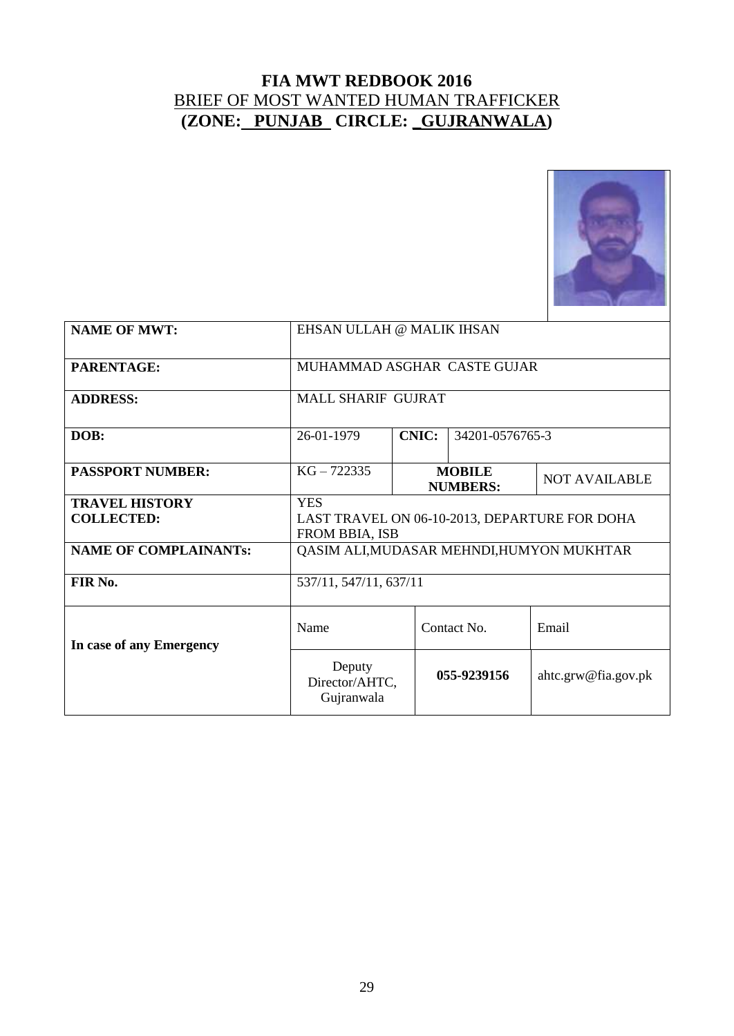# FIA MWT REDBOOK 2016

## BRIEF OF MOST WANTED HUMAN TRAFFICKER

## (ZONE: PUNJAB CIRCLE: _GUJRANWALA)

| | | | | |
|---|---|---|---|---|
| **NAME OF MWT:** | EHSAN ULLAH @ MALIK IHSAN | | | |
| **PARENTAGE:** | MUHAMMAD ASGHAR CASTE GUJAR | | | |
| **ADDRESS:** | MALL SHARIF GUJRAT | | | |
| **DOB:** | 26-01-1979 | **CNIC:** | 34201-0576765-3 | |
| **PASSPORT NUMBER:** | KG – 722335 | **MOBILE NUMBERS:** | | NOT AVAILABLE |
| **TRAVEL HISTORY COLLECTED:** | YES<br>LAST TRAVEL ON 06-10-2013, DEPARTURE FOR DOHA FROM BBIA, ISB | | | |
| **NAME OF COMPLAINANTs:** | QASIM ALI,MUDASAR MEHNDI,HUMYON MUKHTAR | | | |
| **FIR No.** | 537/11, 547/11, 637/11 | | | |
| **In case of any Emergency** | Name | Contact No. | | Email |
| | Deputy Director/AHTC, Gujranwala | **055-9239156** | | ahtc.grw@fia.gov.pk |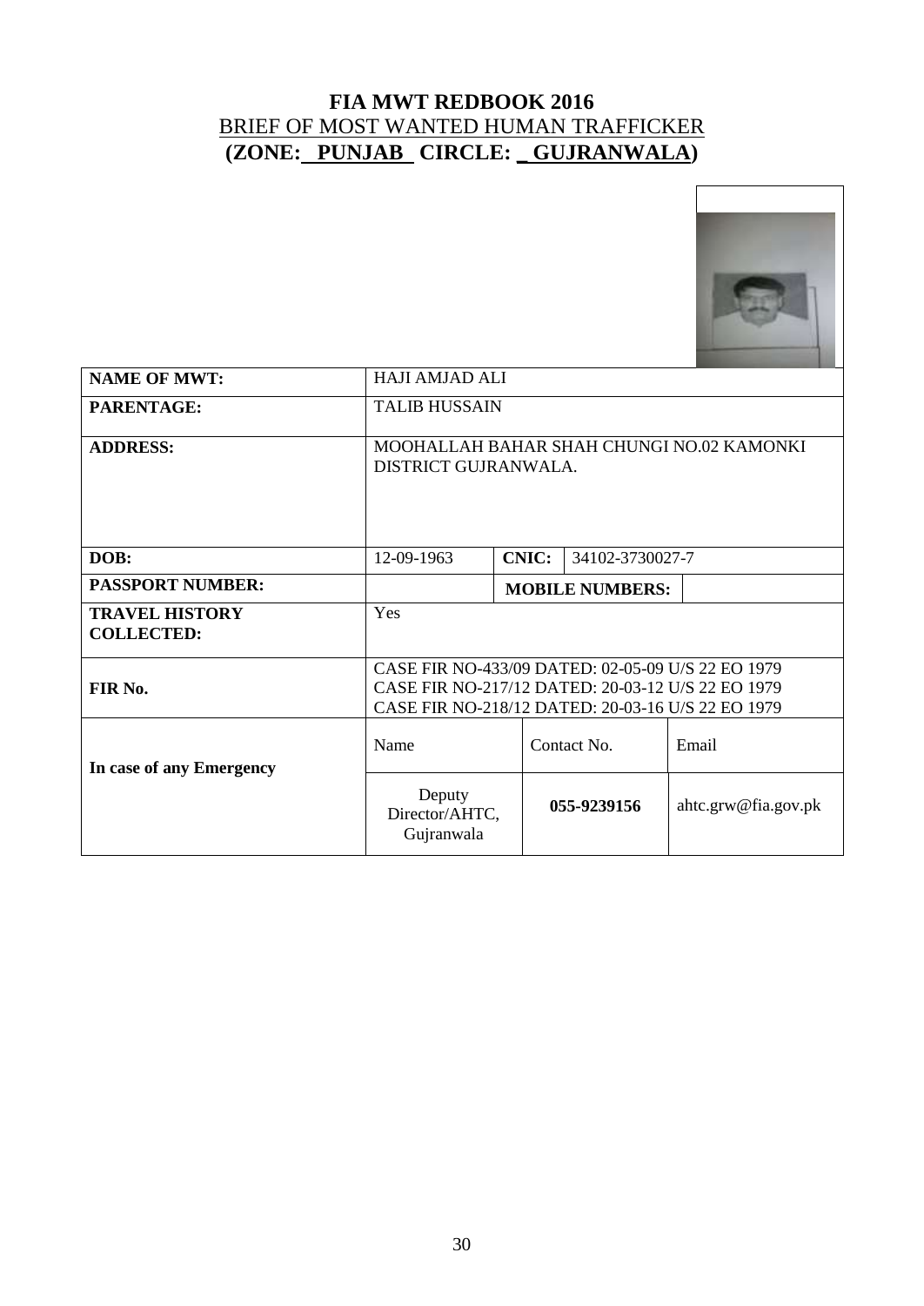# FIA MWT REDBOOK 2016

## BRIEF OF MOST WANTED HUMAN TRAFFICKER

## (ZONE: PUNJAB CIRCLE: GUJRANWALA)

| | | | | |
|---|---|---|---|---|
| **NAME OF MWT:** | HAJI AMJAD ALI | | | |
| **PARENTAGE:** | TALIB HUSSAIN | | | |
| **ADDRESS:** | MOOHALLAH BAHAR SHAH CHUNGI NO.02 KAMONKI DISTRICT GUJRANWALA. | | | |
| **DOB:** | 12-09-1963 | **CNIC:** | 34102-3730027-7 | |
| **PASSPORT NUMBER:** | | **MOBILE NUMBERS:** | | |
| **TRAVEL HISTORY COLLECTED:** | Yes | | | |
| **FIR No.** | CASE FIR NO-433/09 DATED: 02-05-09 U/S 22 EO 1979<br>CASE FIR NO-217/12 DATED: 20-03-12 U/S 22 EO 1979<br>CASE FIR NO-218/12 DATED: 20-03-16 U/S 22 EO 1979 | | | |
| **In case of any Emergency** | Name | Contact No. | Email | |
| | Deputy Director/AHTC, Gujranwala | **055-9239156** | ahtc.grw@fia.gov.pk | |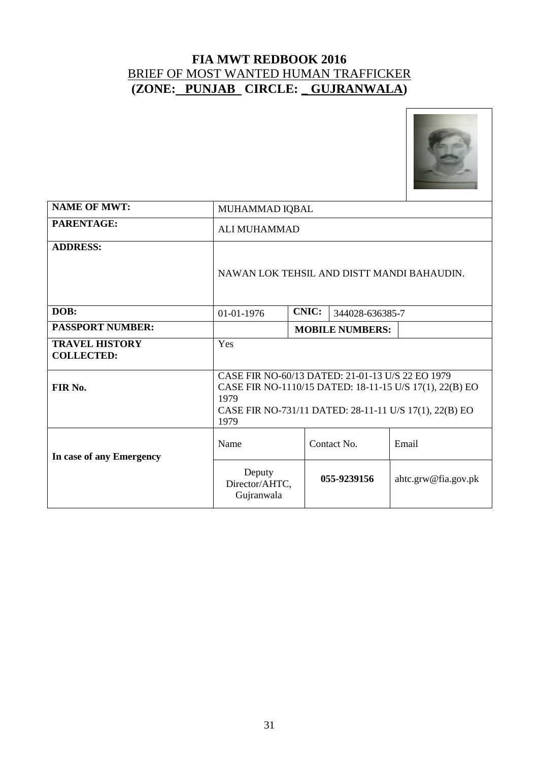# FIA MWT REDBOOK 2016

## BRIEF OF MOST WANTED HUMAN TRAFFICKER

## (ZONE: PUNJAB CIRCLE: GUJRANWALA)

| | | | | |
|---|---|---|---|---|
| **NAME OF MWT:** | MUHAMMAD IQBAL | | | |
| **PARENTAGE:** | ALI MUHAMMAD | | | |
| **ADDRESS:** | NAWAN LOK TEHSIL AND DISTT MANDI BAHAUDIN. | | | |
| **DOB:** | 01-01-1976 | **CNIC:** | 344028-636385-7 | |
| **PASSPORT NUMBER:** | | **MOBILE NUMBERS:** | | |
| **TRAVEL HISTORY COLLECTED:** | Yes | | | |
| **FIR No.** | CASE FIR NO-60/13 DATED: 21-01-13 U/S 22 EO 1979<br>CASE FIR NO-1110/15 DATED: 18-11-15 U/S 17(1), 22(B) EO 1979<br>CASE FIR NO-731/11 DATED: 28-11-11 U/S 17(1), 22(B) EO 1979 | | | |
| **In case of any Emergency** | Name | Contact No. | Email | |
| | Deputy Director/AHTC, Gujranwala | **055-9239156** | ahtc.grw@fia.gov.pk | |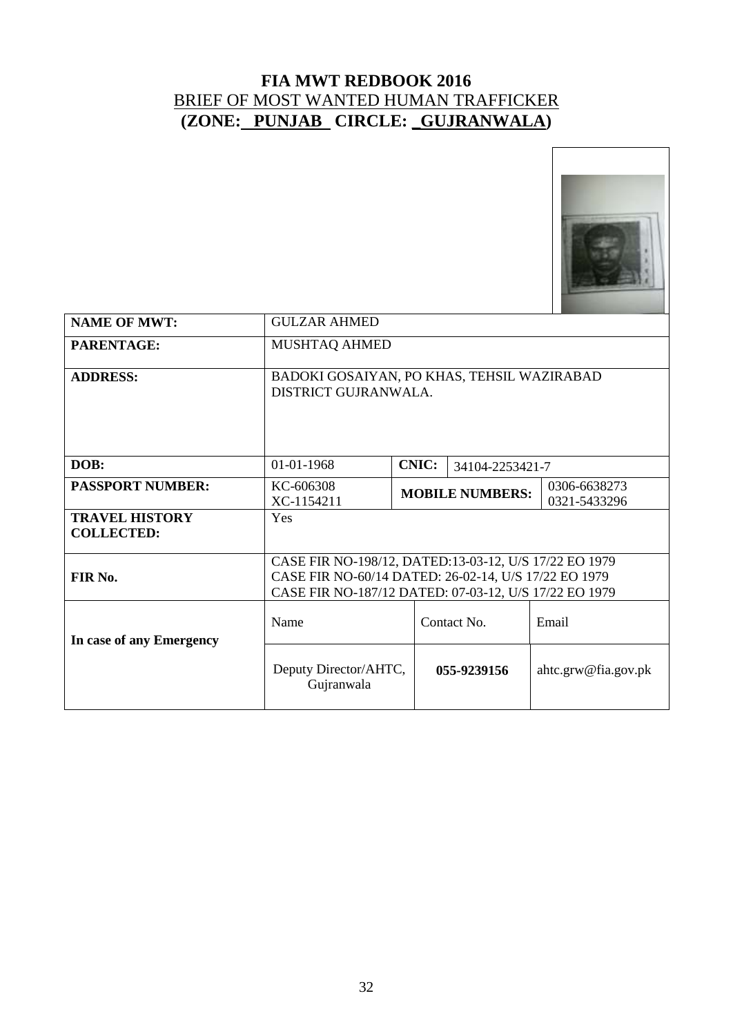# FIA MWT REDBOOK 2016

## BRIEF OF MOST WANTED HUMAN TRAFFICKER

## (ZONE: PUNJAB CIRCLE: GUJRANWALA)

| | | | | | |
|---|---|---|---|---|---|
| **NAME OF MWT:** | GULZAR AHMED | | | | |
| **PARENTAGE:** | MUSHTAQ AHMED | | | | |
| **ADDRESS:** | BADOKI GOSAIYAN, PO KHAS, TEHSIL WAZIRABAD DISTRICT GUJRANWALA. | | | | |
| **DOB:** | 01-01-1968 | **CNIC:** | 34104-2253421-7 | | |
| **PASSPORT NUMBER:** | KC-606308<br>XC-1154211 | **MOBILE NUMBERS:** | | 0306-6638273<br>0321-5433296 | |
| **TRAVEL HISTORY COLLECTED:** | Yes | | | | |
| **FIR No.** | CASE FIR NO-198/12, DATED:13-03-12, U/S 17/22 EO 1979<br>CASE FIR NO-60/14 DATED: 26-02-14, U/S 17/22 EO 1979<br>CASE FIR NO-187/12 DATED: 07-03-12, U/S 17/22 EO 1979 | | | | |
| **In case of any Emergency** | Name | Contact No. | | Email | |
| | Deputy Director/AHTC, Gujranwala | **055-9239156** | | ahtc.grw@fia.gov.pk | |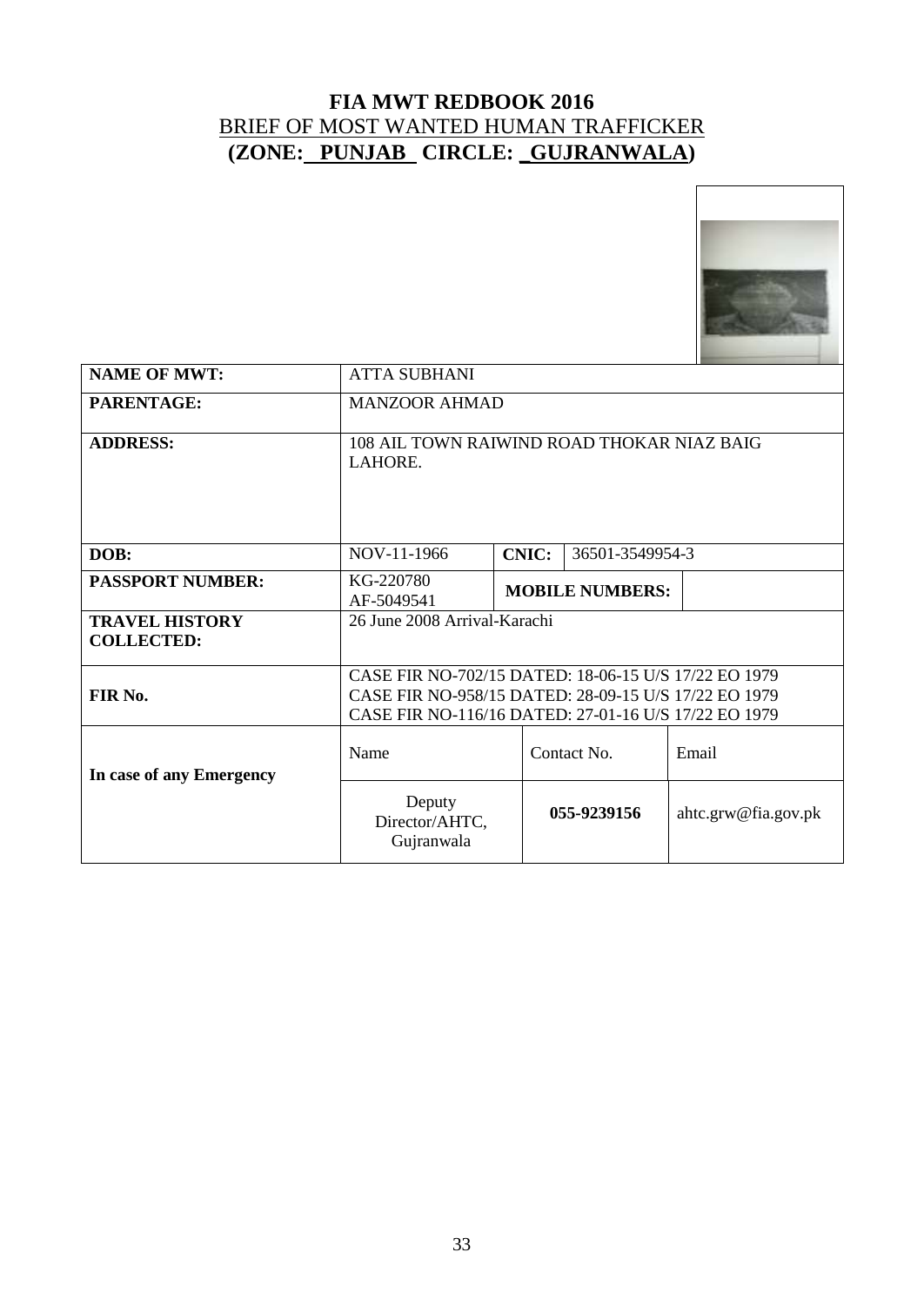# FIA MWT REDBOOK 2016

## BRIEF OF MOST WANTED HUMAN TRAFFICKER

## (ZONE: PUNJAB CIRCLE: GUJRANWALA)

| | | | | |
|---|---|---|---|---|
| **NAME OF MWT:** | ATTA SUBHANI | | | |
| **PARENTAGE:** | MANZOOR AHMAD | | | |
| **ADDRESS:** | 108 AIL TOWN RAIWIND ROAD THOKAR NIAZ BAIG LAHORE. | | | |
| **DOB:** | NOV-11-1966 | **CNIC:** | 36501-3549954-3 | |
| **PASSPORT NUMBER:** | KG-220780<br>AF-5049541 | **MOBILE NUMBERS:** | | |
| **TRAVEL HISTORY COLLECTED:** | 26 June 2008 Arrival-Karachi | | | |
| **FIR No.** | CASE FIR NO-702/15 DATED: 18-06-15 U/S 17/22 EO 1979<br>CASE FIR NO-958/15 DATED: 28-09-15 U/S 17/22 EO 1979<br>CASE FIR NO-116/16 DATED: 27-01-16 U/S 17/22 EO 1979 | | | |
| **In case of any Emergency** | Name | Contact No. | | Email |
| | Deputy Director/AHTC, Gujranwala | **055-9239156** | | ahtc.grw@fia.gov.pk |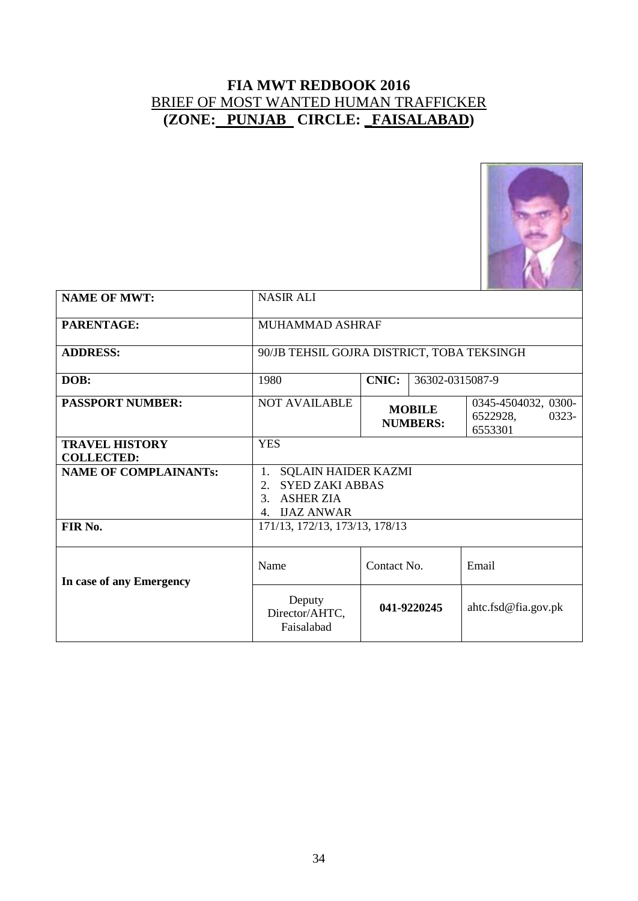# FIA MWT REDBOOK 2016

## BRIEF OF MOST WANTED HUMAN TRAFFICKER

## (ZONE: PUNJAB CIRCLE: FAISALABAD)

| | | | | |
|---|---|---|---|---|
| **NAME OF MWT:** | NASIR ALI | | | |
| **PARENTAGE:** | MUHAMMAD ASHRAF | | | |
| **ADDRESS:** | 90/JB TEHSIL GOJRA DISTRICT, TOBA TEKSINGH | | | |
| **DOB:** | 1980 | **CNIC:** | 36302-0315087-9 | |
| **PASSPORT NUMBER:** | NOT AVAILABLE | **MOBILE NUMBERS:** | | 0345-4504032, 0300-6522928, 0323-6553301 |
| **TRAVEL HISTORY COLLECTED:** | YES | | | |
| **NAME OF COMPLAINANTs:** | 1. SQLAIN HAIDER KAZMI<br>2. SYED ZAKI ABBAS<br>3. ASHER ZIA<br>4. IJAZ ANWAR | | | |
| **FIR No.** | 171/13, 172/13, 173/13, 178/13 | | | |
| **In case of any Emergency** | Name | Contact No. | | Email |
| | Deputy Director/AHTC, Faisalabad | **041-9220245** | | ahtc.fsd@fia.gov.pk |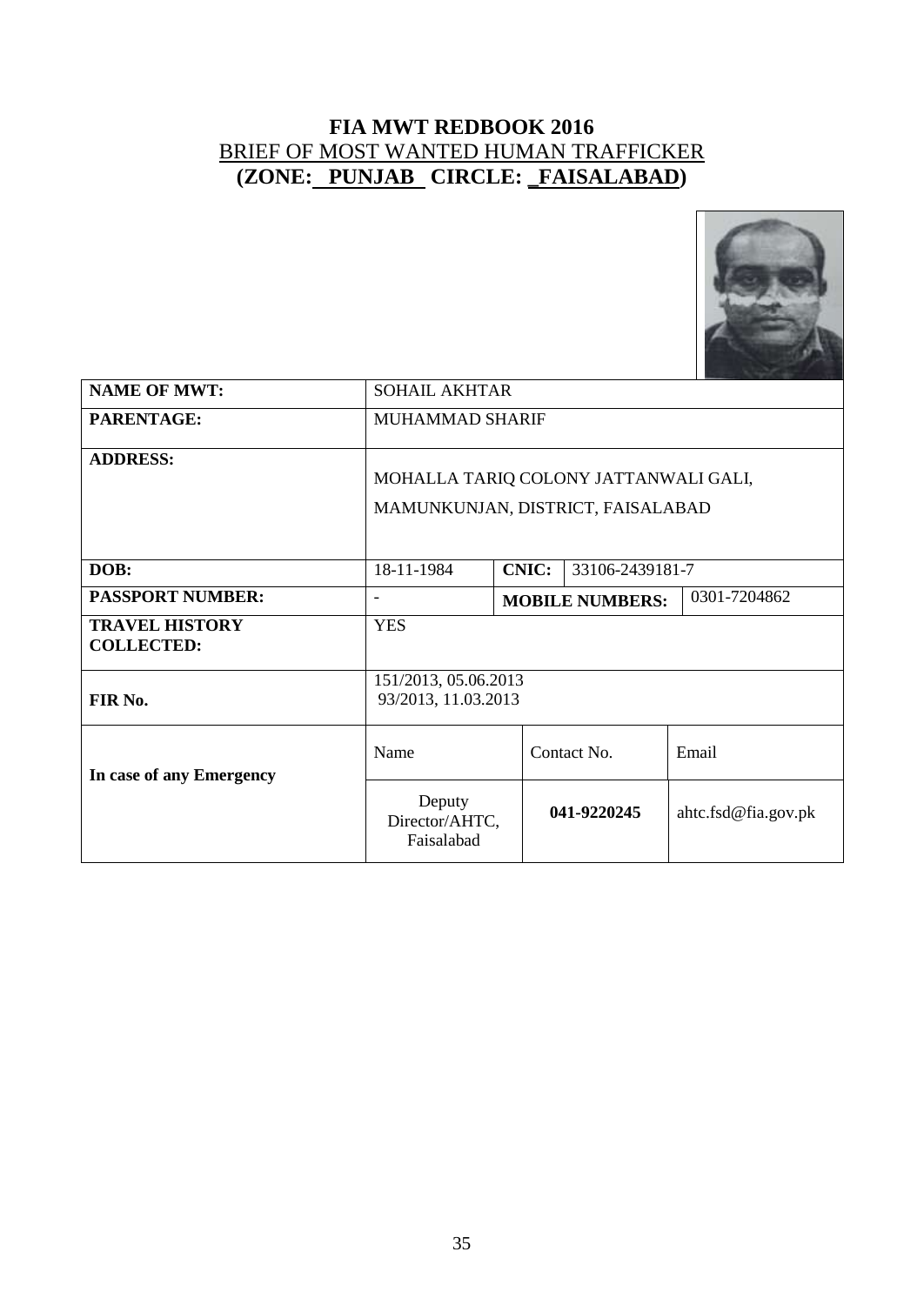# FIA MWT REDBOOK 2016

## BRIEF OF MOST WANTED HUMAN TRAFFICKER

## (ZONE: PUNJAB CIRCLE: FAISALABAD)

| | | | | |
|---|---|---|---|---|
| **NAME OF MWT:** | SOHAIL AKHTAR | | | |
| **PARENTAGE:** | MUHAMMAD SHARIF | | | |
| **ADDRESS:** | MOHALLA TARIQ COLONY JATTANWALI GALI, MAMUNKUNJAN, DISTRICT, FAISALABAD | | | |
| **DOB:** | 18-11-1984 | **CNIC:** | 33106-2439181-7 | |
| **PASSPORT NUMBER:** | - | **MOBILE NUMBERS:** | | 0301-7204862 |
| **TRAVEL HISTORY COLLECTED:** | YES | | | |
| **FIR No.** | 151/2013, 05.06.2013<br>93/2013, 11.03.2013 | | | |
| **In case of any Emergency** | Name | Contact No. | | Email |
| | Deputy Director/AHTC, Faisalabad | **041-9220245** | | ahtc.fsd@fia.gov.pk |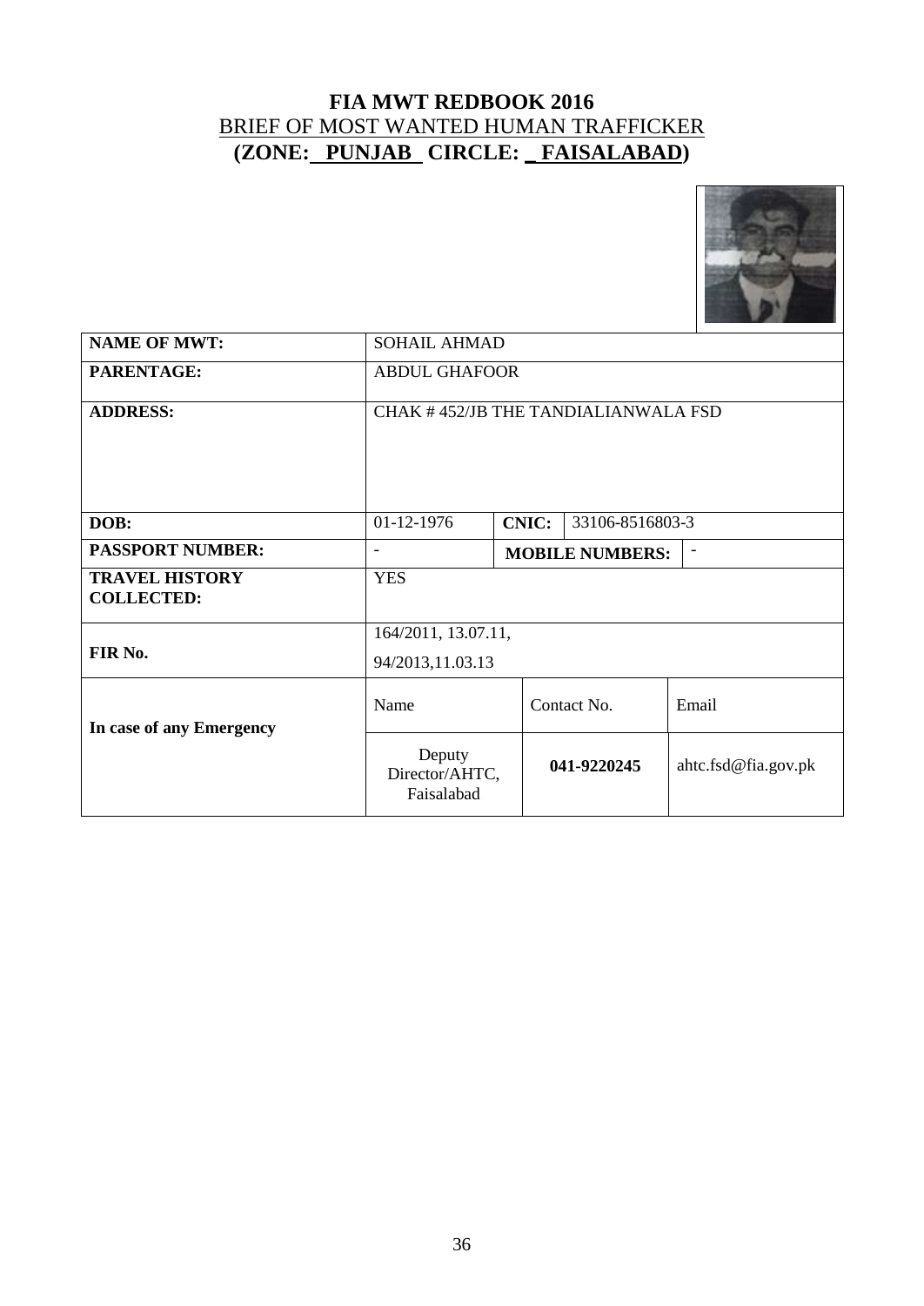# FIA MWT REDBOOK 2016

BRIEF OF MOST WANTED HUMAN TRAFFICKER

**(ZONE: PUNJAB CIRCLE: FAISALABAD)**

| | | | | |
|---|---|---|---|---|
| **NAME OF MWT:** | SOHAIL AHMAD | | | |
| **PARENTAGE:** | ABDUL GHAFOOR | | | |
| **ADDRESS:** | CHAK # 452/JB THE TANDIALIANWALA FSD | | | |
| **DOB:** | 01-12-1976 | **CNIC:** | 33106-8516803-3 | |
| **PASSPORT NUMBER:** | - | **MOBILE NUMBERS:** | | - |
| **TRAVEL HISTORY COLLECTED:** | YES | | | |
| **FIR No.** | 164/2011, 13.07.11, 94/2013,11.03.13 | | | |
| **In case of any Emergency** | Name | Contact No. | | Email |
| | Deputy Director/AHTC, Faisalabad | **041-9220245** | | ahtc.fsd@fia.gov.pk |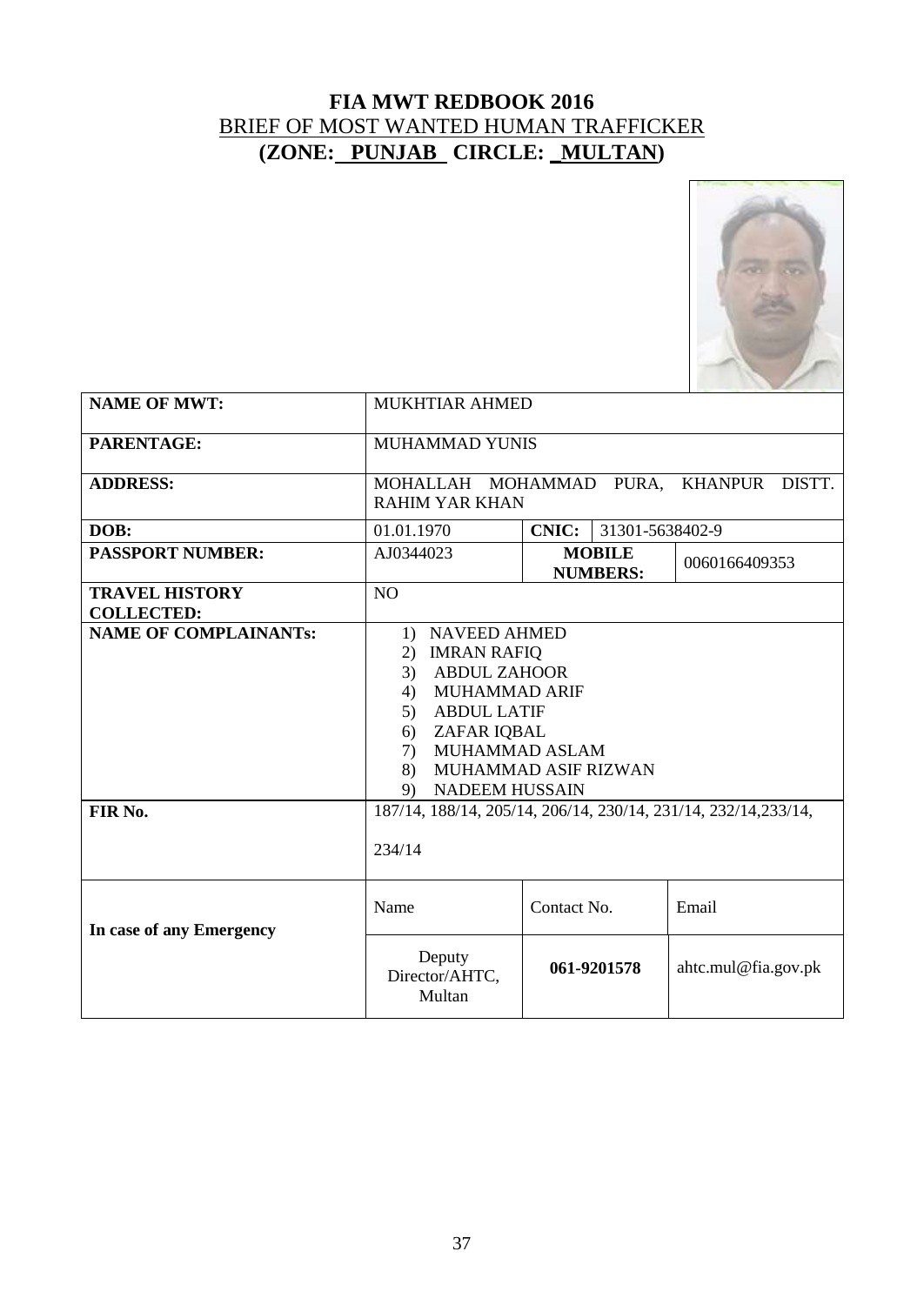# FIA MWT REDBOOK 2016

BRIEF OF MOST WANTED HUMAN TRAFFICKER

**(ZONE: PUNJAB CIRCLE: MULTAN)**

| | | | | |
|---|---|---|---|---|
| **NAME OF MWT:** | MUKHTIAR AHMED | | | |
| **PARENTAGE:** | MUHAMMAD YUNIS | | | |
| **ADDRESS:** | MOHALLAH MOHAMMAD PURA, KHANPUR DISTT. RAHIM YAR KHAN | | | |
| **DOB:** | 01.01.1970 | **CNIC:** | 31301-5638402-9 | |
| **PASSPORT NUMBER:** | AJ0344023 | **MOBILE NUMBERS:** | 0060166409353 | |
| **TRAVEL HISTORY COLLECTED:** | NO | | | |
| **NAME OF COMPLAINANTs:** | 1) NAVEED AHMED<br>2) IMRAN RAFIQ<br>3) ABDUL ZAHOOR<br>4) MUHAMMAD ARIF<br>5) ABDUL LATIF<br>6) ZAFAR IQBAL<br>7) MUHAMMAD ASLAM<br>8) MUHAMMAD ASIF RIZWAN<br>9) NADEEM HUSSAIN | | | |
| **FIR No.** | 187/14, 188/14, 205/14, 206/14, 230/14, 231/14, 232/14,233/14, 234/14 | | | |
| **In case of any Emergency** | Name | Contact No. | Email | |
| | Deputy Director/AHTC, Multan | **061-9201578** | ahtc.mul@fia.gov.pk | |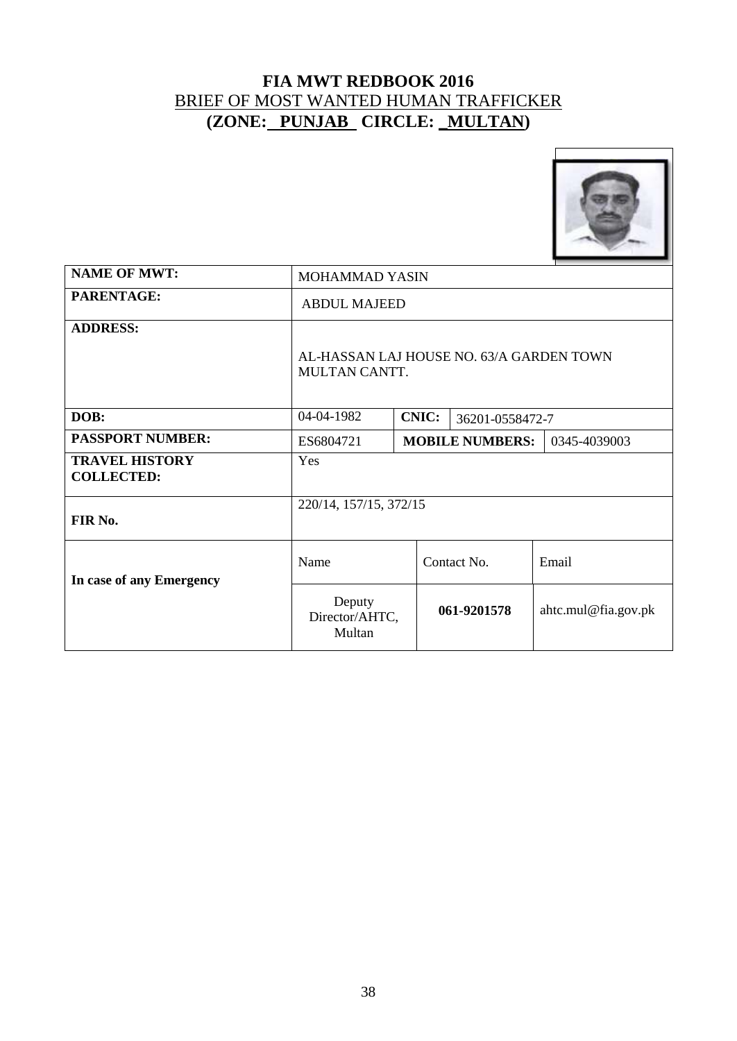# FIA MWT REDBOOK 2016

## BRIEF OF MOST WANTED HUMAN TRAFFICKER

## (ZONE: PUNJAB CIRCLE: MULTAN)

| | | | | |
|---|---|---|---|---|
| **NAME OF MWT:** | MOHAMMAD YASIN | | | |
| **PARENTAGE:** | ABDUL MAJEED | | | |
| **ADDRESS:** | AL-HASSAN LAJ HOUSE NO. 63/A GARDEN TOWN MULTAN CANTT. | | | |
| **DOB:** | 04-04-1982 | **CNIC:** | 36201-0558472-7 | |
| **PASSPORT NUMBER:** | ES6804721 | **MOBILE NUMBERS:** | | 0345-4039003 |
| **TRAVEL HISTORY COLLECTED:** | Yes | | | |
| **FIR No.** | 220/14, 157/15, 372/15 | | | |
| **In case of any Emergency** | Name | Contact No. | | Email |
| | Deputy Director/AHTC, Multan | **061-9201578** | | ahtc.mul@fia.gov.pk |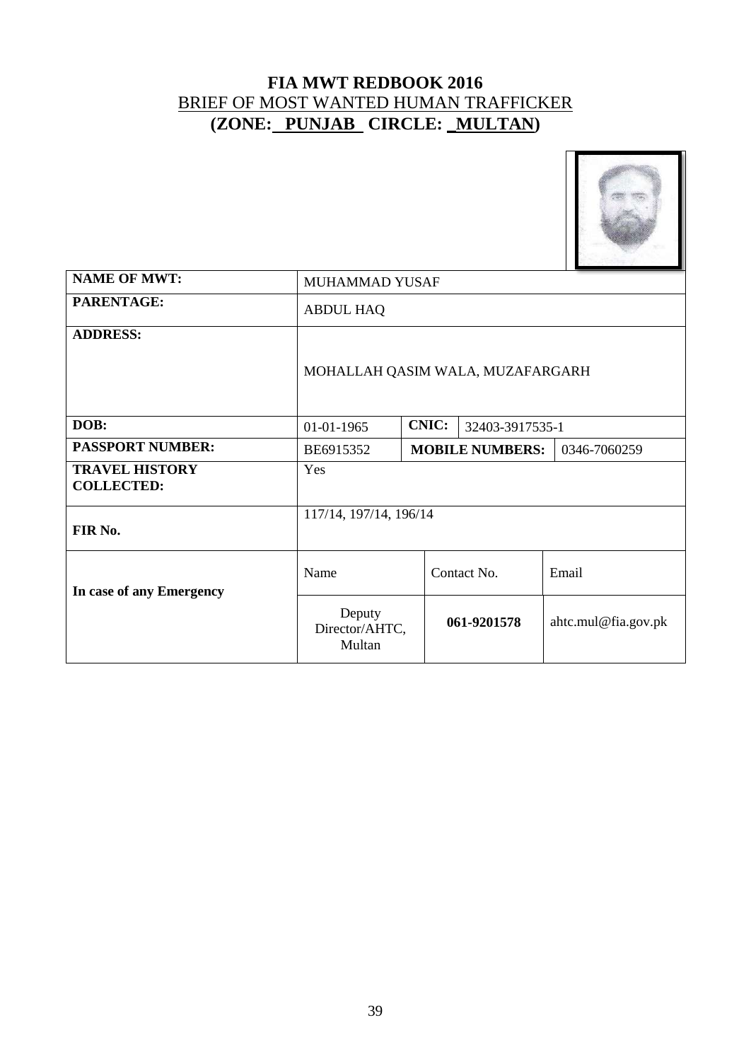# FIA MWT REDBOOK 2016

## BRIEF OF MOST WANTED HUMAN TRAFFICKER

## (ZONE: PUNJAB CIRCLE: MULTAN)

| | | | | |
|---|---|---|---|---|
| **NAME OF MWT:** | MUHAMMAD YUSAF | | | |
| **PARENTAGE:** | ABDUL HAQ | | | |
| **ADDRESS:** | MOHALLAH QASIM WALA, MUZAFARGARH | | | |
| **DOB:** | 01-01-1965 | **CNIC:** | 32403-3917535-1 | |
| **PASSPORT NUMBER:** | BE6915352 | **MOBILE NUMBERS:** | | 0346-7060259 |
| **TRAVEL HISTORY COLLECTED:** | Yes | | | |
| **FIR No.** | 117/14, 197/14, 196/14 | | | |
| **In case of any Emergency** | Name | Contact No. | | Email |
| | Deputy Director/AHTC, Multan | **061-9201578** | | ahtc.mul@fia.gov.pk |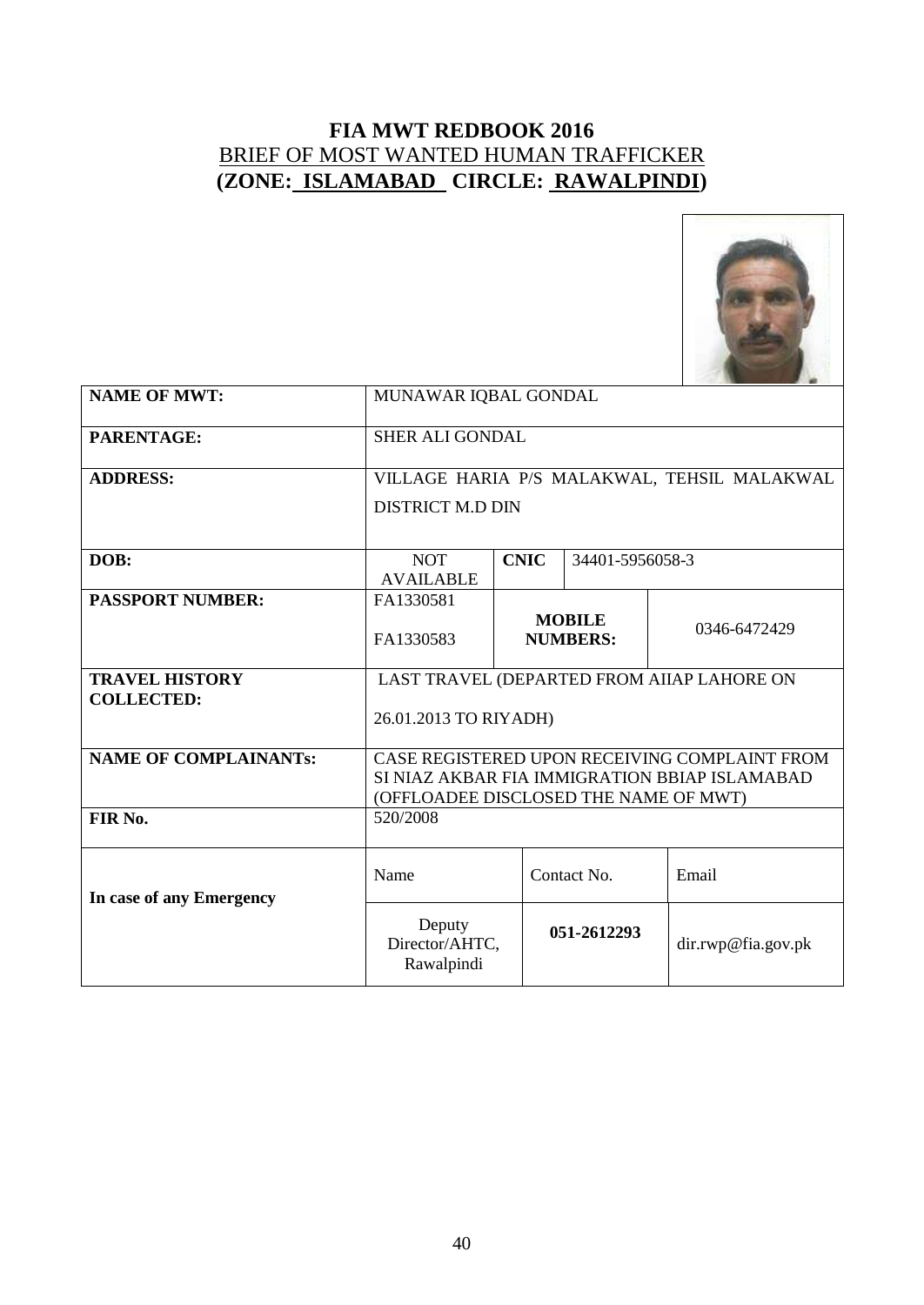# FIA MWT REDBOOK 2016

## BRIEF OF MOST WANTED HUMAN TRAFFICKER

## (ZONE: ISLAMABAD CIRCLE: RAWALPINDI)

| | | | | |
|---|---|---|---|---|
| **NAME OF MWT:** | MUNAWAR IQBAL GONDAL | | | |
| **PARENTAGE:** | SHER ALI GONDAL | | | |
| **ADDRESS:** | VILLAGE HARIA P/S MALAKWAL, TEHSIL MALAKWAL DISTRICT M.D DIN | | | |
| **DOB:** | NOT AVAILABLE | **CNIC** | 34401-5956058-3 | |
| **PASSPORT NUMBER:** | FA1330581 FA1330583 | **MOBILE NUMBERS:** | | 0346-6472429 |
| **TRAVEL HISTORY COLLECTED:** | LAST TRAVEL (DEPARTED FROM AIIAP LAHORE ON 26.01.2013 TO RIYADH) | | | |
| **NAME OF COMPLAINANTs:** | CASE REGISTERED UPON RECEIVING COMPLAINT FROM SI NIAZ AKBAR FIA IMMIGRATION BBIAP ISLAMABAD (OFFLOADEE DISCLOSED THE NAME OF MWT) | | | |
| **FIR No.** | 520/2008 | | | |
| **In case of any Emergency** | Name | Contact No. | | Email |
| | Deputy Director/AHTC, Rawalpindi | **051-2612293** | | dir.rwp@fia.gov.pk |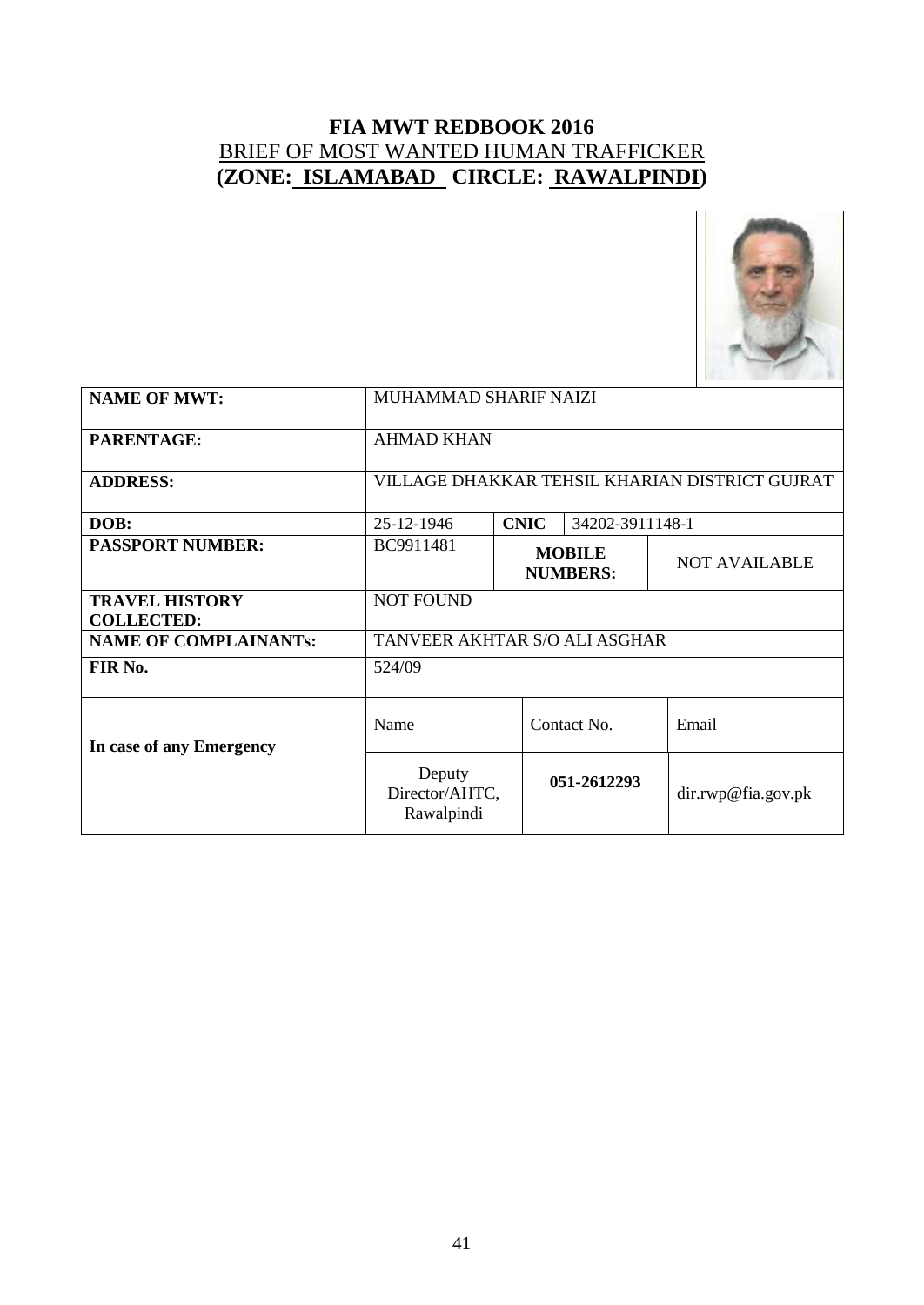# FIA MWT REDBOOK 2016

## BRIEF OF MOST WANTED HUMAN TRAFFICKER

## (ZONE: ISLAMABAD CIRCLE: RAWALPINDI)

| | | | | |
|---|---|---|---|---|
| **NAME OF MWT:** | MUHAMMAD SHARIF NAIZI | | | |
| **PARENTAGE:** | AHMAD KHAN | | | |
| **ADDRESS:** | VILLAGE DHAKKAR TEHSIL KHARIAN DISTRICT GUJRAT | | | |
| **DOB:** | 25-12-1946 | **CNIC** | 34202-3911148-1 | |
| **PASSPORT NUMBER:** | BC9911481 | **MOBILE NUMBERS:** | | NOT AVAILABLE |
| **TRAVEL HISTORY COLLECTED:** | NOT FOUND | | | |
| **NAME OF COMPLAINANTs:** | TANVEER AKHTAR S/O ALI ASGHAR | | | |
| **FIR No.** | 524/09 | | | |
| **In case of any Emergency** | Name | Contact No. | | Email |
| | Deputy Director/AHTC, Rawalpindi | **051-2612293** | | dir.rwp@fia.gov.pk |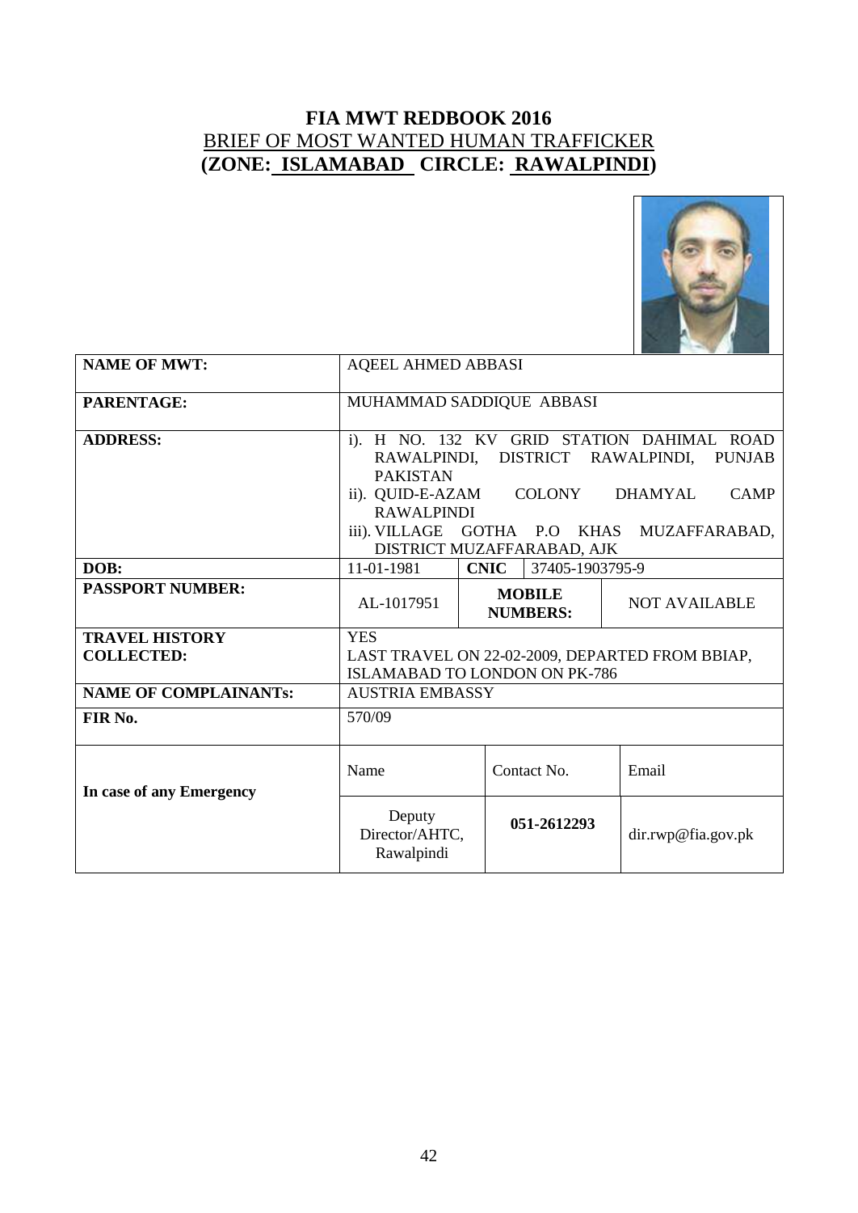# FIA MWT REDBOOK 2016

## BRIEF OF MOST WANTED HUMAN TRAFFICKER

## (ZONE: ISLAMABAD CIRCLE: RAWALPINDI)

| | | | | |
|---|---|---|---|---|
| **NAME OF MWT:** | AQEEL AHMED ABBASI | | | |
| **PARENTAGE:** | MUHAMMAD SADDIQUE ABBASI | | | |
| **ADDRESS:** | i). H NO. 132 KV GRID STATION DAHIMAL ROAD RAWALPINDI, DISTRICT RAWALPINDI, PUNJAB PAKISTAN<br>ii). QUID-E-AZAM COLONY DHAMYAL CAMP RAWALPINDI<br>iii). VILLAGE GOTHA P.O KHAS MUZAFFARABAD, DISTRICT MUZAFFARABAD, AJK | | | |
| **DOB:** | 11-01-1981 | **CNIC** | 37405-1903795-9 | |
| **PASSPORT NUMBER:** | AL-1017951 | **MOBILE NUMBERS:** | | NOT AVAILABLE |
| **TRAVEL HISTORY COLLECTED:** | YES<br>LAST TRAVEL ON 22-02-2009, DEPARTED FROM BBIAP, ISLAMABAD TO LONDON ON PK-786 | | | |
| **NAME OF COMPLAINANTs:** | AUSTRIA EMBASSY | | | |
| **FIR No.** | 570/09 | | | |
| **In case of any Emergency** | Name | Contact No. | | Email |
| | Deputy Director/AHTC, Rawalpindi | **051-2612293** | | dir.rwp@fia.gov.pk |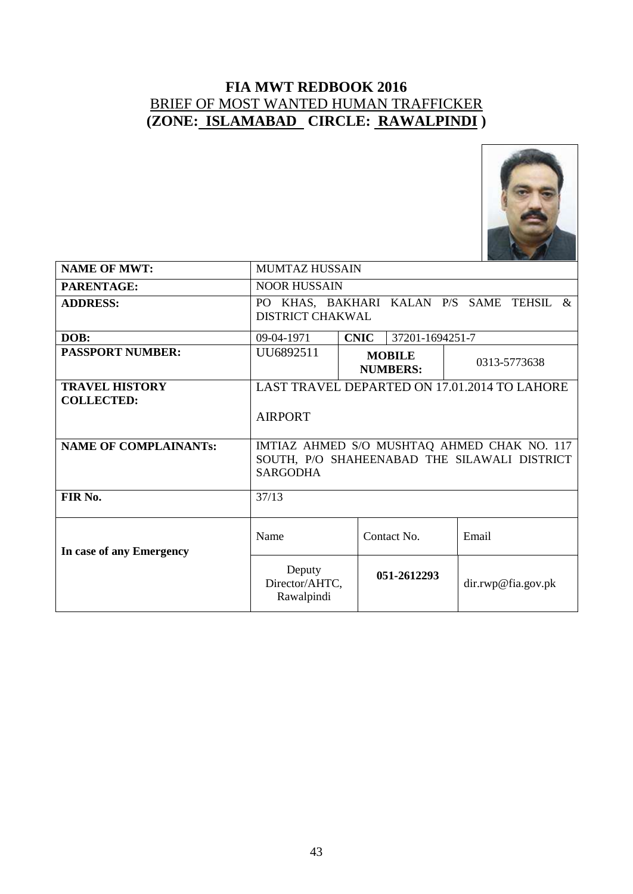# FIA MWT REDBOOK 2016

## BRIEF OF MOST WANTED HUMAN TRAFFICKER

## (ZONE: ISLAMABAD CIRCLE: RAWALPINDI )

| | | | | |
|---|---|---|---|---|
| **NAME OF MWT:** | MUMTAZ HUSSAIN | | | |
| **PARENTAGE:** | NOOR HUSSAIN | | | |
| **ADDRESS:** | PO KHAS, BAKHARI KALAN P/S SAME TEHSIL & DISTRICT CHAKWAL | | | |
| **DOB:** | 09-04-1971 | **CNIC** | 37201-1694251-7 | |
| **PASSPORT NUMBER:** | UU6892511 | **MOBILE NUMBERS:** | | 0313-5773638 |
| **TRAVEL HISTORY COLLECTED:** | LAST TRAVEL DEPARTED ON 17.01.2014 TO LAHORE AIRPORT | | | |
| **NAME OF COMPLAINANTs:** | IMTIAZ AHMED S/O MUSHTAQ AHMED CHAK NO. 117 SOUTH, P/O SHAHEENABAD THE SILAWALI DISTRICT SARGODHA | | | |
| **FIR No.** | 37/13 | | | |
| **In case of any Emergency** | Name | Contact No. | | Email |
| | Deputy Director/AHTC, Rawalpindi | **051-2612293** | | dir.rwp@fia.gov.pk |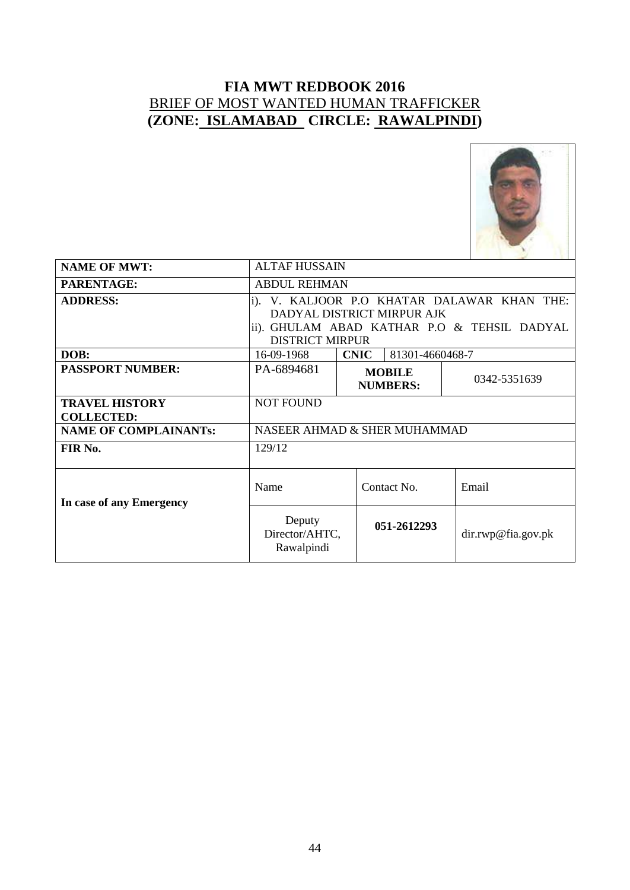# FIA MWT REDBOOK 2016

## BRIEF OF MOST WANTED HUMAN TRAFFICKER

## (ZONE: ISLAMABAD CIRCLE: RAWALPINDI)

| | | | | |
|---|---|---|---|---|
| **NAME OF MWT:** | ALTAF HUSSAIN | | | |
| **PARENTAGE:** | ABDUL REHMAN | | | |
| **ADDRESS:** | i). V. KALJOOR P.O KHATAR DALAWAR KHAN THE: DADYAL DISTRICT MIRPUR AJK<br>ii). GHULAM ABAD KATHAR P.O & TEHSIL DADYAL DISTRICT MIRPUR | | | |
| **DOB:** | 16-09-1968 | **CNIC** | 81301-4660468-7 | |
| **PASSPORT NUMBER:** | PA-6894681 | **MOBILE NUMBERS:** | | 0342-5351639 |
| **TRAVEL HISTORY COLLECTED:** | NOT FOUND | | | |
| **NAME OF COMPLAINANTs:** | NASEER AHMAD & SHER MUHAMMAD | | | |
| **FIR No.** | 129/12 | | | |
| **In case of any Emergency** | Name | Contact No. | | Email |
| | Deputy Director/AHTC, Rawalpindi | **051-2612293** | | dir.rwp@fia.gov.pk |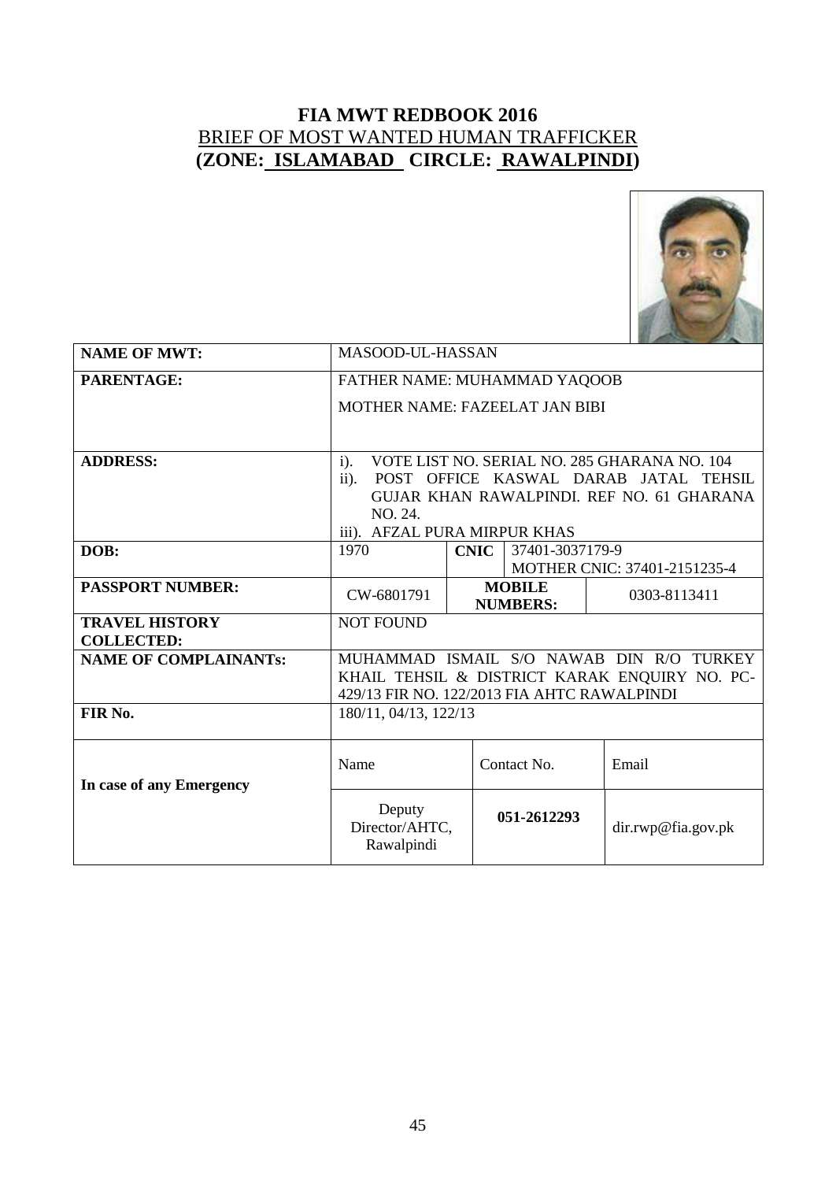# FIA MWT REDBOOK 2016

## BRIEF OF MOST WANTED HUMAN TRAFFICKER

## (ZONE: ISLAMABAD CIRCLE: RAWALPINDI)

| | | | | | |
|---|---|---|---|---|---|
| **NAME OF MWT:** | MASOOD-UL-HASSAN | | | | |
| **PARENTAGE:** | FATHER NAME: MUHAMMAD YAQOOB<br>MOTHER NAME: FAZEELAT JAN BIBI | | | | |
| **ADDRESS:** | i). VOTE LIST NO. SERIAL NO. 285 GHARANA NO. 104<br>ii). POST OFFICE KASWAL DARAB JATAL TEHSIL GUJAR KHAN RAWALPINDI. REF NO. 61 GHARANA NO. 24.<br>iii). AFZAL PURA MIRPUR KHAS | | | | |
| **DOB:** | 1970 | **CNIC** | 37401-3037179-9<br>MOTHER CNIC: 37401-2151235-4 | | |
| **PASSPORT NUMBER:** | CW-6801791 | **MOBILE NUMBERS:** | | 0303-8113411 | |
| **TRAVEL HISTORY COLLECTED:** | NOT FOUND | | | | |
| **NAME OF COMPLAINANTs:** | MUHAMMAD ISMAIL S/O NAWAB DIN R/O TURKEY KHAIL TEHSIL & DISTRICT KARAK ENQUIRY NO. PC-429/13 FIR NO. 122/2013 FIA AHTC RAWALPINDI | | | | |
| **FIR No.** | 180/11, 04/13, 122/13 | | | | |
| **In case of any Emergency** | Name | Contact No. | | Email | |
| | Deputy Director/AHTC, Rawalpindi | **051-2612293** | | dir.rwp@fia.gov.pk | |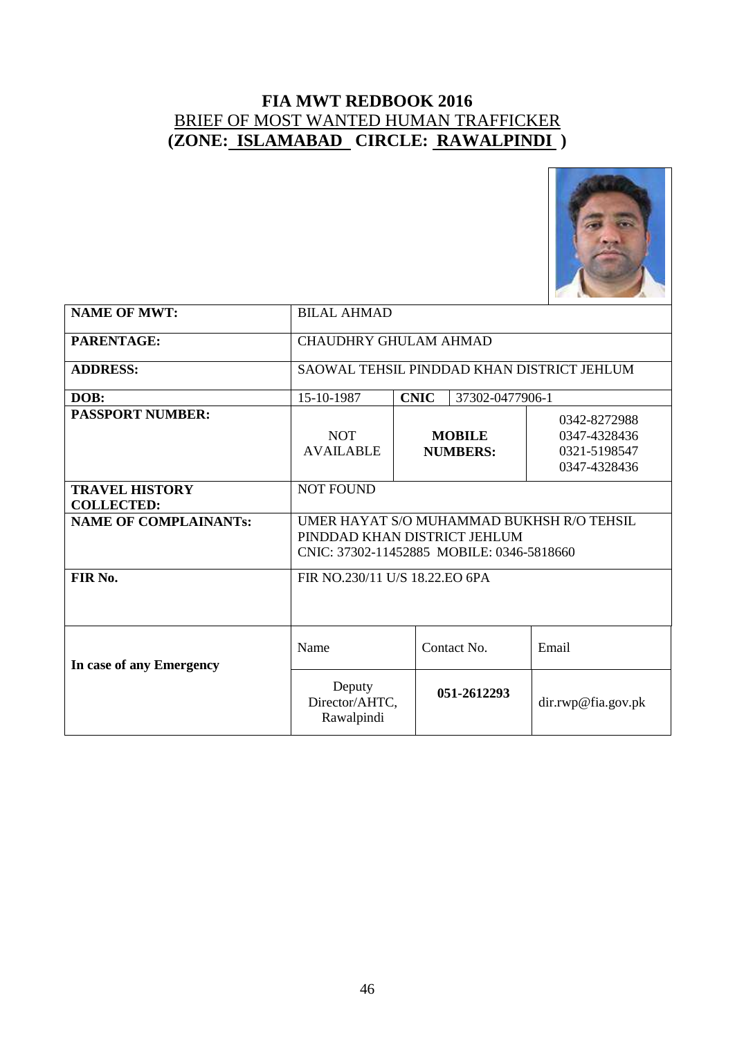# FIA MWT REDBOOK 2016

BRIEF OF MOST WANTED HUMAN TRAFFICKER

**(ZONE: ISLAMABAD CIRCLE: RAWALPINDI )**

| | | | | |
|---|---|---|---|---|
| **NAME OF MWT:** | BILAL AHMAD | | | |
| **PARENTAGE:** | CHAUDHRY GHULAM AHMAD | | | |
| **ADDRESS:** | SAOWAL TEHSIL PINDDAD KHAN DISTRICT JEHLUM | | | |
| **DOB:** | 15-10-1987 | **CNIC** | 37302-0477906-1 | |
| **PASSPORT NUMBER:** | NOT AVAILABLE | **MOBILE NUMBERS:** | | 0342-8272988<br>0347-4328436<br>0321-5198547<br>0347-4328436 |
| **TRAVEL HISTORY COLLECTED:** | NOT FOUND | | | |
| **NAME OF COMPLAINANTs:** | UMER HAYAT S/O MUHAMMAD BUKHSH R/O TEHSIL PINDDAD KHAN DISTRICT JEHLUM<br>CNIC: 37302-11452885 MOBILE: 0346-5818660 | | | |
| **FIR No.** | FIR NO.230/11 U/S 18.22.EO 6PA | | | |
| **In case of any Emergency** | Name | Contact No. | | Email |
| | Deputy Director/AHTC, Rawalpindi | **051-2612293** | | dir.rwp@fia.gov.pk |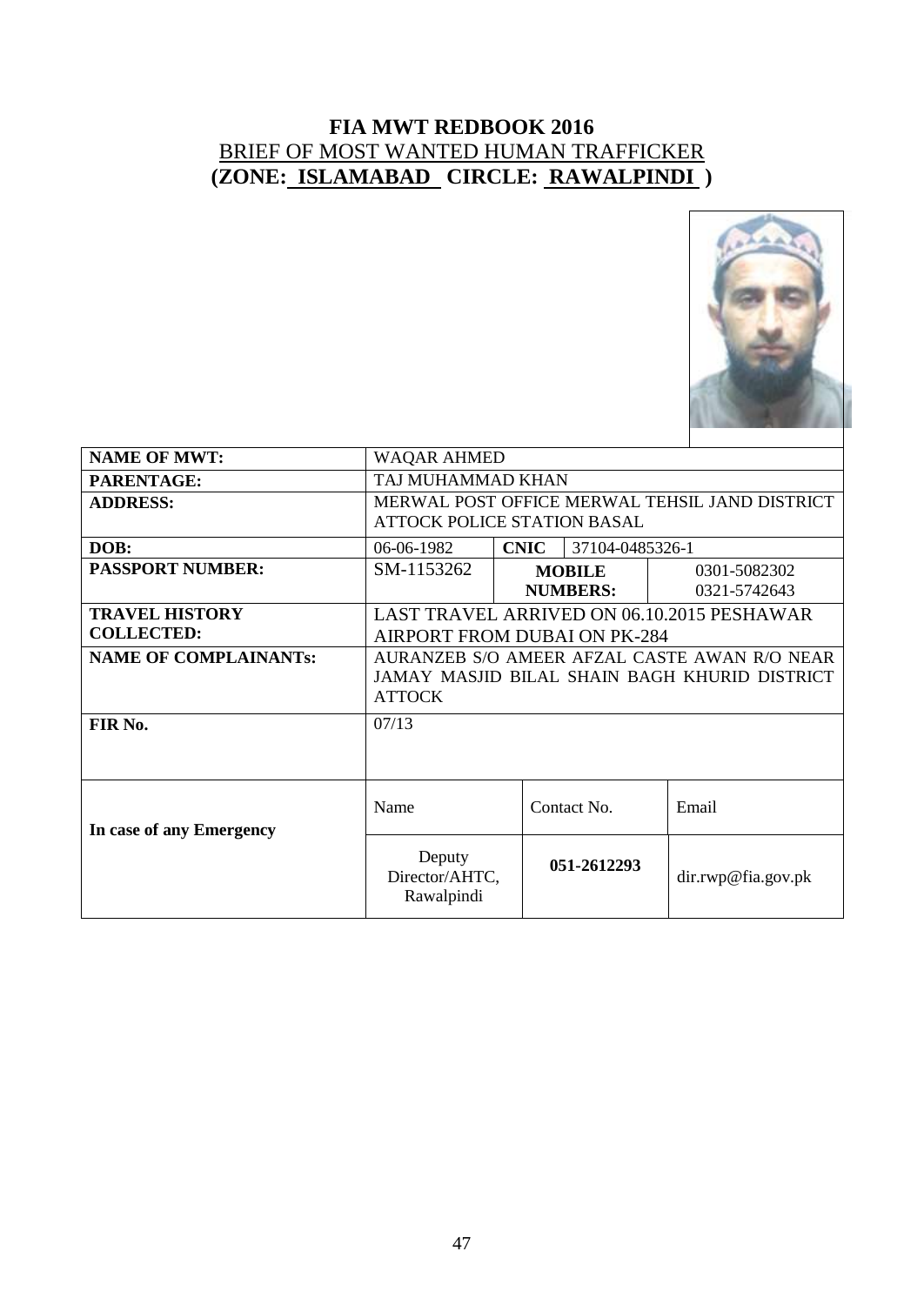# FIA MWT REDBOOK 2016

BRIEF OF MOST WANTED HUMAN TRAFFICKER

**(ZONE: ISLAMABAD CIRCLE: RAWALPINDI )**

| | | | | |
|---|---|---|---|---|
| **NAME OF MWT:** | WAQAR AHMED | | | |
| **PARENTAGE:** | TAJ MUHAMMAD KHAN | | | |
| **ADDRESS:** | MERWAL POST OFFICE MERWAL TEHSIL JAND DISTRICT ATTOCK POLICE STATION BASAL | | | |
| **DOB:** | 06-06-1982 | **CNIC** | 37104-0485326-1 | |
| **PASSPORT NUMBER:** | SM-1153262 | **MOBILE NUMBERS:** | | 0301-5082302 0321-5742643 |
| **TRAVEL HISTORY COLLECTED:** | LAST TRAVEL ARRIVED ON 06.10.2015 PESHAWAR AIRPORT FROM DUBAI ON PK-284 | | | |
| **NAME OF COMPLAINANTs:** | AURANZEB S/O AMEER AFZAL CASTE AWAN R/O NEAR JAMAY MASJID BILAL SHAIN BAGH KHURID DISTRICT ATTOCK | | | |
| **FIR No.** | 07/13 | | | |
| **In case of any Emergency** | Name | Contact No. | | Email |
| | Deputy Director/AHTC, Rawalpindi | **051-2612293** | | dir.rwp@fia.gov.pk |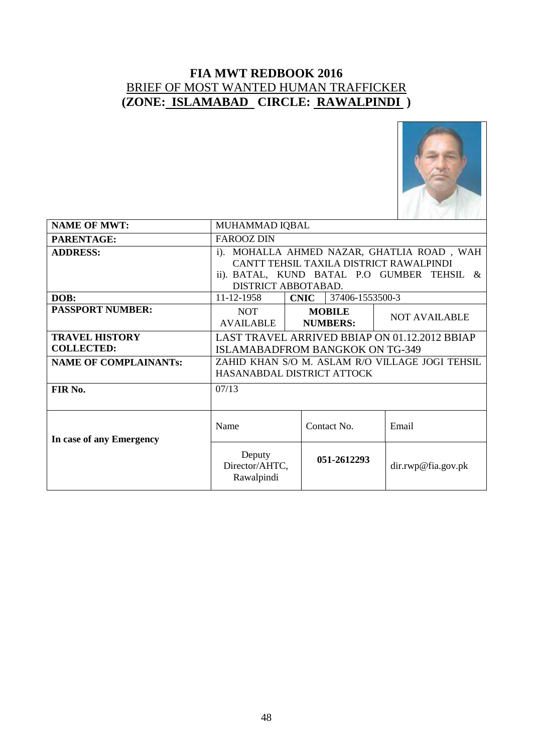# FIA MWT REDBOOK 2016

## BRIEF OF MOST WANTED HUMAN TRAFFICKER

## (ZONE: ISLAMABAD CIRCLE: RAWALPINDI )

| | | | |
|---|---|---|---|
| **NAME OF MWT:** | MUHAMMAD IQBAL | | |
| **PARENTAGE:** | FAROOZ DIN | | |
| **ADDRESS:** | i). MOHALLA AHMED NAZAR, GHATLIA ROAD , WAH CANTT TEHSIL TAXILA DISTRICT RAWALPINDI<br>ii). BATAL, KUND BATAL P.O GUMBER TEHSIL & DISTRICT ABBOTABAD. | | |
| **DOB:** | 11-12-1958 | **CNIC** | 37406-1553500-3 |
| **PASSPORT NUMBER:** | NOT AVAILABLE | **MOBILE NUMBERS:** | NOT AVAILABLE |
| **TRAVEL HISTORY COLLECTED:** | LAST TRAVEL ARRIVED BBIAP ON 01.12.2012 BBIAP ISLAMABADFROM BANGKOK ON TG-349 | | |
| **NAME OF COMPLAINANTs:** | ZAHID KHAN S/O M. ASLAM R/O VILLAGE JOGI TEHSIL HASANABDAL DISTRICT ATTOCK | | |
| **FIR No.** | 07/13 | | |
| **In case of any Emergency** | Name | Contact No. | Email |
| | Deputy Director/AHTC, Rawalpindi | **051-2612293** | dir.rwp@fia.gov.pk |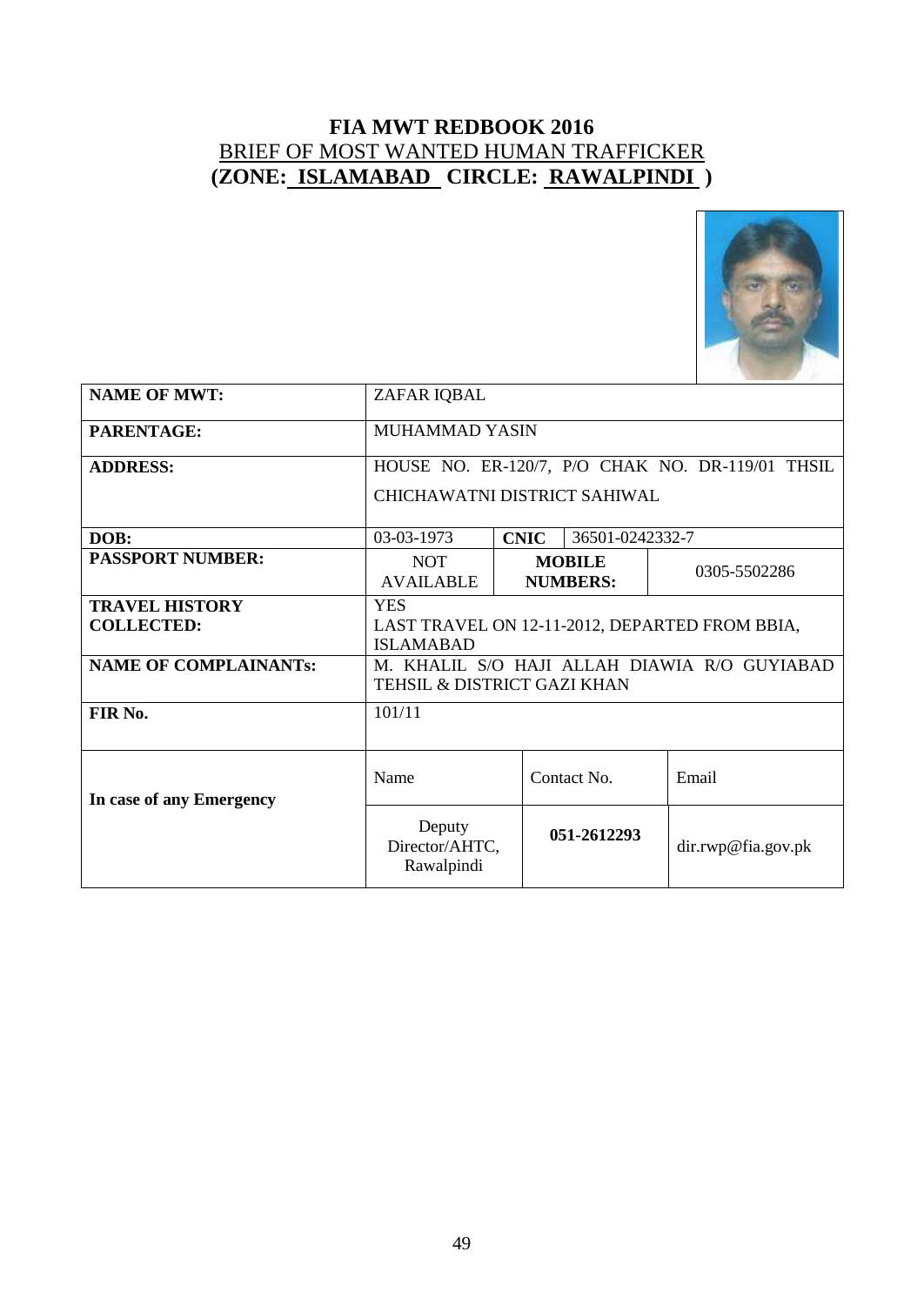# FIA MWT REDBOOK 2016

BRIEF OF MOST WANTED HUMAN TRAFFICKER

**(ZONE: ISLAMABAD CIRCLE: RAWALPINDI )**

| | | | | |
|---|---|---|---|---|
| **NAME OF MWT:** | ZAFAR IQBAL | | | |
| **PARENTAGE:** | MUHAMMAD YASIN | | | |
| **ADDRESS:** | HOUSE NO. ER-120/7, P/O CHAK NO. DR-119/01 THSIL CHICHAWATNI DISTRICT SAHIWAL | | | |
| **DOB:** | 03-03-1973 | **CNIC** | 36501-0242332-7 | |
| **PASSPORT NUMBER:** | NOT AVAILABLE | **MOBILE NUMBERS:** | 0305-5502286 | |
| **TRAVEL HISTORY COLLECTED:** | YES<br>LAST TRAVEL ON 12-11-2012, DEPARTED FROM BBIA, ISLAMABAD | | | |
| **NAME OF COMPLAINANTs:** | M. KHALIL S/O HAJI ALLAH DIAWIA R/O GUYIABAD TEHSIL & DISTRICT GAZI KHAN | | | |
| **FIR No.** | 101/11 | | | |
| **In case of any Emergency** | Name | Contact No. | Email | |
| | Deputy Director/AHTC, Rawalpindi | **051-2612293** | dir.rwp@fia.gov.pk | |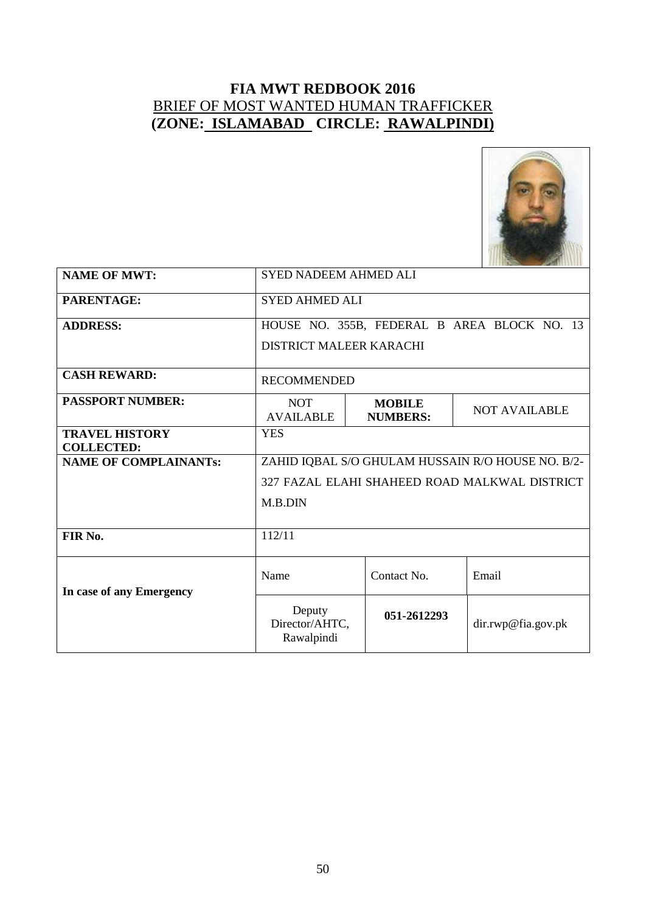# FIA MWT REDBOOK 2016

## BRIEF OF MOST WANTED HUMAN TRAFFICKER

## (ZONE: ISLAMABAD CIRCLE: RAWALPINDI)

| | | | |
|---|---|---|---|
| **NAME OF MWT:** | SYED NADEEM AHMED ALI | | |
| **PARENTAGE:** | SYED AHMED ALI | | |
| **ADDRESS:** | HOUSE NO. 355B, FEDERAL B AREA BLOCK NO. 13 DISTRICT MALEER KARACHI | | |
| **CASH REWARD:** | RECOMMENDED | | |
| **PASSPORT NUMBER:** | NOT AVAILABLE | **MOBILE NUMBERS:** | NOT AVAILABLE |
| **TRAVEL HISTORY COLLECTED:** | YES | | |
| **NAME OF COMPLAINANTs:** | ZAHID IQBAL S/O GHULAM HUSSAIN R/O HOUSE NO. B/2-327 FAZAL ELAHI SHAHEED ROAD MALKWAL DISTRICT M.B.DIN | | |
| **FIR No.** | 112/11 | | |
| **In case of any Emergency** | Name | Contact No. | Email |
| | Deputy Director/AHTC, Rawalpindi | **051-2612293** | dir.rwp@fia.gov.pk |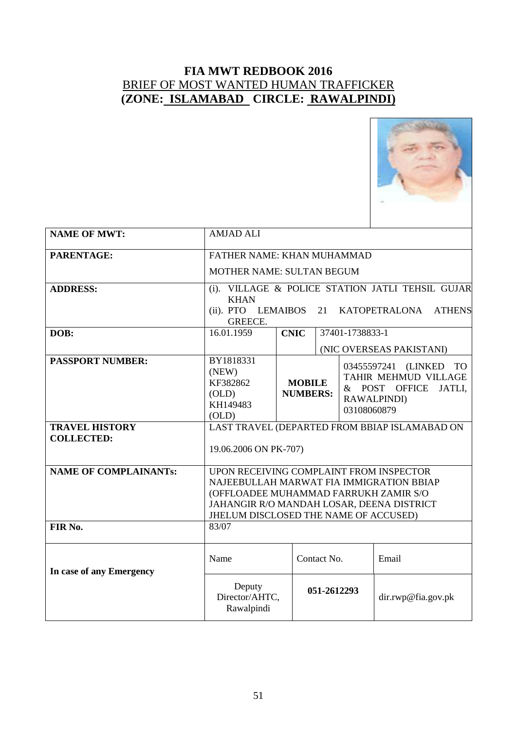# FIA MWT REDBOOK 2016

## BRIEF OF MOST WANTED HUMAN TRAFFICKER

## (ZONE: ISLAMABAD CIRCLE: RAWALPINDI)

| | | | | | |
|---|---|---|---|---|---|
| **NAME OF MWT:** | AMJAD ALI | | | | |
| **PARENTAGE:** | FATHER NAME: KHAN MUHAMMAD<br>MOTHER NAME: SULTAN BEGUM | | | | |
| **ADDRESS:** | (i). VILLAGE & POLICE STATION JATLI TEHSIL GUJAR KHAN<br>(ii). PTO LEMAIBOS 21 KATOPETRALONA ATHENS GREECE. | | | | |
| **DOB:** | 16.01.1959 | **CNIC** | 37401-1738833-1<br>(NIC OVERSEAS PAKISTANI) | | |
| **PASSPORT NUMBER:** | BY1818331 (NEW)<br>KF382862 (OLD)<br>KH149483 (OLD) | **MOBILE NUMBERS:** | 03455597241 (LINKED TO TAHIR MEHMUD VILLAGE & POST OFFICE JATLI, RAWALPINDI)<br>03108060879 | | |
| **TRAVEL HISTORY COLLECTED:** | LAST TRAVEL (DEPARTED FROM BBIAP ISLAMABAD ON<br>19.06.2006 ON PK-707) | | | | |
| **NAME OF COMPLAINANTs:** | UPON RECEIVING COMPLAINT FROM INSPECTOR NAJEEBULLAH MARWAT FIA IMMIGRATION BBIAP (OFFLOADEE MUHAMMAD FARRUKH ZAMIR S/O JAHANGIR R/O MANDAH LOSAR, DEENA DISTRICT JHELUM DISCLOSED THE NAME OF ACCUSED) | | | | |
| **FIR No.** | 83/07 | | | | |
| **In case of any Emergency** | Name | Contact No. | | Email | |
| | Deputy Director/AHTC, Rawalpindi | **051-2612293** | | dir.rwp@fia.gov.pk | |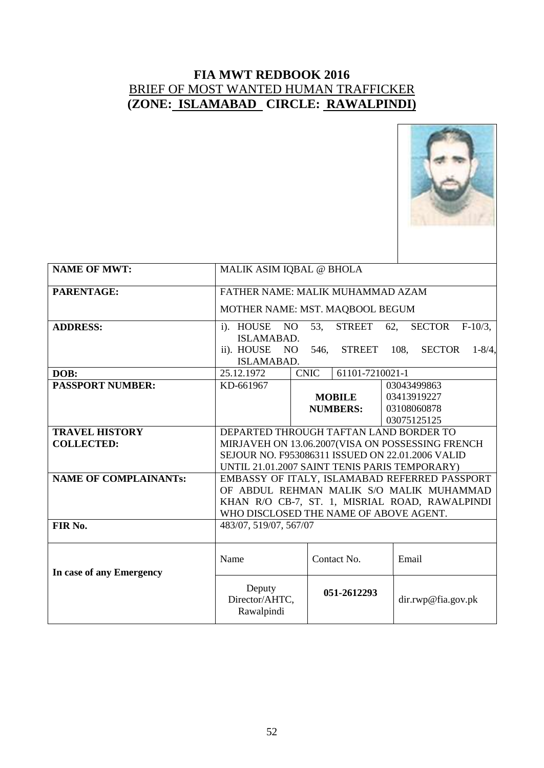# FIA MWT REDBOOK 2016

## BRIEF OF MOST WANTED HUMAN TRAFFICKER

## (ZONE: ISLAMABAD CIRCLE: RAWALPINDI)

| | | | | |
|---|---|---|---|---|
| **NAME OF MWT:** | MALIK ASIM IQBAL @ BHOLA | | | |
| **PARENTAGE:** | FATHER NAME: MALIK MUHAMMAD AZAM<br>MOTHER NAME: MST. MAQBOOL BEGUM | | | |
| **ADDRESS:** | i). HOUSE NO 53, STREET 62, SECTOR F-10/3, ISLAMABAD.<br>ii). HOUSE NO 546, STREET 108, SECTOR 1-8/4, ISLAMABAD. | | | |
| **DOB:** | 25.12.1972 | CNIC | 61101-7210021-1 | |
| **PASSPORT NUMBER:** | KD-661967 | **MOBILE NUMBERS:** | | 03043499863<br>03413919227<br>03108060878<br>03075125125 |
| **TRAVEL HISTORY COLLECTED:** | DEPARTED THROUGH TAFTAN LAND BORDER TO MIRJAVEH ON 13.06.2007(VISA ON POSSESSING FRENCH SEJOUR NO. F953086311 ISSUED ON 22.01.2006 VALID UNTIL 21.01.2007 SAINT TENIS PARIS TEMPORARY) | | | |
| **NAME OF COMPLAINANTs:** | EMBASSY OF ITALY, ISLAMABAD REFERRED PASSPORT OF ABDUL REHMAN MALIK S/O MALIK MUHAMMAD KHAN R/O CB-7, ST. 1, MISRIAL ROAD, RAWALPINDI WHO DISCLOSED THE NAME OF ABOVE AGENT. | | | |
| **FIR No.** | 483/07, 519/07, 567/07 | | | |
| **In case of any Emergency** | Name | Contact No. | | Email |
| | Deputy Director/AHTC, Rawalpindi | **051-2612293** | | dir.rwp@fia.gov.pk |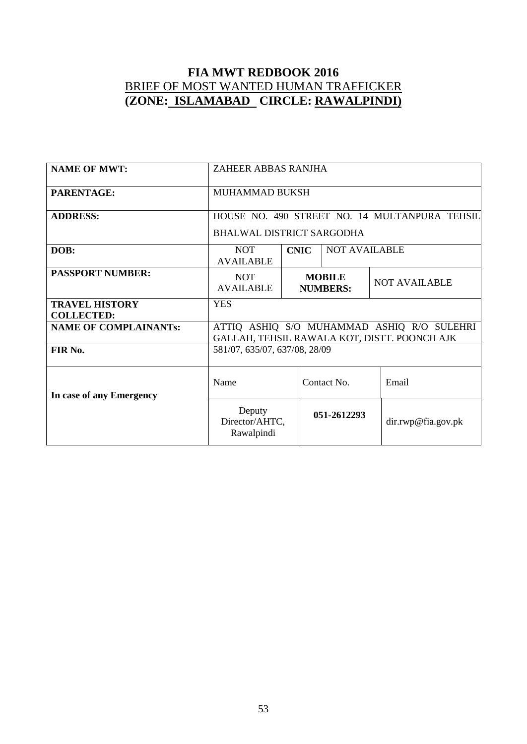# FIA MWT REDBOOK 2016

## BRIEF OF MOST WANTED HUMAN TRAFFICKER

## (ZONE: ISLAMABAD CIRCLE: RAWALPINDI)

| | | | | |
|---|---|---|---|---|
| **NAME OF MWT:** | ZAHEER ABBAS RANJHA | | | |
| **PARENTAGE:** | MUHAMMAD BUKSH | | | |
| **ADDRESS:** | HOUSE NO. 490 STREET NO. 14 MULTANPURA TEHSIL BHALWAL DISTRICT SARGODHA | | | |
| **DOB:** | NOT AVAILABLE | **CNIC** | NOT AVAILABLE | |
| **PASSPORT NUMBER:** | NOT AVAILABLE | **MOBILE NUMBERS:** | | NOT AVAILABLE |
| **TRAVEL HISTORY COLLECTED:** | YES | | | |
| **NAME OF COMPLAINANTs:** | ATTIQ ASHIQ S/O MUHAMMAD ASHIQ R/O SULEHRI GALLAH, TEHSIL RAWALA KOT, DISTT. POONCH AJK | | | |
| **FIR No.** | 581/07, 635/07, 637/08, 28/09 | | | |
| **In case of any Emergency** | Name | Contact No. | | Email |
| | Deputy Director/AHTC, Rawalpindi | **051-2612293** | | dir.rwp@fia.gov.pk |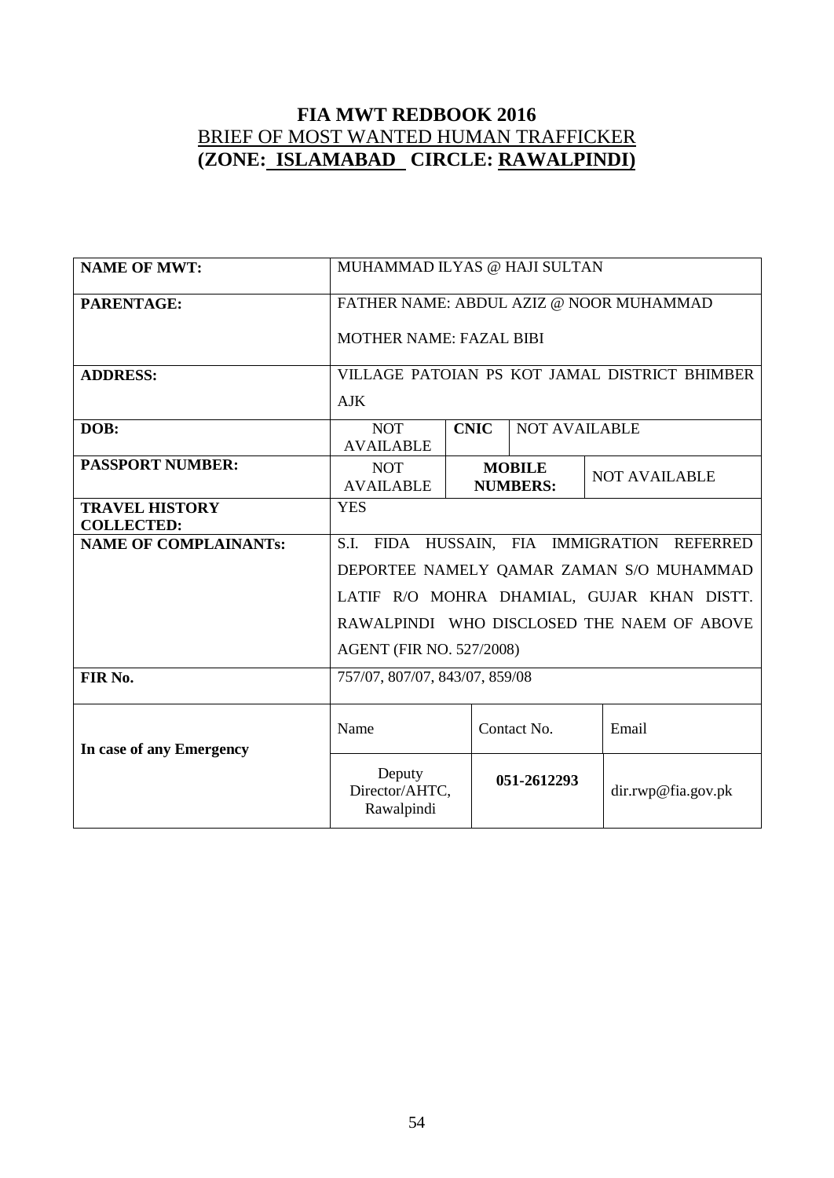# FIA MWT REDBOOK 2016

## BRIEF OF MOST WANTED HUMAN TRAFFICKER

## (ZONE: ISLAMABAD CIRCLE: RAWALPINDI)

| | | | | |
|---|---|---|---|---|
| **NAME OF MWT:** | MUHAMMAD ILYAS @ HAJI SULTAN | | | |
| **PARENTAGE:** | FATHER NAME: ABDUL AZIZ @ NOOR MUHAMMAD<br>MOTHER NAME: FAZAL BIBI | | | |
| **ADDRESS:** | VILLAGE PATOIAN PS KOT JAMAL DISTRICT BHIMBER AJK | | | |
| **DOB:** | NOT AVAILABLE | **CNIC** | NOT AVAILABLE | |
| **PASSPORT NUMBER:** | NOT AVAILABLE | **MOBILE NUMBERS:** | | NOT AVAILABLE |
| **TRAVEL HISTORY COLLECTED:** | YES | | | |
| **NAME OF COMPLAINANTs:** | S.I. FIDA HUSSAIN, FIA IMMIGRATION REFERRED DEPORTEE NAMELY QAMAR ZAMAN S/O MUHAMMAD LATIF R/O MOHRA DHAMIAL, GUJAR KHAN DISTT. RAWALPINDI WHO DISCLOSED THE NAEM OF ABOVE AGENT (FIR NO. 527/2008) | | | |
| **FIR No.** | 757/07, 807/07, 843/07, 859/08 | | | |
| **In case of any Emergency** | Name | Contact No. | | Email |
| | Deputy Director/AHTC, Rawalpindi | **051-2612293** | | dir.rwp@fia.gov.pk |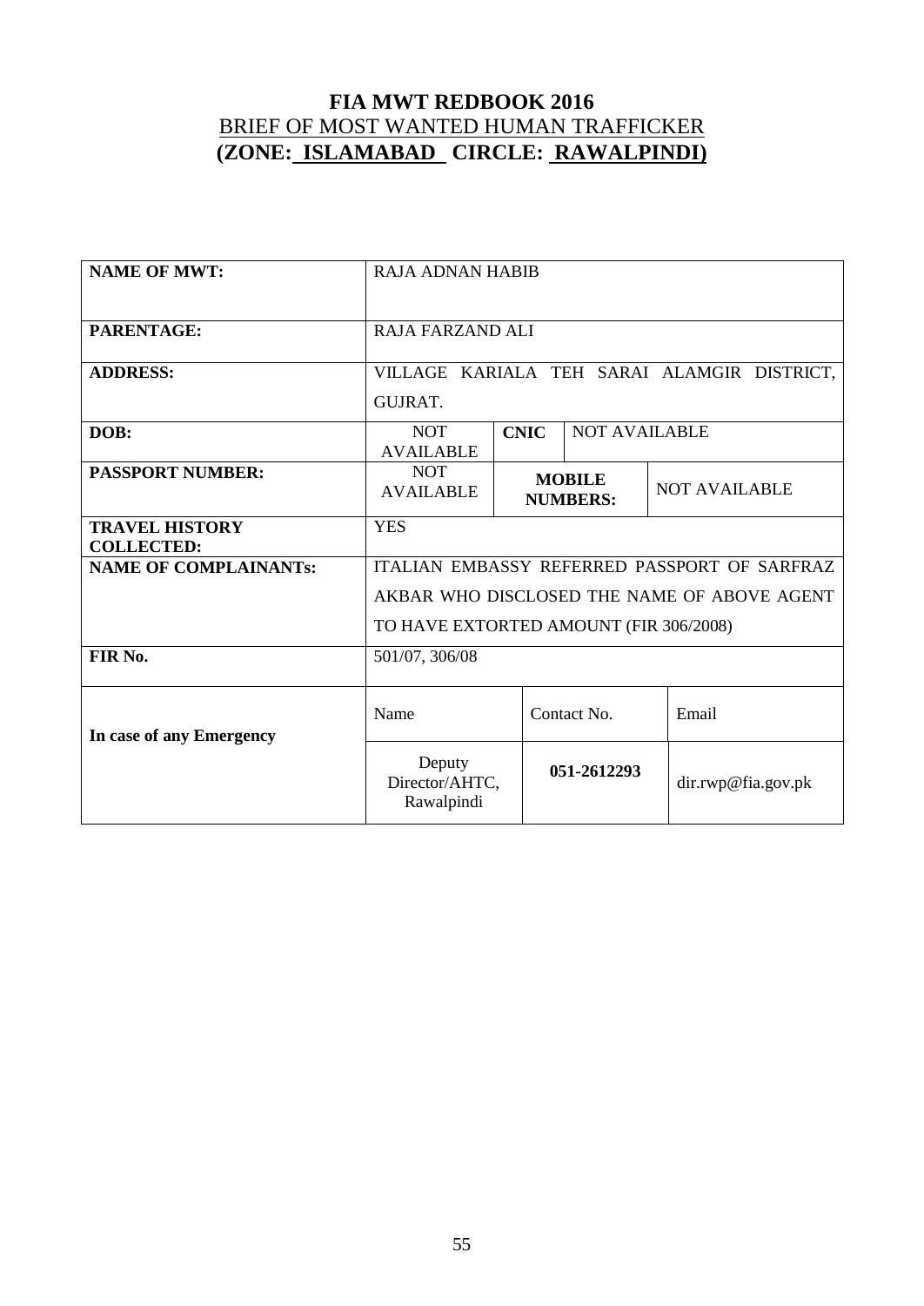# FIA MWT REDBOOK 2016

## BRIEF OF MOST WANTED HUMAN TRAFFICKER

## (ZONE: ISLAMABAD CIRCLE: RAWALPINDI)

| | | | | |
|---|---|---|---|---|
| **NAME OF MWT:** | RAJA ADNAN HABIB | | | |
| **PARENTAGE:** | RAJA FARZAND ALI | | | |
| **ADDRESS:** | VILLAGE KARIALA TEH SARAI ALAMGIR DISTRICT, GUJRAT. | | | |
| **DOB:** | NOT AVAILABLE | **CNIC** | NOT AVAILABLE | |
| **PASSPORT NUMBER:** | NOT AVAILABLE | **MOBILE NUMBERS:** | | NOT AVAILABLE |
| **TRAVEL HISTORY COLLECTED:** | YES | | | |
| **NAME OF COMPLAINANTs:** | ITALIAN EMBASSY REFERRED PASSPORT OF SARFRAZ AKBAR WHO DISCLOSED THE NAME OF ABOVE AGENT TO HAVE EXTORTED AMOUNT (FIR 306/2008) | | | |
| **FIR No.** | 501/07, 306/08 | | | |
| **In case of any Emergency** | Name | Contact No. | | Email |
| | Deputy Director/AHTC, Rawalpindi | **051-2612293** | | dir.rwp@fia.gov.pk |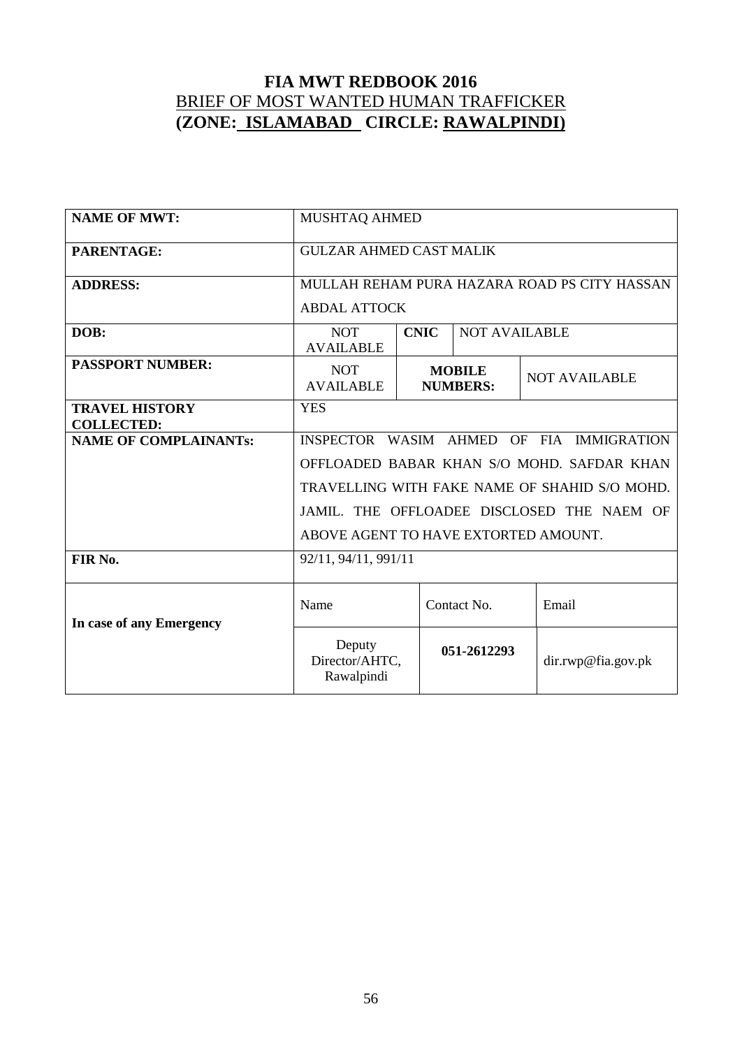# FIA MWT REDBOOK 2016

## BRIEF OF MOST WANTED HUMAN TRAFFICKER

## (ZONE: ISLAMABAD CIRCLE: RAWALPINDI)

| | | | | |
|---|---|---|---|---|
| **NAME OF MWT:** | MUSHTAQ AHMED | | | |
| **PARENTAGE:** | GULZAR AHMED CAST MALIK | | | |
| **ADDRESS:** | MULLAH REHAM PURA HAZARA ROAD PS CITY HASSAN ABDAL ATTOCK | | | |
| **DOB:** | NOT AVAILABLE | **CNIC** | NOT AVAILABLE | |
| **PASSPORT NUMBER:** | NOT AVAILABLE | **MOBILE NUMBERS:** | | NOT AVAILABLE |
| **TRAVEL HISTORY COLLECTED:** | YES | | | |
| **NAME OF COMPLAINANTs:** | INSPECTOR WASIM AHMED OF FIA IMMIGRATION OFFLOADED BABAR KHAN S/O MOHD. SAFDAR KHAN TRAVELLING WITH FAKE NAME OF SHAHID S/O MOHD. JAMIL. THE OFFLOADEE DISCLOSED THE NAEM OF ABOVE AGENT TO HAVE EXTORTED AMOUNT. | | | |
| **FIR No.** | 92/11, 94/11, 991/11 | | | |
| **In case of any Emergency** | Name | Contact No. | | Email |
| | Deputy Director/AHTC, Rawalpindi | **051-2612293** | | dir.rwp@fia.gov.pk |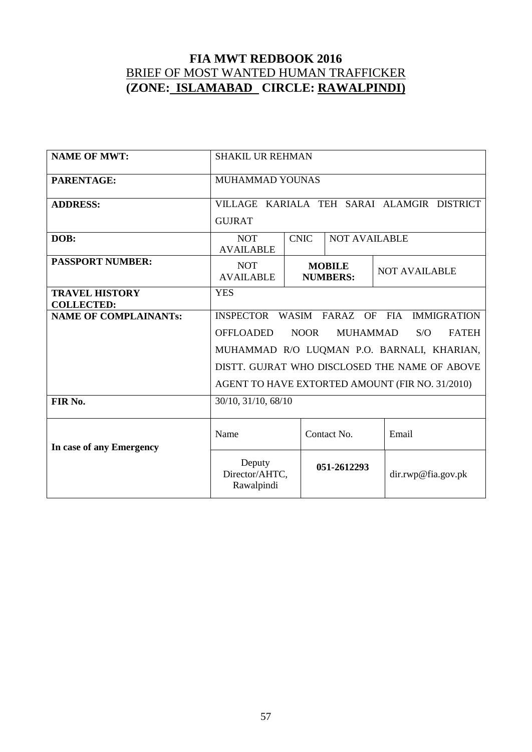# FIA MWT REDBOOK 2016

## BRIEF OF MOST WANTED HUMAN TRAFFICKER

## (ZONE: ISLAMABAD CIRCLE: RAWALPINDI)

| | | | |
|---|---|---|---|
| **NAME OF MWT:** | SHAKIL UR REHMAN | | |
| **PARENTAGE:** | MUHAMMAD YOUNAS | | |
| **ADDRESS:** | VILLAGE KARIALA TEH SARAI ALAMGIR DISTRICT GUJRAT | | |
| **DOB:** | NOT AVAILABLE | CNIC | NOT AVAILABLE |
| **PASSPORT NUMBER:** | NOT AVAILABLE | **MOBILE NUMBERS:** | NOT AVAILABLE |
| **TRAVEL HISTORY COLLECTED:** | YES | | |
| **NAME OF COMPLAINANTs:** | INSPECTOR WASIM FARAZ OF FIA IMMIGRATION OFFLOADED NOOR MUHAMMAD S/O FATEH MUHAMMAD R/O LUQMAN P.O. BARNALI, KHARIAN, DISTT. GUJRAT WHO DISCLOSED THE NAME OF ABOVE AGENT TO HAVE EXTORTED AMOUNT (FIR NO. 31/2010) | | |
| **FIR No.** | 30/10, 31/10, 68/10 | | |
| **In case of any Emergency** | Name | Contact No. | Email |
| | Deputy Director/AHTC, Rawalpindi | **051-2612293** | dir.rwp@fia.gov.pk |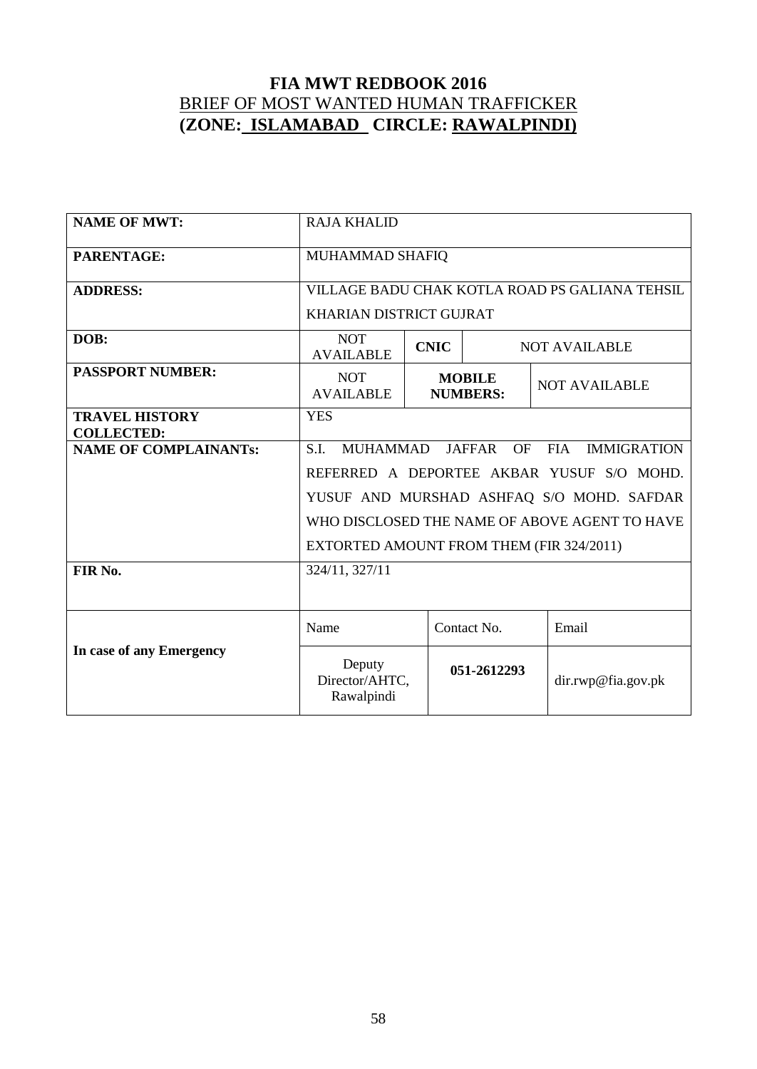# FIA MWT REDBOOK 2016

## BRIEF OF MOST WANTED HUMAN TRAFFICKER

## (ZONE: ISLAMABAD CIRCLE: RAWALPINDI)

| | | | | |
|---|---|---|---|---|
| **NAME OF MWT:** | RAJA KHALID | | | |
| **PARENTAGE:** | MUHAMMAD SHAFIQ | | | |
| **ADDRESS:** | VILLAGE BADU CHAK KOTLA ROAD PS GALIANA TEHSIL KHARIAN DISTRICT GUJRAT | | | |
| **DOB:** | NOT AVAILABLE | **CNIC** | NOT AVAILABLE | |
| **PASSPORT NUMBER:** | NOT AVAILABLE | **MOBILE NUMBERS:** | NOT AVAILABLE | |
| **TRAVEL HISTORY COLLECTED:** | YES | | | |
| **NAME OF COMPLAINANTs:** | S.I. MUHAMMAD JAFFAR OF FIA IMMIGRATION REFERRED A DEPORTEE AKBAR YUSUF S/O MOHD. YUSUF AND MURSHAD ASHFAQ S/O MOHD. SAFDAR WHO DISCLOSED THE NAME OF ABOVE AGENT TO HAVE EXTORTED AMOUNT FROM THEM (FIR 324/2011) | | | |
| **FIR No.** | 324/11, 327/11 | | | |
| **In case of any Emergency** | Name | Contact No. | Email | |
| | Deputy Director/AHTC, Rawalpindi | **051-2612293** | dir.rwp@fia.gov.pk | |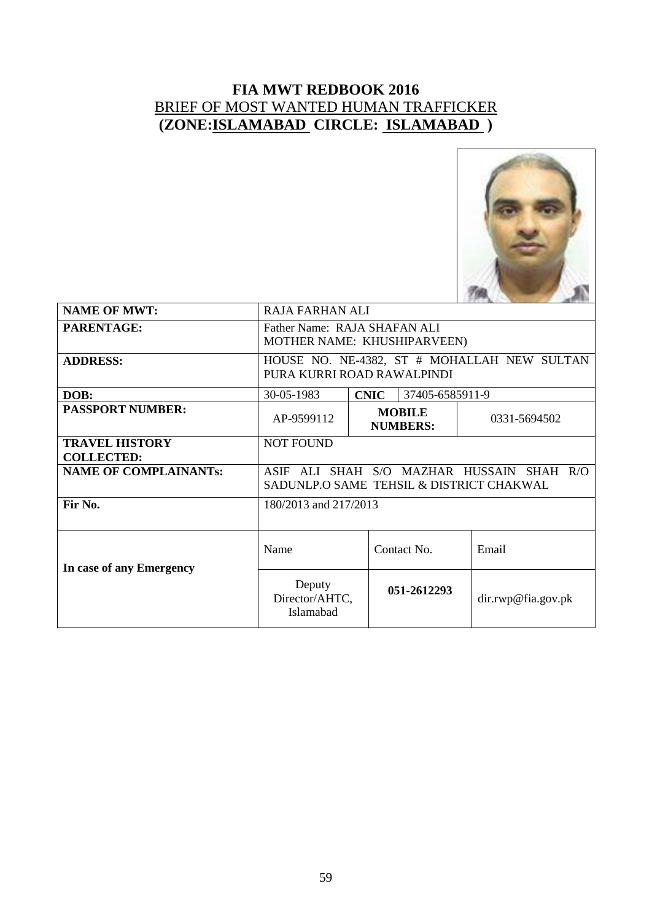# FIA MWT REDBOOK 2016

## BRIEF OF MOST WANTED HUMAN TRAFFICKER

## (ZONE:ISLAMABAD CIRCLE: ISLAMABAD )

| | | | | |
|---|---|---|---|---|
| **NAME OF MWT:** | RAJA FARHAN ALI | | | |
| **PARENTAGE:** | Father Name: RAJA SHAFAN ALI MOTHER NAME: KHUSHIPARVEEN) | | | |
| **ADDRESS:** | HOUSE NO. NE-4382, ST # MOHALLAH NEW SULTAN PURA KURRI ROAD RAWALPINDI | | | |
| **DOB:** | 30-05-1983 | **CNIC** | 37405-6585911-9 | |
| **PASSPORT NUMBER:** | AP-9599112 | **MOBILE NUMBERS:** | | 0331-5694502 |
| **TRAVEL HISTORY COLLECTED:** | NOT FOUND | | | |
| **NAME OF COMPLAINANTs:** | ASIF ALI SHAH S/O MAZHAR HUSSAIN SHAH R/O SADUNLP.O SAME TEHSIL & DISTRICT CHAKWAL | | | |
| **Fir No.** | 180/2013 and 217/2013 | | | |
| **In case of any Emergency** | Name | Contact No. | | Email |
| | Deputy Director/AHTC, Islamabad | **051-2612293** | | dir.rwp@fia.gov.pk |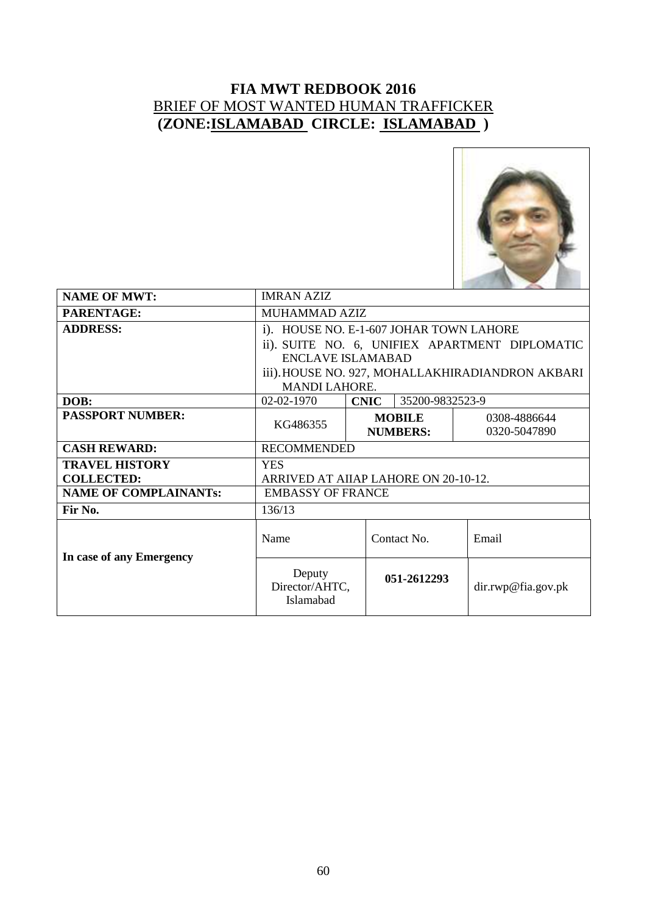# FIA MWT REDBOOK 2016

## BRIEF OF MOST WANTED HUMAN TRAFFICKER

## (ZONE: ISLAMABAD CIRCLE: ISLAMABAD )

| | | | | |
|---|---|---|---|---|
| **NAME OF MWT:** | IMRAN AZIZ | | | |
| **PARENTAGE:** | MUHAMMAD AZIZ | | | |
| **ADDRESS:** | i). HOUSE NO. E-1-607 JOHAR TOWN LAHORE<br>ii). SUITE NO. 6, UNIFIEX APARTMENT DIPLOMATIC ENCLAVE ISLAMABAD<br>iii). HOUSE NO. 927, MOHALLAKHIRADIANDRON AKBARI MANDI LAHORE. | | | |
| **DOB:** | 02-02-1970 | **CNIC** | 35200-9832523-9 | |
| **PASSPORT NUMBER:** | KG486355 | **MOBILE NUMBERS:** | 0308-4886644<br>0320-5047890 | |
| **CASH REWARD:** | RECOMMENDED | | | |
| **TRAVEL HISTORY COLLECTED:** | YES<br>ARRIVED AT AIIAP LAHORE ON 20-10-12. | | | |
| **NAME OF COMPLAINANTs:** | EMBASSY OF FRANCE | | | |
| **Fir No.** | 136/13 | | | |
| **In case of any Emergency** | Name | Contact No. | Email | |
| | Deputy Director/AHTC, Islamabad | **051-2612293** | dir.rwp@fia.gov.pk | |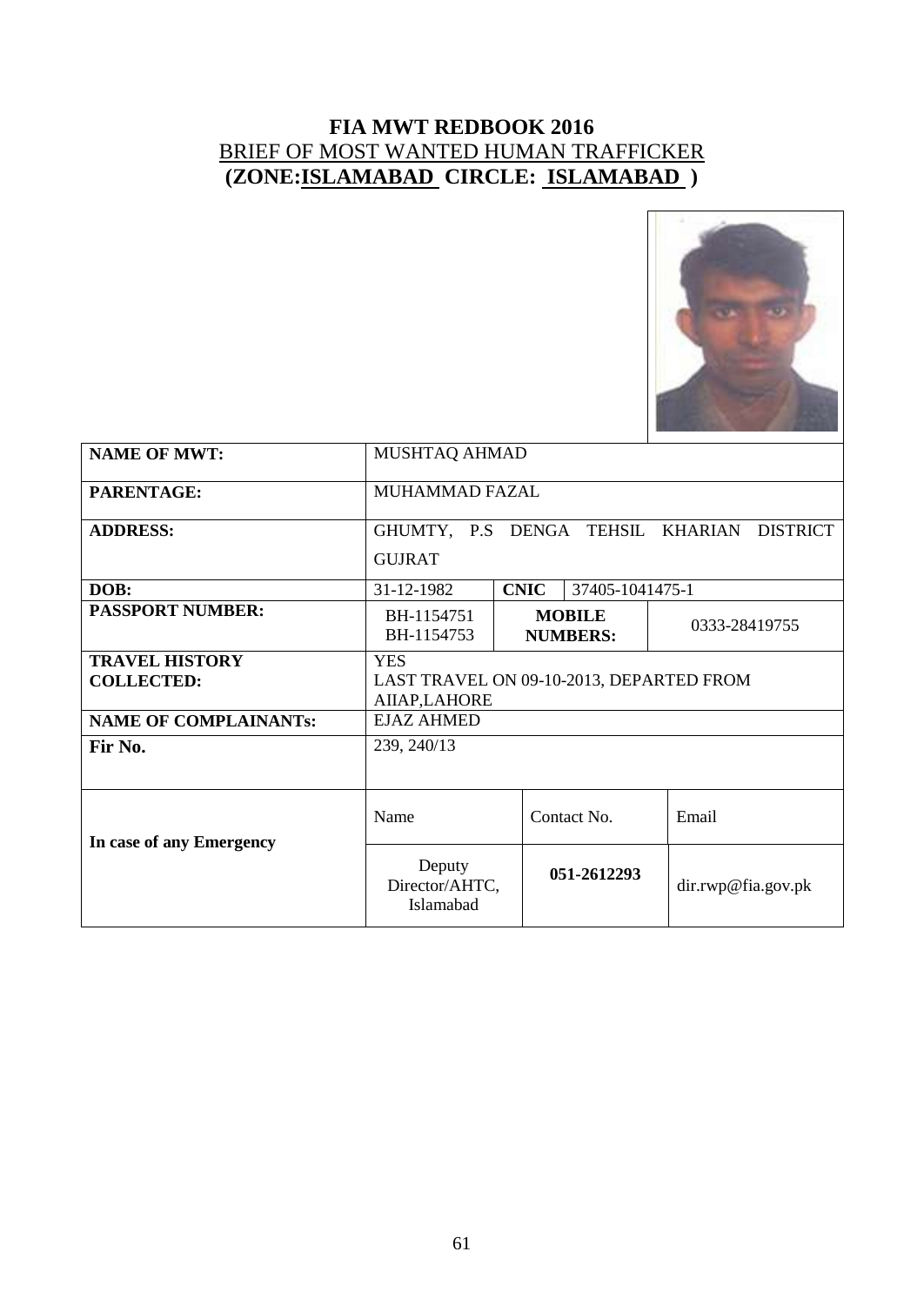# FIA MWT REDBOOK 2016

BRIEF OF MOST WANTED HUMAN TRAFFICKER

**(ZONE:ISLAMABAD CIRCLE: ISLAMABAD )**

| | | | | |
|---|---|---|---|---|
| **NAME OF MWT:** | MUSHTAQ AHMAD | | | |
| **PARENTAGE:** | MUHAMMAD FAZAL | | | |
| **ADDRESS:** | GHUMTY, P.S DENGA TEHSIL KHARIAN DISTRICT GUJRAT | | | |
| **DOB:** | 31-12-1982 | **CNIC** | 37405-1041475-1 | |
| **PASSPORT NUMBER:** | BH-1154751 BH-1154753 | **MOBILE NUMBERS:** | 0333-28419755 | |
| **TRAVEL HISTORY COLLECTED:** | YES LAST TRAVEL ON 09-10-2013, DEPARTED FROM AIIAP,LAHORE | | | |
| **NAME OF COMPLAINANTs:** | EJAZ AHMED | | | |
| **Fir No.** | 239, 240/13 | | | |
| **In case of any Emergency** | Name | Contact No. | Email | |
| | Deputy Director/AHTC, Islamabad | **051-2612293** | dir.rwp@fia.gov.pk | |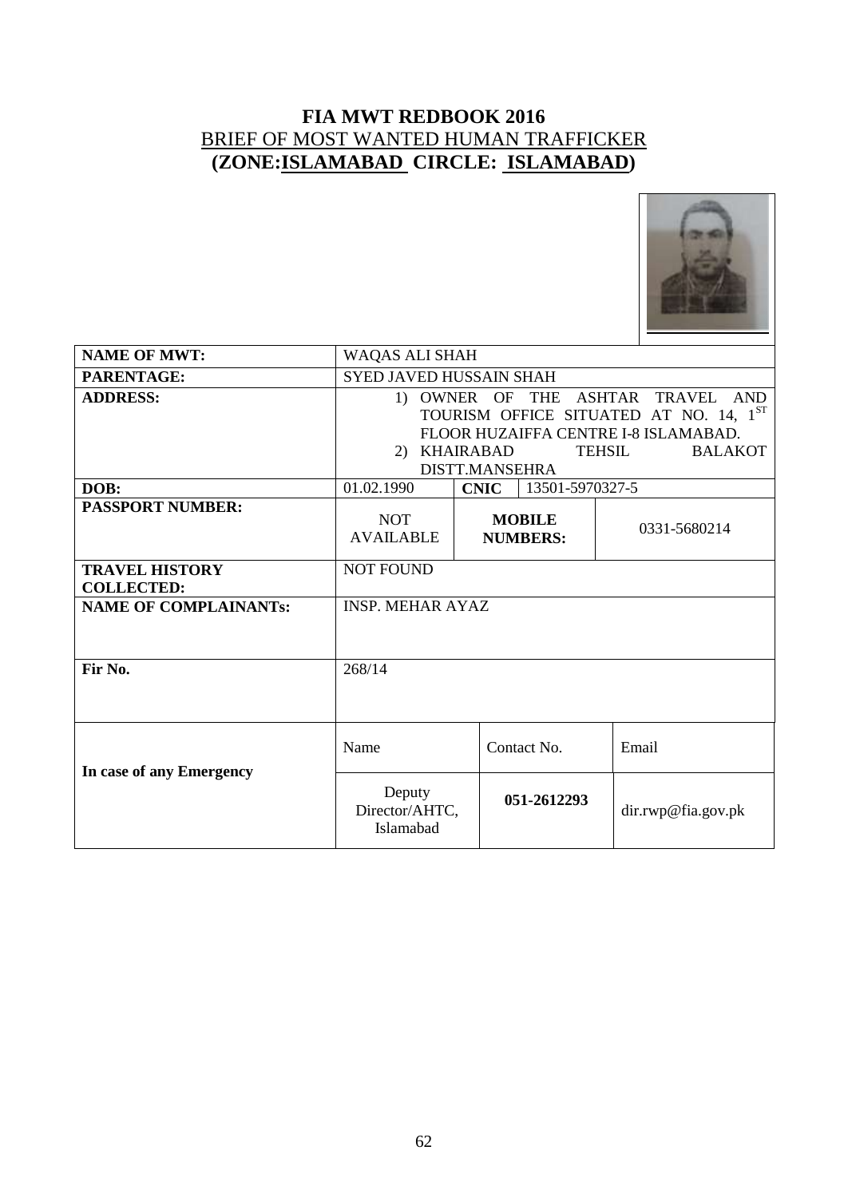# FIA MWT REDBOOK 2016

## BRIEF OF MOST WANTED HUMAN TRAFFICKER

## (ZONE: ISLAMABAD CIRCLE: ISLAMABAD)

| | | | | |
|---|---|---|---|---|
| **NAME OF MWT:** | WAQAS ALI SHAH | | | |
| **PARENTAGE:** | SYED JAVED HUSSAIN SHAH | | | |
| **ADDRESS:** | 1) OWNER OF THE ASHTAR TRAVEL AND TOURISM OFFICE SITUATED AT NO. 14, 1ST FLOOR HUZAIFFA CENTRE I-8 ISLAMABAD.<br>2) KHAIRABAD TEHSIL BALAKOT DISTT.MANSEHRA | | | |
| **DOB:** | 01.02.1990 | **CNIC** | 13501-5970327-5 | |
| **PASSPORT NUMBER:** | NOT AVAILABLE | **MOBILE NUMBERS:** | 0331-5680214 | |
| **TRAVEL HISTORY COLLECTED:** | NOT FOUND | | | |
| **NAME OF COMPLAINANTs:** | INSP. MEHAR AYAZ | | | |
| **Fir No.** | 268/14 | | | |
| **In case of any Emergency** | Name | Contact No. | Email | |
| | Deputy Director/AHTC, Islamabad | **051-2612293** | dir.rwp@fia.gov.pk | |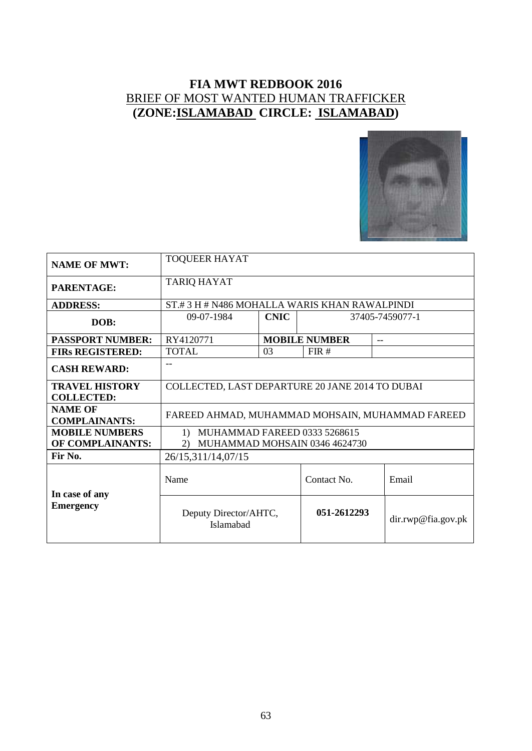# FIA MWT REDBOOK 2016

## BRIEF OF MOST WANTED HUMAN TRAFFICKER

## (ZONE:ISLAMABAD CIRCLE: ISLAMABAD)

| | | | | | |
|---|---|---|---|---|---|
| **NAME OF MWT:** | TOQUEER HAYAT | | | | |
| **PARENTAGE:** | TARIQ HAYAT | | | | |
| **ADDRESS:** | ST.# 3 H # N486 MOHALLA WARIS KHAN RAWALPINDI | | | | |
| **DOB:** | 09-07-1984 | **CNIC** | 37405-7459077-1 | | |
| **PASSPORT NUMBER:** | RY4120771 | **MOBILE NUMBER** | | -- | |
| **FIRs REGISTERED:** | TOTAL | 03 | FIR # | | |
| **CASH REWARD:** | -- | | | | |
| **TRAVEL HISTORY COLLECTED:** | COLLECTED, LAST DEPARTURE 20 JANE 2014 TO DUBAI | | | | |
| **NAME OF COMPLAINANTS:** | FAREED AHMAD, MUHAMMAD MOHSAIN, MUHAMMAD FAREED | | | | |
| **MOBILE NUMBERS OF COMPLAINANTS:** | 1) MUHAMMAD FAREED 0333 5268615<br>2) MUHAMMAD MOHSAIN 0346 4624730 | | | | |
| **Fir No.** | 26/15,311/14,07/15 | | | | |
| **In case of any Emergency** | Name | | Contact No. | Email | |
| | Deputy Director/AHTC, Islamabad | | **051-2612293** | dir.rwp@fia.gov.pk | |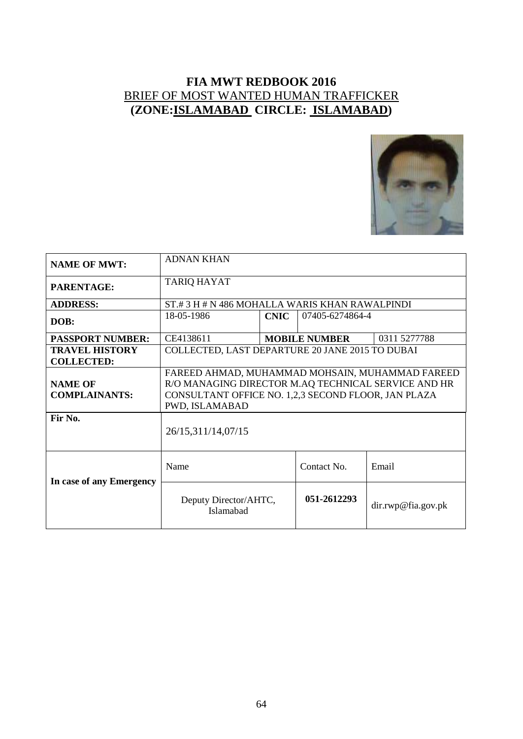# FIA MWT REDBOOK 2016

## BRIEF OF MOST WANTED HUMAN TRAFFICKER

## (ZONE:ISLAMABAD CIRCLE: ISLAMABAD)

| **NAME OF MWT:** | ADNAN KHAN | | | |
|---|---|---|---|---|
| **PARENTAGE:** | TARIQ HAYAT | | | |
| **ADDRESS:** | ST.# 3 H # N 486 MOHALLA WARIS KHAN RAWALPINDI | | | |
| **DOB:** | 18-05-1986 | **CNIC** | 07405-6274864-4 | |
| **PASSPORT NUMBER:** | CE4138611 | **MOBILE NUMBER** | | 0311 5277788 |
| **TRAVEL HISTORY COLLECTED:** | COLLECTED, LAST DEPARTURE 20 JANE 2015 TO DUBAI | | | |
| **NAME OF COMPLAINANTS:** | FAREED AHMAD, MUHAMMAD MOHSAIN, MUHAMMAD FAREED R/O MANAGING DIRECTOR M.AQ TECHNICAL SERVICE AND HR CONSULTANT OFFICE NO. 1,2,3 SECOND FLOOR, JAN PLAZA PWD, ISLAMABAD | | | |
| **Fir No.** | 26/15,311/14,07/15 | | | |
| **In case of any Emergency** | Name | | Contact No. | Email |
| | Deputy Director/AHTC, Islamabad | | **051-2612293** | dir.rwp@fia.gov.pk |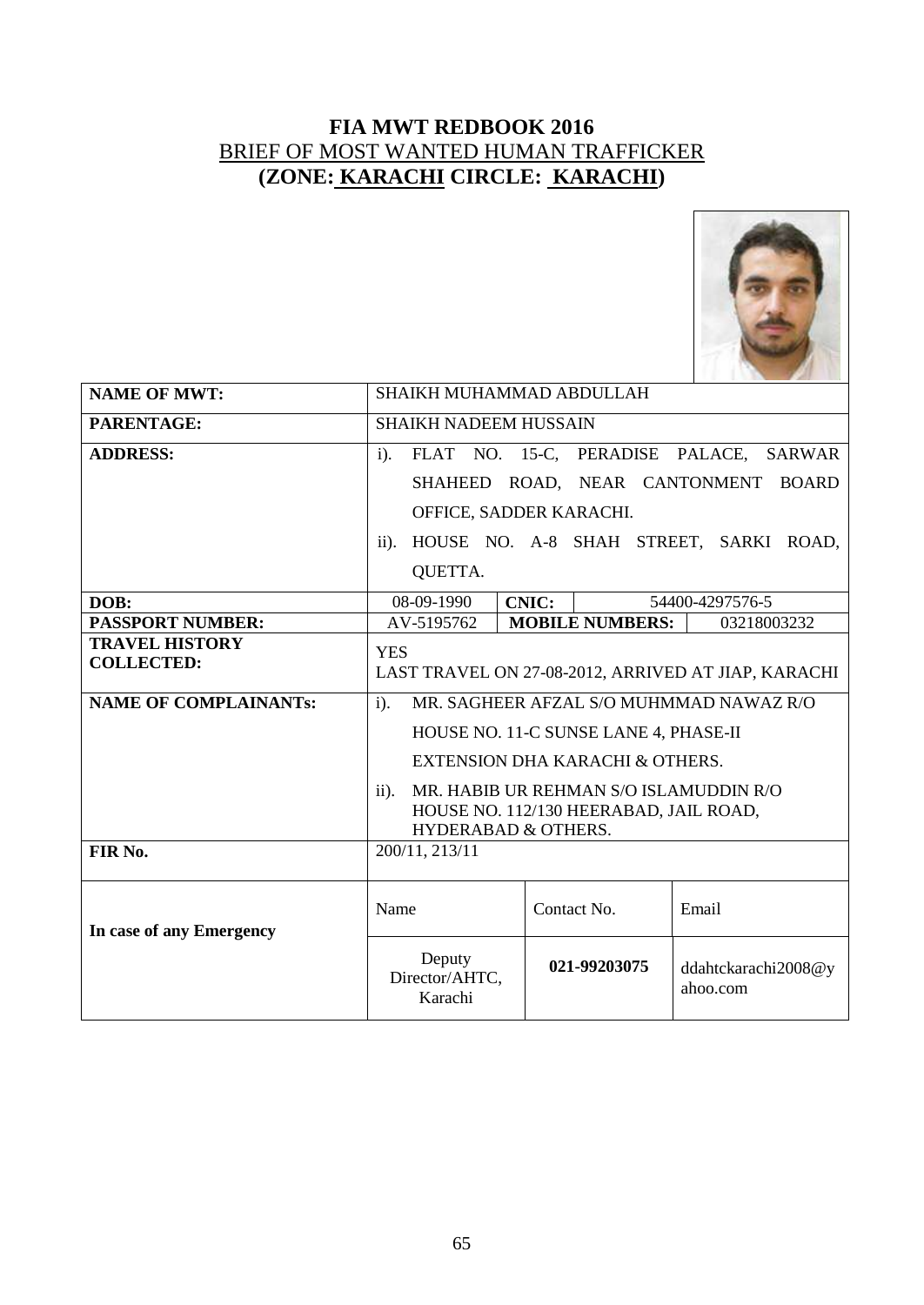# FIA MWT REDBOOK 2016

## BRIEF OF MOST WANTED HUMAN TRAFFICKER

## (ZONE: KARACHI CIRCLE: KARACHI)

| | | | | |
|---|---|---|---|---|
| **NAME OF MWT:** | SHAIKH MUHAMMAD ABDULLAH | | | |
| **PARENTAGE:** | SHAIKH NADEEM HUSSAIN | | | |
| **ADDRESS:** | i). FLAT NO. 15-C, PERADISE PALACE, SARWAR SHAHEED ROAD, NEAR CANTONMENT BOARD OFFICE, SADDER KARACHI.<br>ii). HOUSE NO. A-8 SHAH STREET, SARKI ROAD, QUETTA. | | | |
| **DOB:** | 08-09-1990 | **CNIC:** | 54400-4297576-5 | |
| **PASSPORT NUMBER:** | AV-5195762 | **MOBILE NUMBERS:** | 03218003232 | |
| **TRAVEL HISTORY COLLECTED:** | YES<br>LAST TRAVEL ON 27-08-2012, ARRIVED AT JIAP, KARACHI | | | |
| **NAME OF COMPLAINANTs:** | i). MR. SAGHEER AFZAL S/O MUHMMAD NAWAZ R/O HOUSE NO. 11-C SUNSE LANE 4, PHASE-II EXTENSION DHA KARACHI & OTHERS.<br>ii). MR. HABIB UR REHMAN S/O ISLAMUDDIN R/O HOUSE NO. 112/130 HEERABAD, JAIL ROAD, HYDERABAD & OTHERS. | | | |
| **FIR No.** | 200/11, 213/11 | | | |
| **In case of any Emergency** | Name | Contact No. | Email | |
| | Deputy Director/AHTC, Karachi | **021-99203075** | ddahtckarachi2008@yahoo.com | |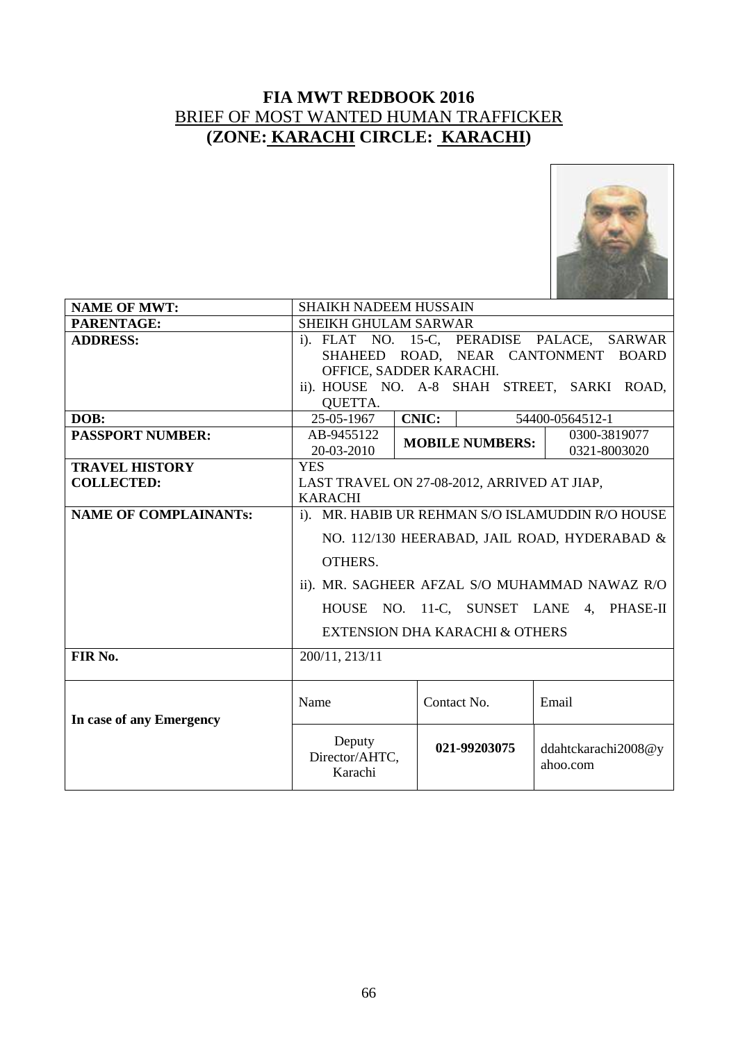# FIA MWT REDBOOK 2016

## BRIEF OF MOST WANTED HUMAN TRAFFICKER

## (ZONE: KARACHI CIRCLE: KARACHI)

| | | | | |
|---|---|---|---|---|
| **NAME OF MWT:** | SHAIKH NADEEM HUSSAIN | | | |
| **PARENTAGE:** | SHEIKH GHULAM SARWAR | | | |
| **ADDRESS:** | i). FLAT NO. 15-C, PERADISE PALACE, SARWAR SHAHEED ROAD, NEAR CANTONMENT BOARD OFFICE, SADDER KARACHI.<br>ii). HOUSE NO. A-8 SHAH STREET, SARKI ROAD, QUETTA. | | | |
| **DOB:** | 25-05-1967 | **CNIC:** | | 54400-0564512-1 |
| **PASSPORT NUMBER:** | AB-9455122<br>20-03-2010 | **MOBILE NUMBERS:** | | 0300-3819077<br>0321-8003020 |
| **TRAVEL HISTORY COLLECTED:** | YES<br>LAST TRAVEL ON 27-08-2012, ARRIVED AT JIAP, KARACHI | | | |
| **NAME OF COMPLAINANTs:** | i). MR. HABIB UR REHMAN S/O ISLAMUDDIN R/O HOUSE NO. 112/130 HEERABAD, JAIL ROAD, HYDERABAD & OTHERS.<br>ii). MR. SAGHEER AFZAL S/O MUHAMMAD NAWAZ R/O HOUSE NO. 11-C, SUNSET LANE 4, PHASE-II EXTENSION DHA KARACHI & OTHERS | | | |
| **FIR No.** | 200/11, 213/11 | | | |
| **In case of any Emergency** | Name | Contact No. | | Email |
| | Deputy Director/AHTC, Karachi | **021-99203075** | | ddahtckarachi2008@yahoo.com |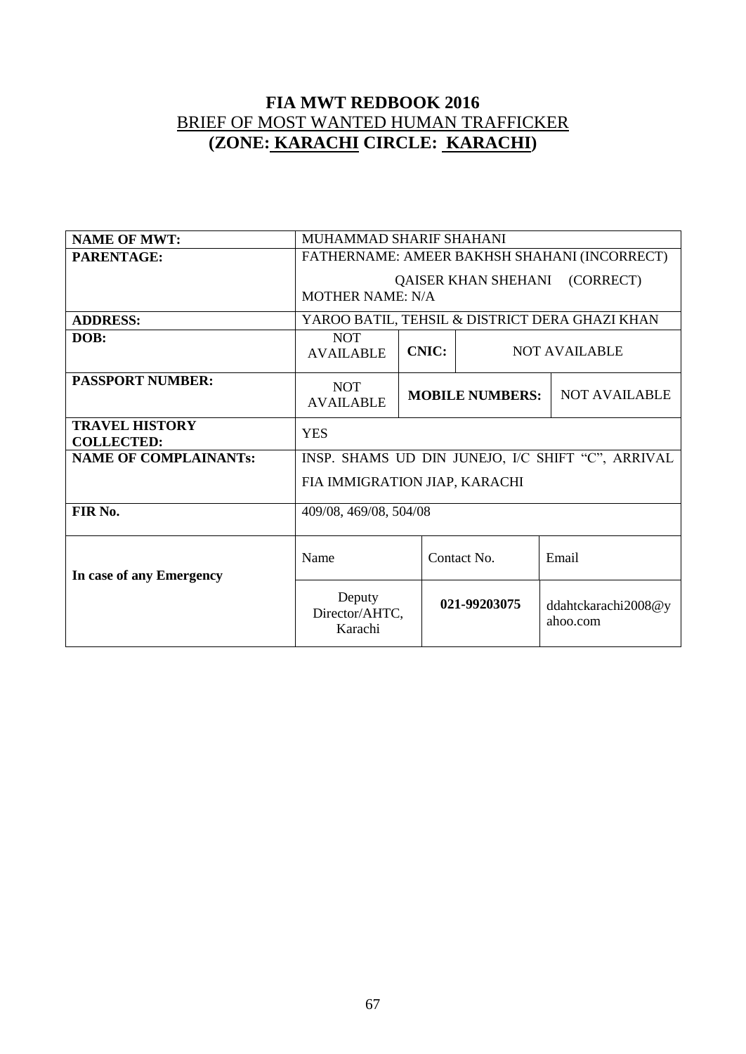# FIA MWT REDBOOK 2016

## BRIEF OF MOST WANTED HUMAN TRAFFICKER

## (ZONE: KARACHI CIRCLE: KARACHI)

| | | | | |
|---|---|---|---|---|
| **NAME OF MWT:** | MUHAMMAD SHARIF SHAHANI | | | |
| **PARENTAGE:** | FATHERNAME: AMEER BAKHSH SHAHANI (INCORRECT)<br>QAISER KHAN SHEHANI (CORRECT)<br>MOTHER NAME: N/A | | | |
| **ADDRESS:** | YAROO BATIL, TEHSIL & DISTRICT DERA GHAZI KHAN | | | |
| **DOB:** | NOT AVAILABLE | **CNIC:** | NOT AVAILABLE | |
| **PASSPORT NUMBER:** | NOT AVAILABLE | **MOBILE NUMBERS:** | | NOT AVAILABLE |
| **TRAVEL HISTORY COLLECTED:** | YES | | | |
| **NAME OF COMPLAINANTs:** | INSP. SHAMS UD DIN JUNEJO, I/C SHIFT "C", ARRIVAL FIA IMMIGRATION JIAP, KARACHI | | | |
| **FIR No.** | 409/08, 469/08, 504/08 | | | |
| **In case of any Emergency** | Name | Contact No. | | Email |
| | Deputy Director/AHTC, Karachi | **021-99203075** | | ddahtckarachi2008@yahoo.com |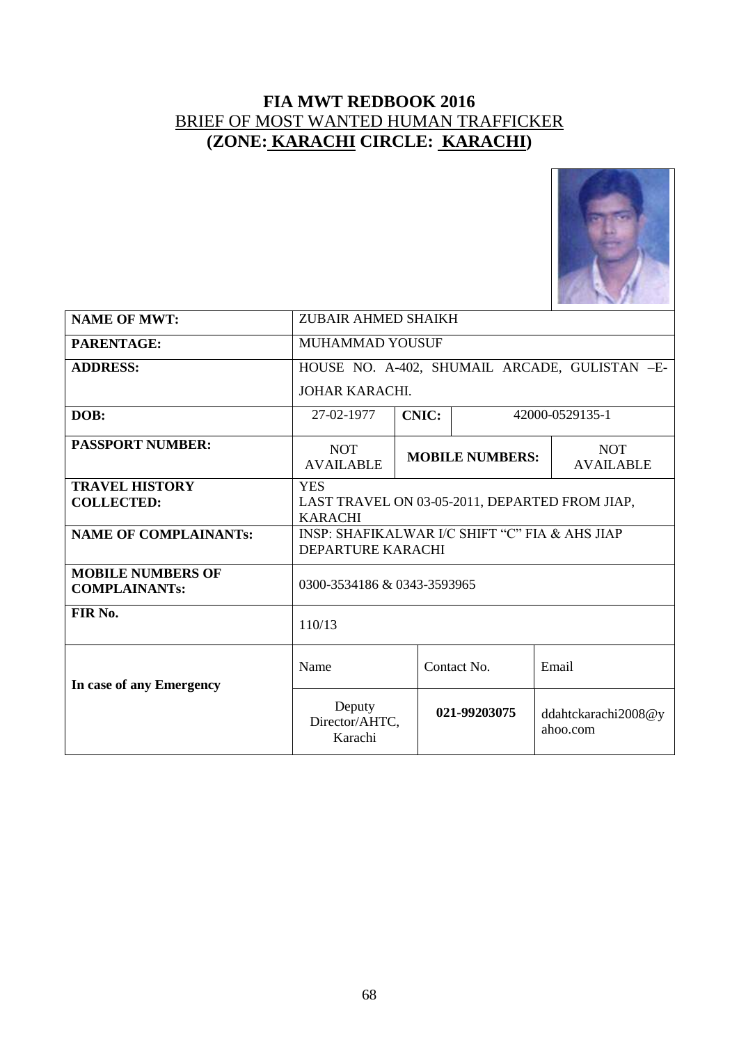# FIA MWT REDBOOK 2016

## BRIEF OF MOST WANTED HUMAN TRAFFICKER

## (ZONE: KARACHI CIRCLE: KARACHI)

| | | | | |
|---|---|---|---|---|
| **NAME OF MWT:** | ZUBAIR AHMED SHAIKH | | | |
| **PARENTAGE:** | MUHAMMAD YOUSUF | | | |
| **ADDRESS:** | HOUSE NO. A-402, SHUMAIL ARCADE, GULISTAN –E-JOHAR KARACHI. | | | |
| **DOB:** | 27-02-1977 | **CNIC:** | 42000-0529135-1 | |
| **PASSPORT NUMBER:** | NOT AVAILABLE | **MOBILE NUMBERS:** | | NOT AVAILABLE |
| **TRAVEL HISTORY COLLECTED:** | YES LAST TRAVEL ON 03-05-2011, DEPARTED FROM JIAP, KARACHI | | | |
| **NAME OF COMPLAINANTs:** | INSP: SHAFIKALWAR I/C SHIFT "C" FIA & AHS JIAP DEPARTURE KARACHI | | | |
| **MOBILE NUMBERS OF COMPLAINANTs:** | 0300-3534186 & 0343-3593965 | | | |
| **FIR No.** | 110/13 | | | |
| **In case of any Emergency** | Name | Contact No. | | Email |
| | Deputy Director/AHTC, Karachi | **021-99203075** | | ddahtckarachi2008@yahoo.com |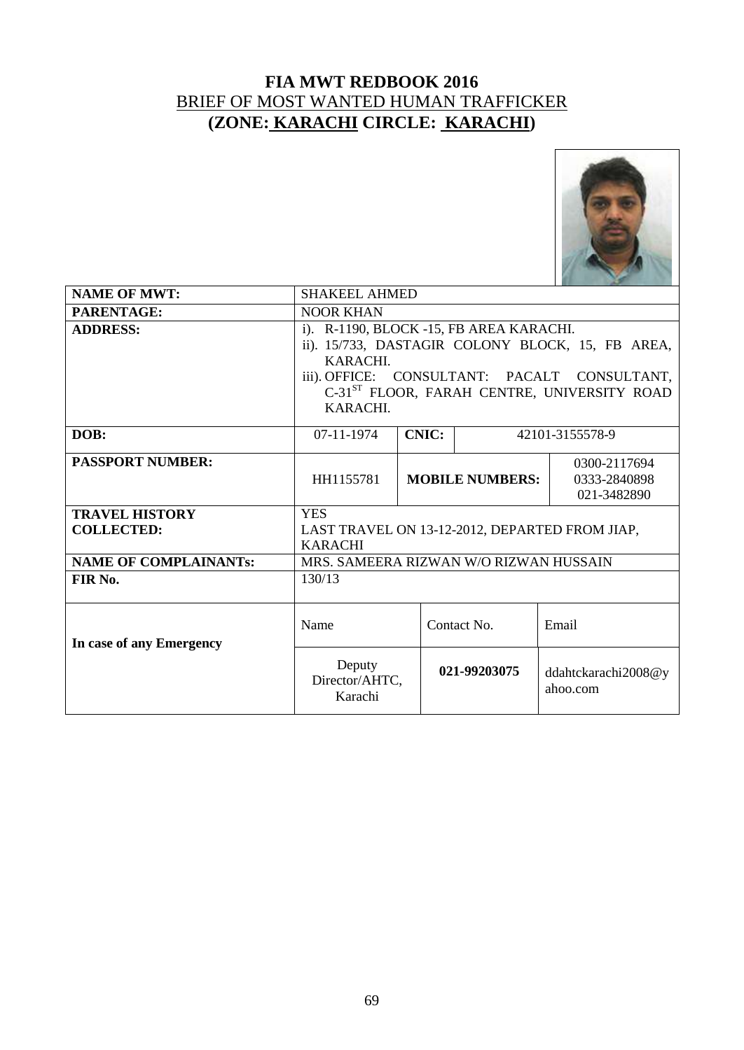# FIA MWT REDBOOK 2016

## BRIEF OF MOST WANTED HUMAN TRAFFICKER

## (ZONE: KARACHI CIRCLE: KARACHI)

| | | | | |
|---|---|---|---|---|
| **NAME OF MWT:** | SHAKEEL AHMED | | | |
| **PARENTAGE:** | NOOR KHAN | | | |
| **ADDRESS:** | i). R-1190, BLOCK -15, FB AREA KARACHI.<br>ii). 15/733, DASTAGIR COLONY BLOCK, 15, FB AREA, KARACHI.<br>iii). OFFICE: CONSULTANT: PACALT CONSULTANT, C-31ST FLOOR, FARAH CENTRE, UNIVERSITY ROAD KARACHI. | | | |
| **DOB:** | 07-11-1974 | **CNIC:** | 42101-3155578-9 | |
| **PASSPORT NUMBER:** | HH1155781 | **MOBILE NUMBERS:** | | 0300-2117694<br>0333-2840898<br>021-3482890 |
| **TRAVEL HISTORY COLLECTED:** | YES<br>LAST TRAVEL ON 13-12-2012, DEPARTED FROM JIAP, KARACHI | | | |
| **NAME OF COMPLAINANTs:** | MRS. SAMEERA RIZWAN W/O RIZWAN HUSSAIN | | | |
| **FIR No.** | 130/13 | | | |
| **In case of any Emergency** | Name | Contact No. | | Email |
| | Deputy Director/AHTC, Karachi | **021-99203075** | | ddahtckarachi2008@yahoo.com |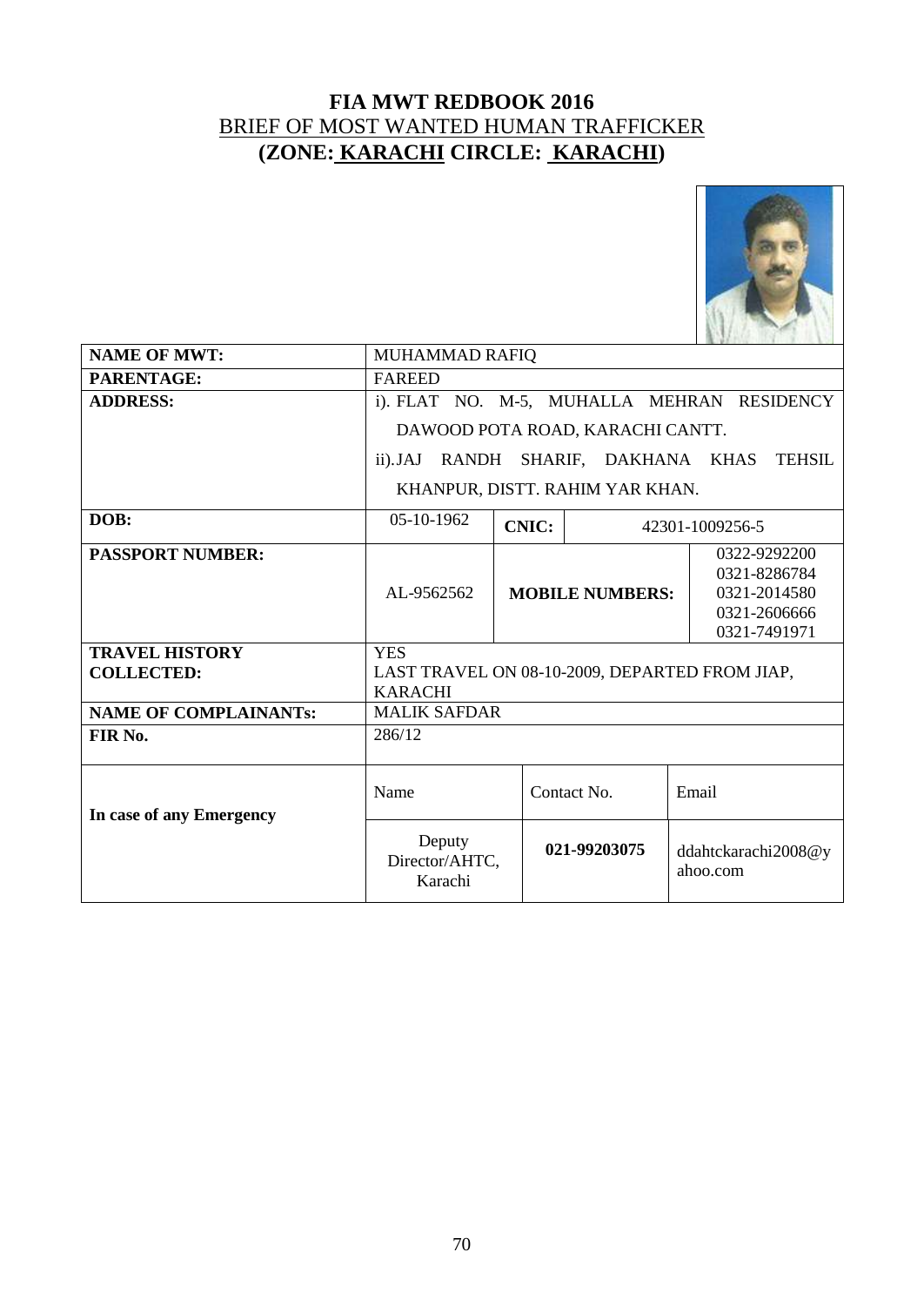# FIA MWT REDBOOK 2016

## BRIEF OF MOST WANTED HUMAN TRAFFICKER

## (ZONE: KARACHI CIRCLE: KARACHI)

| | | | | |
|---|---|---|---|---|
| **NAME OF MWT:** | MUHAMMAD RAFIQ | | | |
| **PARENTAGE:** | FAREED | | | |
| **ADDRESS:** | i). FLAT NO. M-5, MUHALLA MEHRAN RESIDENCY DAWOOD POTA ROAD, KARACHI CANTT.<br>ii).JAJ RANDH SHARIF, DAKHANA KHAS TEHSIL KHANPUR, DISTT. RAHIM YAR KHAN. | | | |
| **DOB:** | 05-10-1962 | **CNIC:** | 42301-1009256-5 | |
| **PASSPORT NUMBER:** | AL-9562562 | **MOBILE NUMBERS:** | | 0322-9292200<br>0321-8286784<br>0321-2014580<br>0321-2606666<br>0321-7491971 |
| **TRAVEL HISTORY COLLECTED:** | YES<br>LAST TRAVEL ON 08-10-2009, DEPARTED FROM JIAP, KARACHI | | | |
| **NAME OF COMPLAINANTs:** | MALIK SAFDAR | | | |
| **FIR No.** | 286/12 | | | |
| **In case of any Emergency** | Name | Contact No. | Email | |
| | Deputy Director/AHTC, Karachi | **021-99203075** | ddahtckarachi2008@yahoo.com | |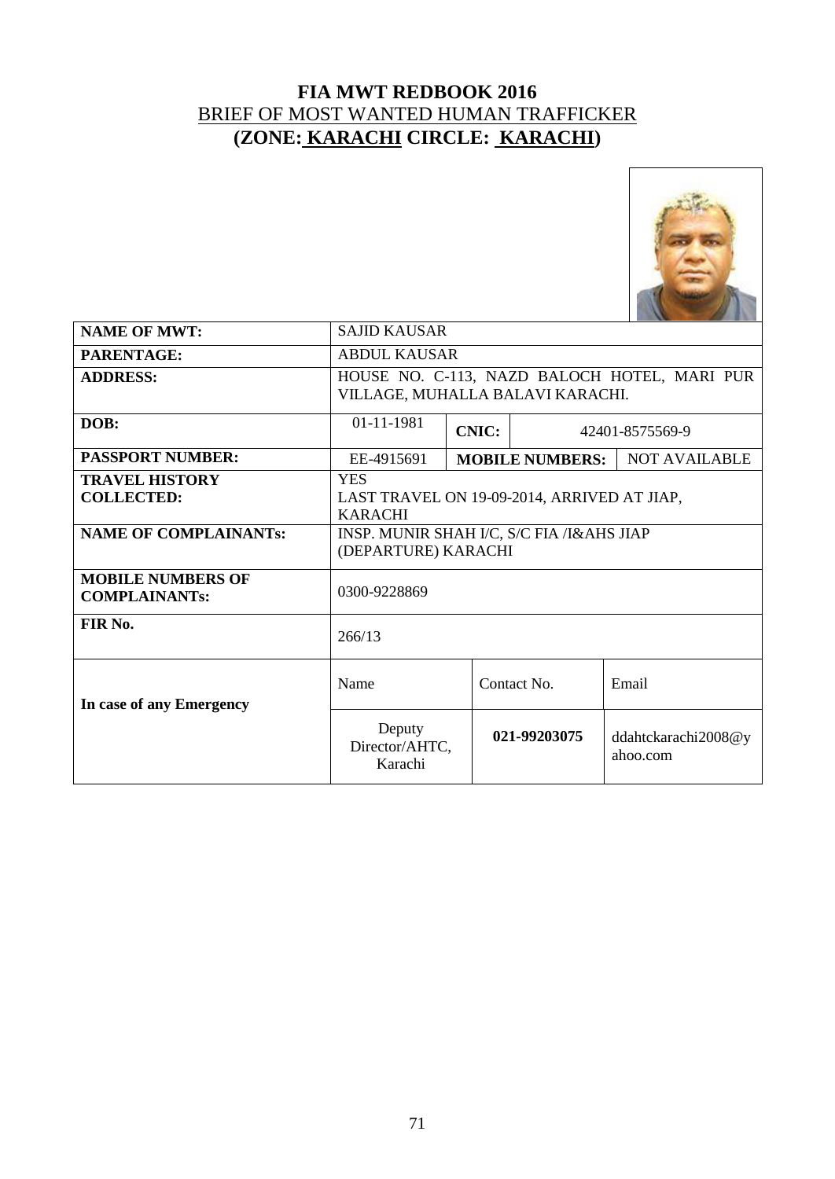# FIA MWT REDBOOK 2016

## BRIEF OF MOST WANTED HUMAN TRAFFICKER

## (ZONE: KARACHI CIRCLE: KARACHI)

| | | | | |
|---|---|---|---|---|
| **NAME OF MWT:** | SAJID KAUSAR | | | |
| **PARENTAGE:** | ABDUL KAUSAR | | | |
| **ADDRESS:** | HOUSE NO. C-113, NAZD BALOCH HOTEL, MARI PUR VILLAGE, MUHALLA BALAVI KARACHI. | | | |
| **DOB:** | 01-11-1981 | **CNIC:** | 42401-8575569-9 | |
| **PASSPORT NUMBER:** | EE-4915691 | **MOBILE NUMBERS:** | | NOT AVAILABLE |
| **TRAVEL HISTORY COLLECTED:** | YES<br>LAST TRAVEL ON 19-09-2014, ARRIVED AT JIAP, KARACHI | | | |
| **NAME OF COMPLAINANTs:** | INSP. MUNIR SHAH I/C, S/C FIA /I&AHS JIAP (DEPARTURE) KARACHI | | | |
| **MOBILE NUMBERS OF COMPLAINANTs:** | 0300-9228869 | | | |
| **FIR No.** | 266/13 | | | |
| **In case of any Emergency** | Name | Contact No. | | Email |
| | Deputy Director/AHTC, Karachi | **021-99203075** | | ddahtckarachi2008@yahoo.com |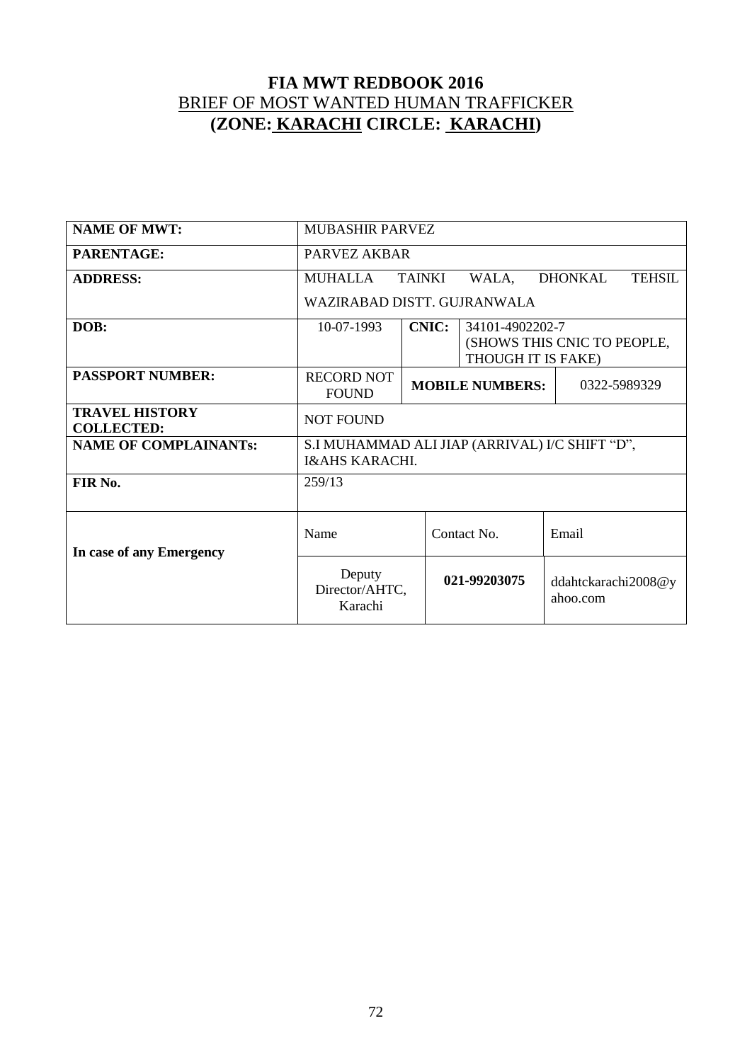# FIA MWT REDBOOK 2016

## BRIEF OF MOST WANTED HUMAN TRAFFICKER

## (ZONE: KARACHI CIRCLE: KARACHI)

| NAME OF MWT: | MUBASHIR PARVEZ | | | |
|---|---|---|---|---|
| PARENTAGE: | PARVEZ AKBAR | | | |
| ADDRESS: | MUHALLA TAINKI WALA, DHONKAL TEHSIL WAZIRABAD DISTT. GUJRANWALA | | | |
| DOB: | 10-07-1993 | CNIC: | 34101-4902202-7 (SHOWS THIS CNIC TO PEOPLE, THOUGH IT IS FAKE) | |
| PASSPORT NUMBER: | RECORD NOT FOUND | MOBILE NUMBERS: | | 0322-5989329 |
| TRAVEL HISTORY COLLECTED: | NOT FOUND | | | |
| NAME OF COMPLAINANTs: | S.I MUHAMMAD ALI JIAP (ARRIVAL) I/C SHIFT "D", I&AHS KARACHI. | | | |
| FIR No. | 259/13 | | | |
| In case of any Emergency | Name | Contact No. | | Email |
| | Deputy Director/AHTC, Karachi | 021-99203075 | | ddahtckarachi2008@yahoo.com |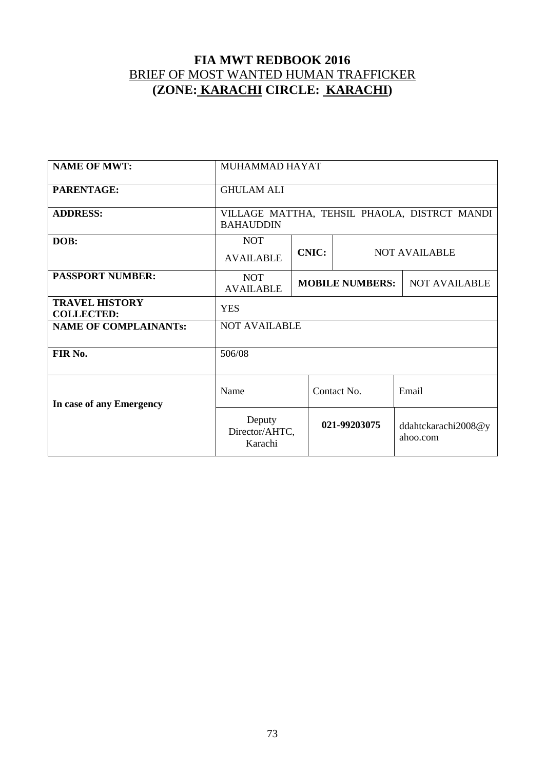# FIA MWT REDBOOK 2016

BRIEF OF MOST WANTED HUMAN TRAFFICKER

**(ZONE: KARACHI CIRCLE: KARACHI)**

| | | | | |
|---|---|---|---|---|
| **NAME OF MWT:** | MUHAMMAD HAYAT | | | |
| **PARENTAGE:** | GHULAM ALI | | | |
| **ADDRESS:** | VILLAGE MATTHA, TEHSIL PHAOLA, DISTRCT MANDI BAHAUDDIN | | | |
| **DOB:** | NOT AVAILABLE | **CNIC:** | NOT AVAILABLE | |
| **PASSPORT NUMBER:** | NOT AVAILABLE | **MOBILE NUMBERS:** | | NOT AVAILABLE |
| **TRAVEL HISTORY COLLECTED:** | YES | | | |
| **NAME OF COMPLAINANTs:** | NOT AVAILABLE | | | |
| **FIR No.** | 506/08 | | | |
| **In case of any Emergency** | Name | Contact No. | | Email |
| | Deputy Director/AHTC, Karachi | **021-99203075** | | ddahtckarachi2008@yahoo.com |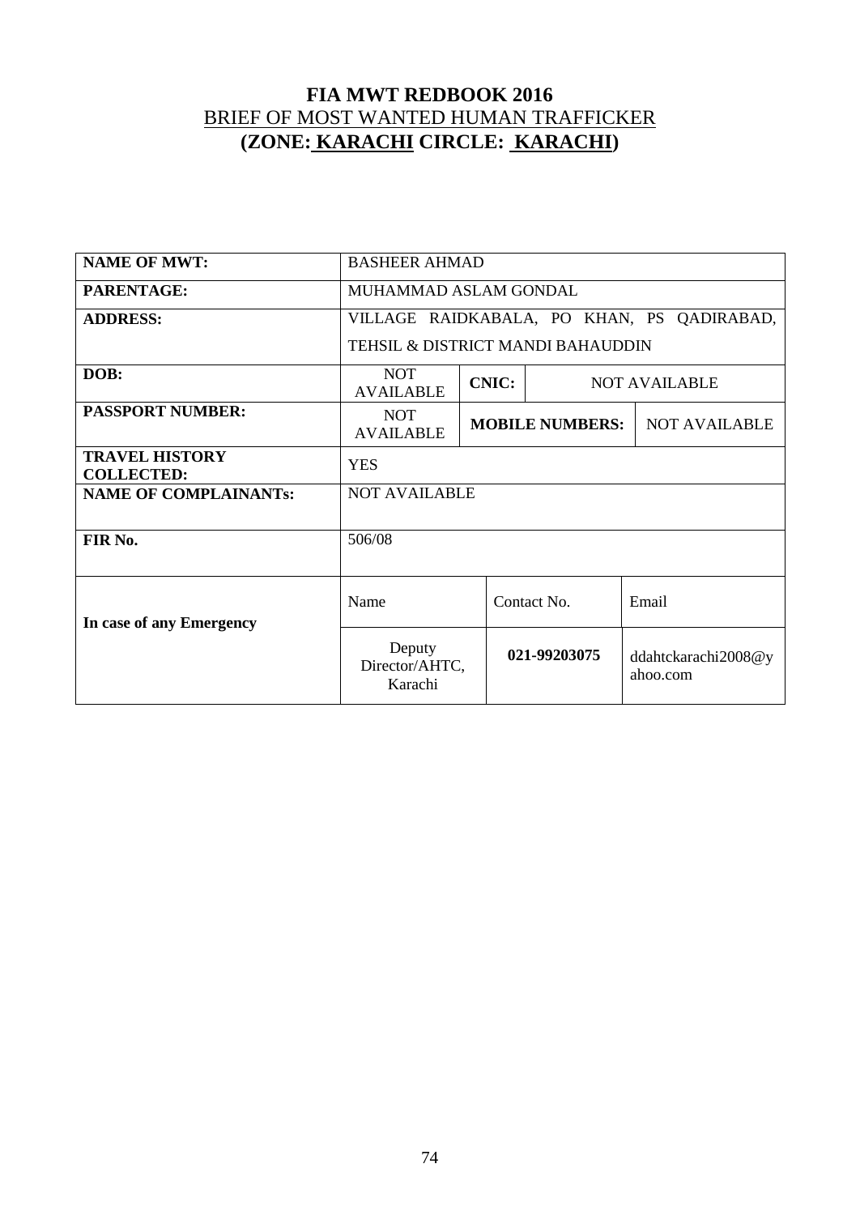# FIA MWT REDBOOK 2016

## BRIEF OF MOST WANTED HUMAN TRAFFICKER

## (ZONE: KARACHI CIRCLE: KARACHI)

| | | | | |
|---|---|---|---|---|
| **NAME OF MWT:** | BASHEER AHMAD | | | |
| **PARENTAGE:** | MUHAMMAD ASLAM GONDAL | | | |
| **ADDRESS:** | VILLAGE RAIDKABALA, PO KHAN, PS QADIRABAD, TEHSIL & DISTRICT MANDI BAHAUDDIN | | | |
| **DOB:** | NOT AVAILABLE | **CNIC:** | NOT AVAILABLE | |
| **PASSPORT NUMBER:** | NOT AVAILABLE | **MOBILE NUMBERS:** | | NOT AVAILABLE |
| **TRAVEL HISTORY COLLECTED:** | YES | | | |
| **NAME OF COMPLAINANTs:** | NOT AVAILABLE | | | |
| **FIR No.** | 506/08 | | | |
| **In case of any Emergency** | Name | Contact No. | | Email |
| | Deputy Director/AHTC, Karachi | **021-99203075** | | ddahtckarachi2008@yahoo.com |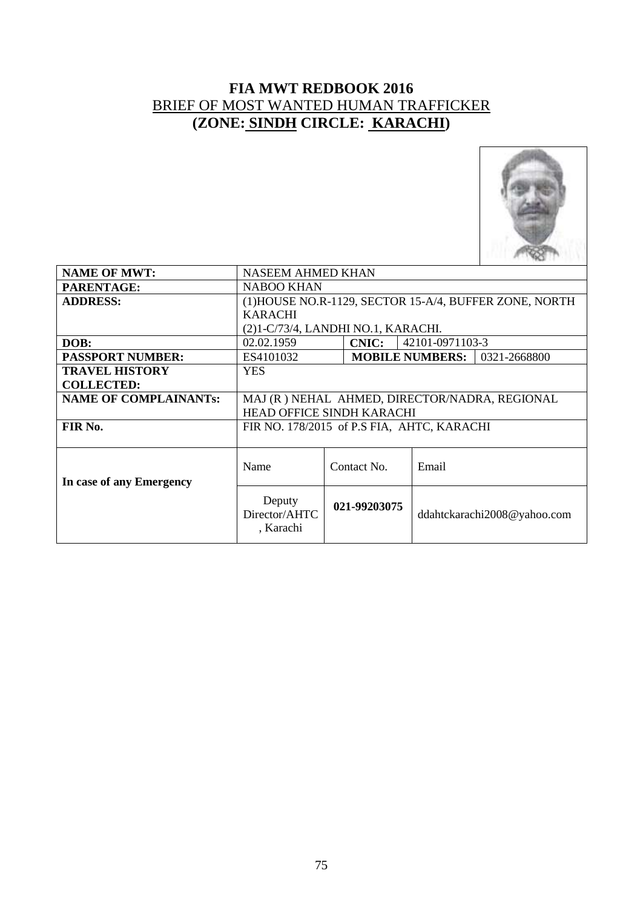# FIA MWT REDBOOK 2016

## BRIEF OF MOST WANTED HUMAN TRAFFICKER

## (ZONE: SINDH CIRCLE: KARACHI)

| | | | | |
|---|---|---|---|---|
| **NAME OF MWT:** | NASEEM AHMED KHAN | | | |
| **PARENTAGE:** | NABOO KHAN | | | |
| **ADDRESS:** | (1)HOUSE NO.R-1129, SECTOR 15-A/4, BUFFER ZONE, NORTH KARACHI (2)1-C/73/4, LANDHI NO.1, KARACHI. | | | |
| **DOB:** | 02.02.1959 | **CNIC:** | 42101-0971103-3 | |
| **PASSPORT NUMBER:** | ES4101032 | **MOBILE NUMBERS:** | | 0321-2668800 |
| **TRAVEL HISTORY COLLECTED:** | YES | | | |
| **NAME OF COMPLAINANTs:** | MAJ (R ) NEHAL AHMED, DIRECTOR/NADRA, REGIONAL HEAD OFFICE SINDH KARACHI | | | |
| **FIR No.** | FIR NO. 178/2015 of P.S FIA, AHTC, KARACHI | | | |
| **In case of any Emergency** | Name | Contact No. | Email | |
| | Deputy Director/AHTC, Karachi | **021-99203075** | ddahtckarachi2008@yahoo.com | |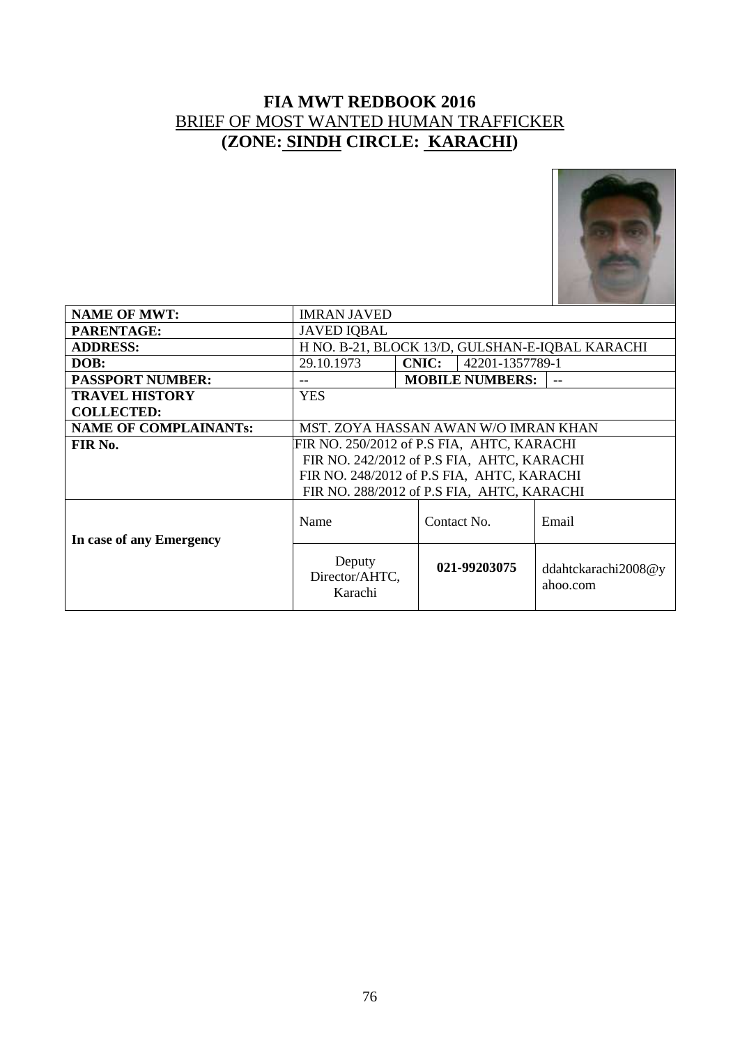# FIA MWT REDBOOK 2016

## BRIEF OF MOST WANTED HUMAN TRAFFICKER

## (ZONE: SINDH CIRCLE: KARACHI)

| | | | | |
|---|---|---|---|---|
| **NAME OF MWT:** | IMRAN JAVED | | | |
| **PARENTAGE:** | JAVED IQBAL | | | |
| **ADDRESS:** | H NO. B-21, BLOCK 13/D, GULSHAN-E-IQBAL KARACHI | | | |
| **DOB:** | 29.10.1973 | **CNIC:** | 42201-1357789-1 | |
| **PASSPORT NUMBER:** | -- | **MOBILE NUMBERS:** | | -- |
| **TRAVEL HISTORY COLLECTED:** | YES | | | |
| **NAME OF COMPLAINANTs:** | MST. ZOYA HASSAN AWAN W/O IMRAN KHAN | | | |
| **FIR No.** | FIR NO. 250/2012 of P.S FIA, AHTC, KARACHI<br>FIR NO. 242/2012 of P.S FIA, AHTC, KARACHI<br>FIR NO. 248/2012 of P.S FIA, AHTC, KARACHI<br>FIR NO. 288/2012 of P.S FIA, AHTC, KARACHI | | | |
| **In case of any Emergency** | Name | Contact No. | | Email |
| | Deputy Director/AHTC, Karachi | **021-99203075** | | ddahtckarachi2008@yahoo.com |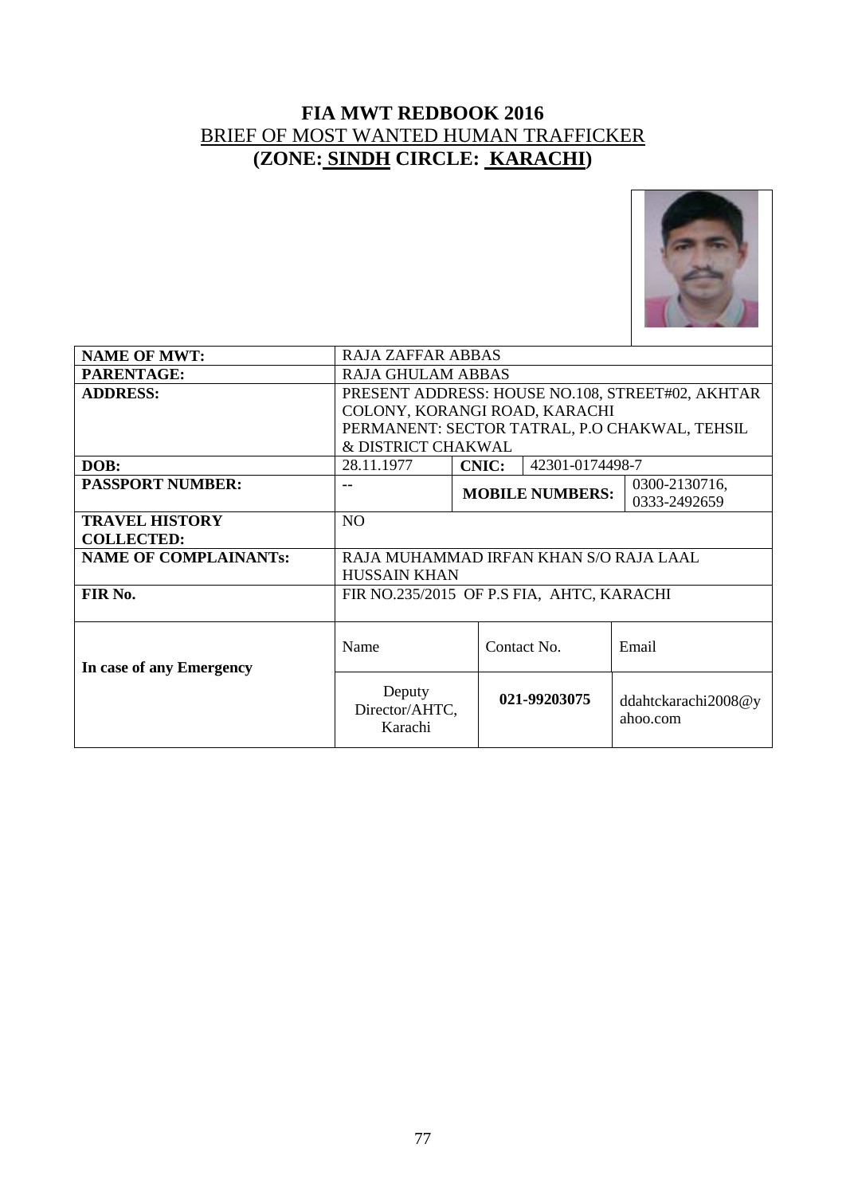# FIA MWT REDBOOK 2016

## BRIEF OF MOST WANTED HUMAN TRAFFICKER

## (ZONE: SINDH CIRCLE: KARACHI)

| | | | | |
|---|---|---|---|---|
| **NAME OF MWT:** | RAJA ZAFFAR ABBAS | | | |
| **PARENTAGE:** | RAJA GHULAM ABBAS | | | |
| **ADDRESS:** | PRESENT ADDRESS: HOUSE NO.108, STREET#02, AKHTAR COLONY, KORANGI ROAD, KARACHI<br>PERMANENT: SECTOR TATRAL, P.O CHAKWAL, TEHSIL & DISTRICT CHAKWAL | | | |
| **DOB:** | 28.11.1977 | **CNIC:** | 42301-0174498-7 | |
| **PASSPORT NUMBER:** | -- | **MOBILE NUMBERS:** | | 0300-2130716, 0333-2492659 |
| **TRAVEL HISTORY COLLECTED:** | NO | | | |
| **NAME OF COMPLAINANTs:** | RAJA MUHAMMAD IRFAN KHAN S/O RAJA LAAL HUSSAIN KHAN | | | |
| **FIR No.** | FIR NO.235/2015 OF P.S FIA, AHTC, KARACHI | | | |
| **In case of any Emergency** | Name | Contact No. | | Email |
| | Deputy Director/AHTC, Karachi | **021-99203075** | | ddahtckarachi2008@yahoo.com |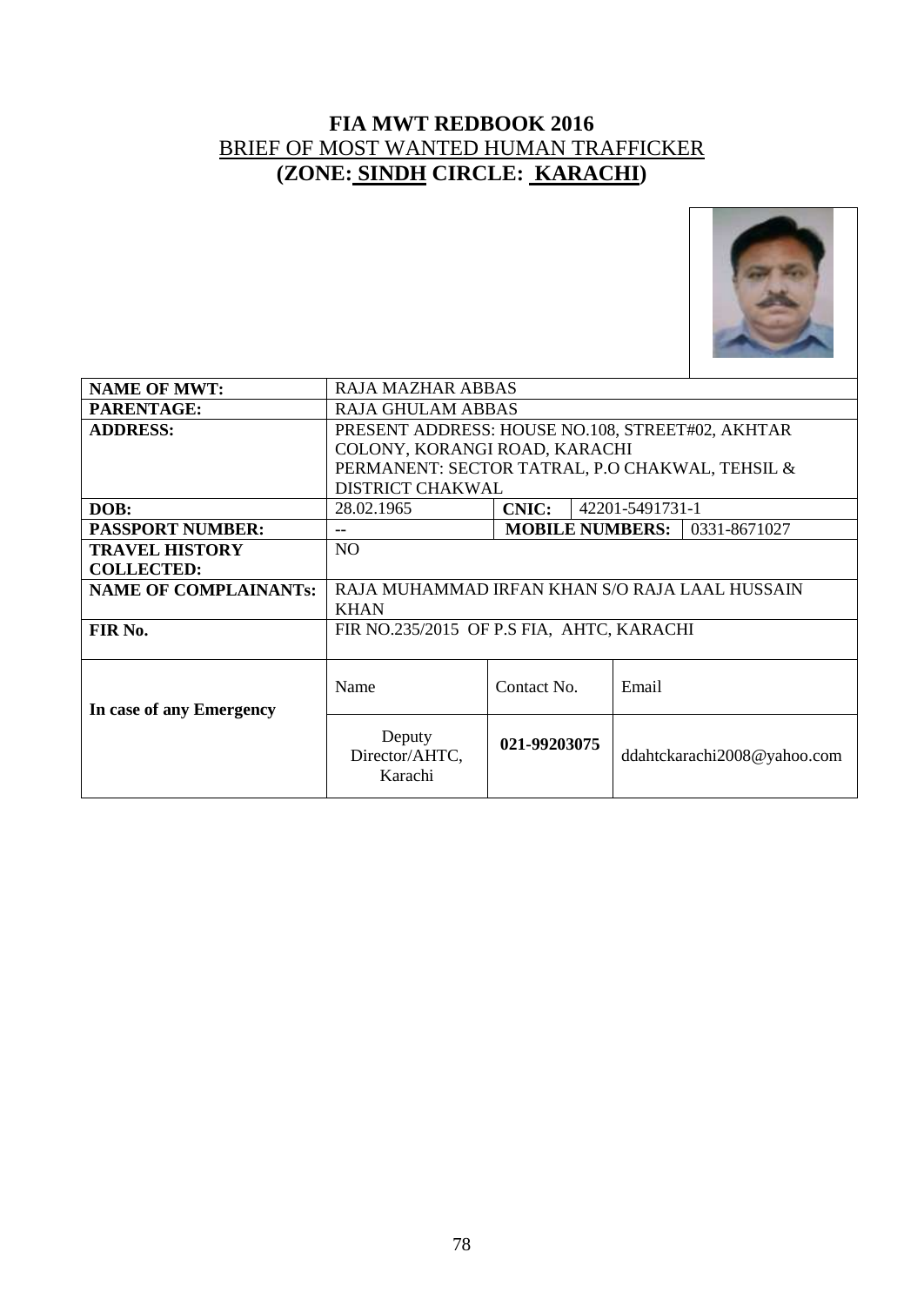# FIA MWT REDBOOK 2016

## BRIEF OF MOST WANTED HUMAN TRAFFICKER

## (ZONE: SINDH CIRCLE: KARACHI)

| | | | | |
|---|---|---|---|---|
| **NAME OF MWT:** | RAJA MAZHAR ABBAS | | | |
| **PARENTAGE:** | RAJA GHULAM ABBAS | | | |
| **ADDRESS:** | PRESENT ADDRESS: HOUSE NO.108, STREET#02, AKHTAR COLONY, KORANGI ROAD, KARACHI<br>PERMANENT: SECTOR TATRAL, P.O CHAKWAL, TEHSIL & DISTRICT CHAKWAL | | | |
| **DOB:** | 28.02.1965 | **CNIC:** | 42201-5491731-1 | |
| **PASSPORT NUMBER:** | -- | **MOBILE NUMBERS:** | | 0331-8671027 |
| **TRAVEL HISTORY COLLECTED:** | NO | | | |
| **NAME OF COMPLAINANTs:** | RAJA MUHAMMAD IRFAN KHAN S/O RAJA LAAL HUSSAIN KHAN | | | |
| **FIR No.** | FIR NO.235/2015 OF P.S FIA, AHTC, KARACHI | | | |
| **In case of any Emergency** | Name | Contact No. | Email | |
| | Deputy Director/AHTC, Karachi | **021-99203075** | ddahtckarachi2008@yahoo.com | |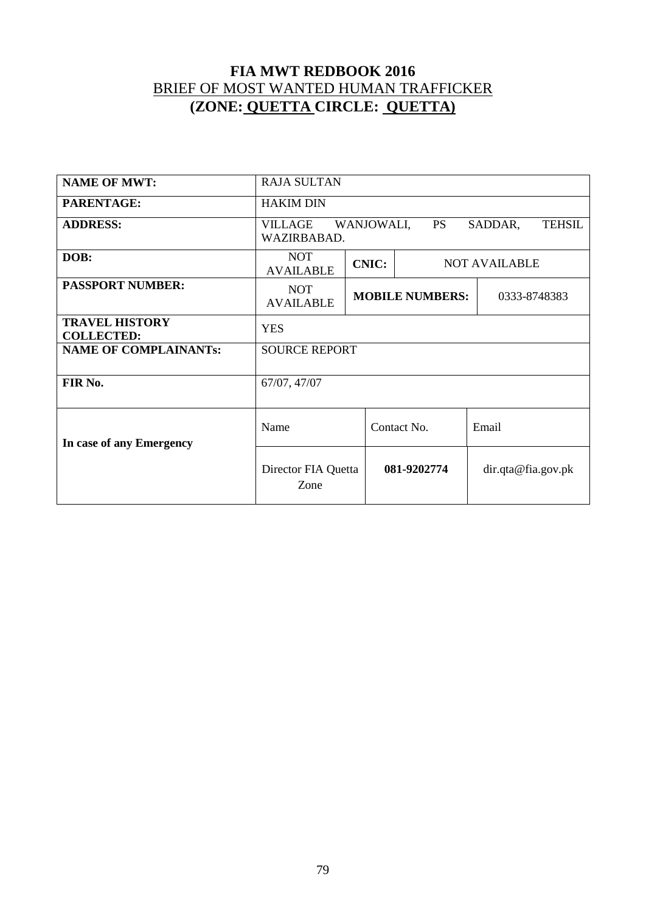# FIA MWT REDBOOK 2016

BRIEF OF MOST WANTED HUMAN TRAFFICKER

**(ZONE: QUETTA CIRCLE: QUETTA)**

| | | | | |
|---|---|---|---|---|
| **NAME OF MWT:** | RAJA SULTAN | | | |
| **PARENTAGE:** | HAKIM DIN | | | |
| **ADDRESS:** | VILLAGE WANJOWALI, PS SADDAR, TEHSIL WAZIRBABAD. | | | |
| **DOB:** | NOT AVAILABLE | **CNIC:** | NOT AVAILABLE | |
| **PASSPORT NUMBER:** | NOT AVAILABLE | **MOBILE NUMBERS:** | | 0333-8748383 |
| **TRAVEL HISTORY COLLECTED:** | YES | | | |
| **NAME OF COMPLAINANTs:** | SOURCE REPORT | | | |
| **FIR No.** | 67/07, 47/07 | | | |
| **In case of any Emergency** | Name | Contact No. | | Email |
| | Director FIA Quetta Zone | **081-9202774** | | dir.qta@fia.gov.pk |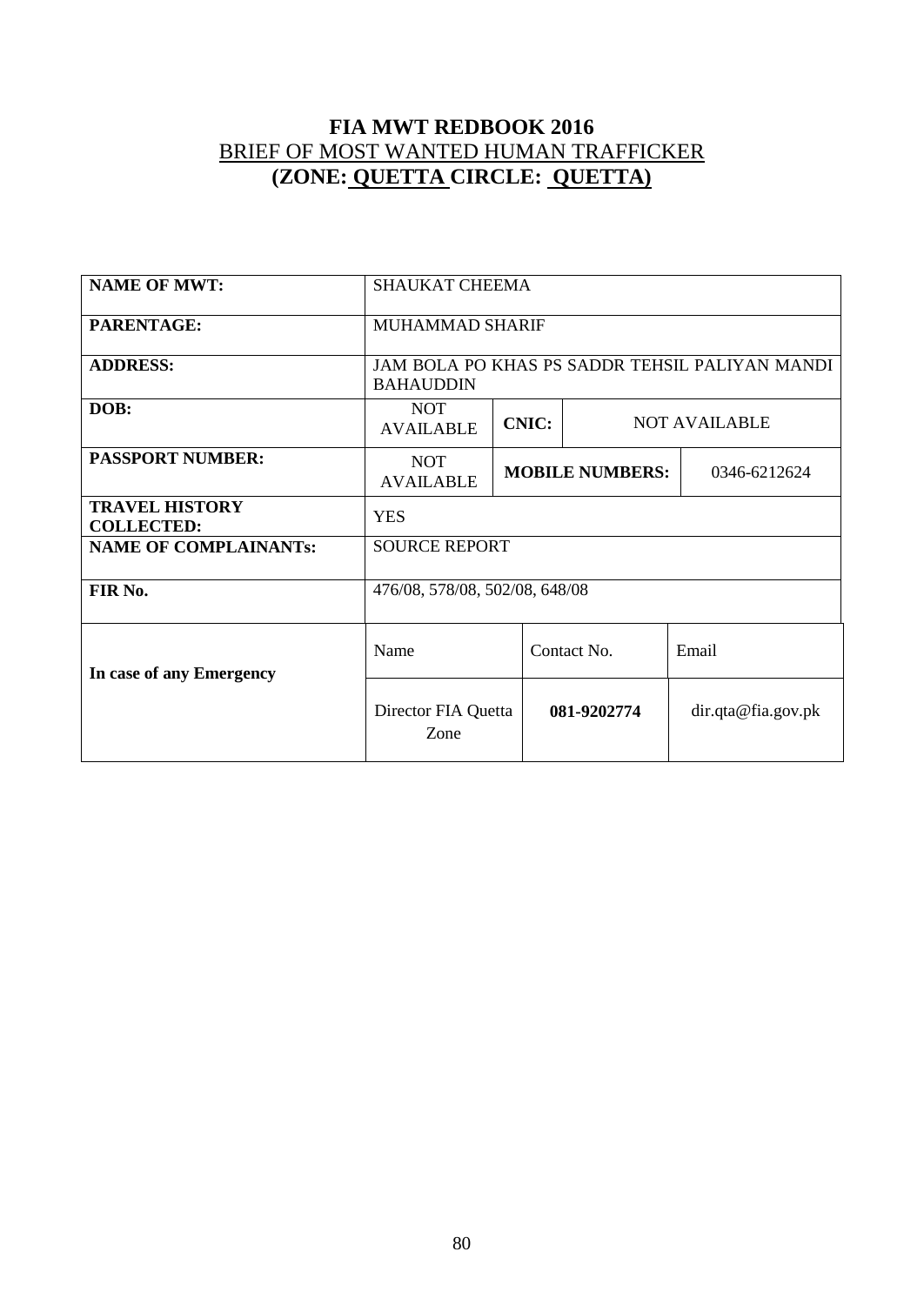# FIA MWT REDBOOK 2016

## BRIEF OF MOST WANTED HUMAN TRAFFICKER

## (ZONE: QUETTA CIRCLE: QUETTA)

| **NAME OF MWT:** | SHAUKAT CHEEMA | | | |
|---|---|---|---|---|
| **PARENTAGE:** | MUHAMMAD SHARIF | | | |
| **ADDRESS:** | JAM BOLA PO KHAS PS SADDR TEHSIL PALIYAN MANDI BAHAUDDIN | | | |
| **DOB:** | NOT AVAILABLE | **CNIC:** | NOT AVAILABLE | |
| **PASSPORT NUMBER:** | NOT AVAILABLE | **MOBILE NUMBERS:** | | 0346-6212624 |
| **TRAVEL HISTORY COLLECTED:** | YES | | | |
| **NAME OF COMPLAINANTs:** | SOURCE REPORT | | | |
| **FIR No.** | 476/08, 578/08, 502/08, 648/08 | | | |
| **In case of any Emergency** | Name | Contact No. | | Email |
| | Director FIA Quetta Zone | **081-9202774** | | dir.qta@fia.gov.pk |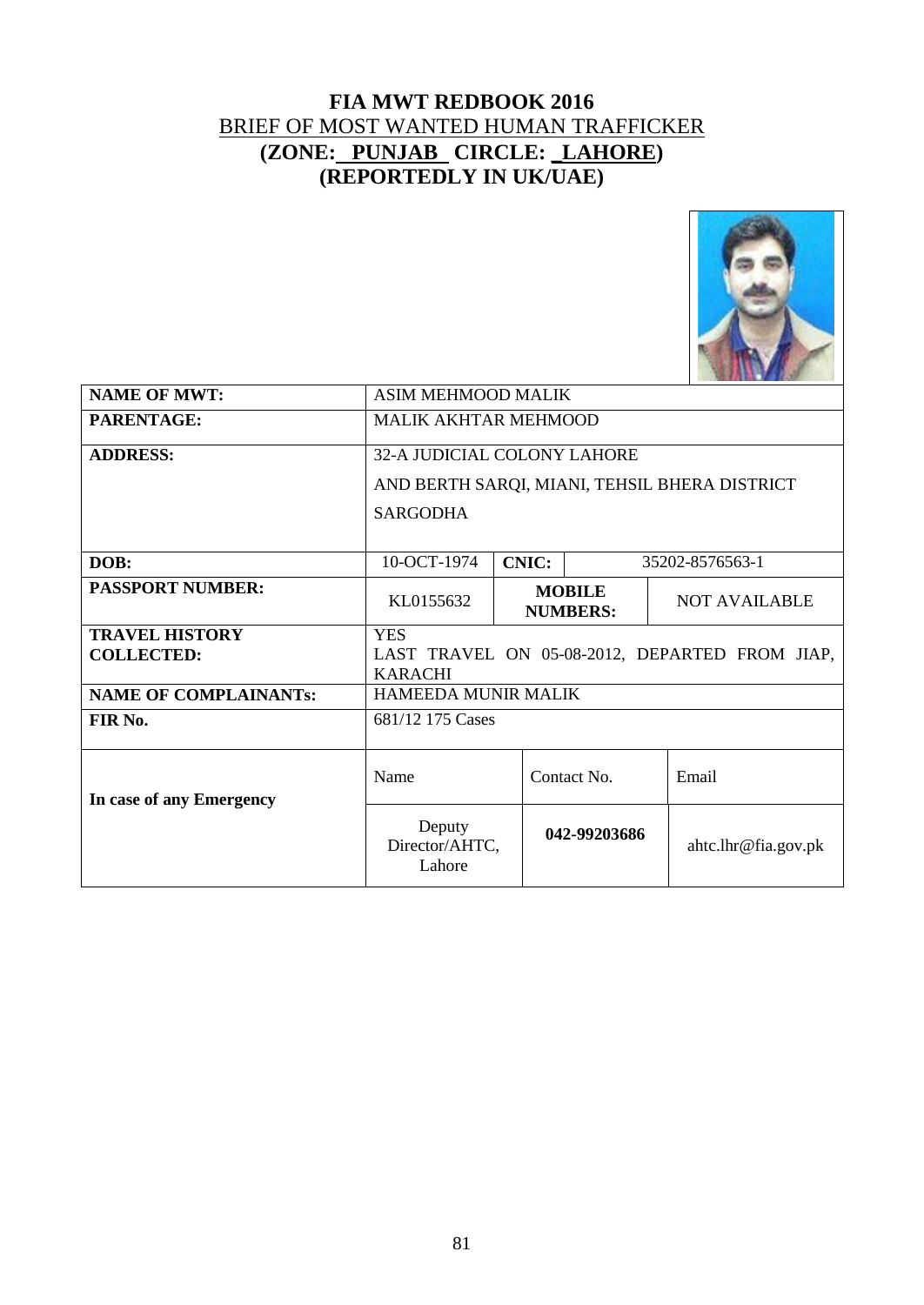# FIA MWT REDBOOK 2016

BRIEF OF MOST WANTED HUMAN TRAFFICKER

**(ZONE: PUNJAB CIRCLE: LAHORE)**

**(REPORTEDLY IN UK/UAE)**

| **NAME OF MWT:** | ASIM MEHMOOD MALIK | | |
|---|---|---|---|
| **PARENTAGE:** | MALIK AKHTAR MEHMOOD | | |
| **ADDRESS:** | 32-A JUDICIAL COLONY LAHORE AND BERTH SARQI, MIANI, TEHSIL BHERA DISTRICT SARGODHA | | |
| **DOB:** | 10-OCT-1974 | **CNIC:** | 35202-8576563-1 |
| **PASSPORT NUMBER:** | KL0155632 | **MOBILE NUMBERS:** | NOT AVAILABLE |
| **TRAVEL HISTORY COLLECTED:** | YES LAST TRAVEL ON 05-08-2012, DEPARTED FROM JIAP, KARACHI | | |
| **NAME OF COMPLAINANTs:** | HAMEEDA MUNIR MALIK | | |
| **FIR No.** | 681/12 175 Cases | | |
| **In case of any Emergency** | Name | Contact No. | Email |
| | Deputy Director/AHTC, Lahore | **042-99203686** | ahtc.lhr@fia.gov.pk |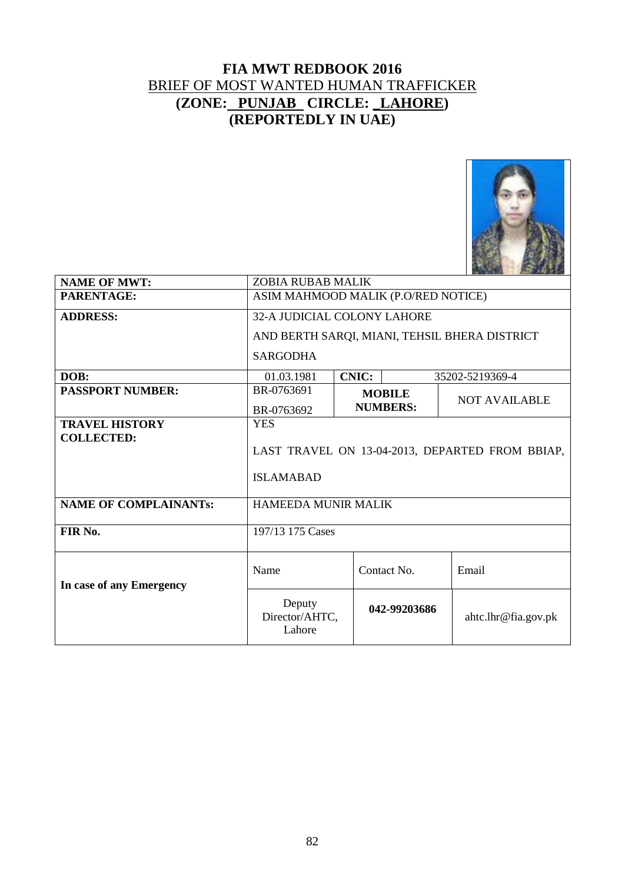# FIA MWT REDBOOK 2016

BRIEF OF MOST WANTED HUMAN TRAFFICKER

**(ZONE: PUNJAB CIRCLE: LAHORE)**

**(REPORTEDLY IN UAE)**

| | | | | |
|---|---|---|---|---|
| **NAME OF MWT:** | ZOBIA RUBAB MALIK | | | |
| **PARENTAGE:** | ASIM MAHMOOD MALIK (P.O/RED NOTICE) | | | |
| **ADDRESS:** | 32-A JUDICIAL COLONY LAHORE<br>AND BERTH SARQI, MIANI, TEHSIL BHERA DISTRICT SARGODHA | | | |
| **DOB:** | 01.03.1981 | **CNIC:** | 35202-5219369-4 | |
| **PASSPORT NUMBER:** | BR-0763691<br>BR-0763692 | **MOBILE NUMBERS:** | NOT AVAILABLE | |
| **TRAVEL HISTORY COLLECTED:** | YES<br>LAST TRAVEL ON 13-04-2013, DEPARTED FROM BBIAP, ISLAMABAD | | | |
| **NAME OF COMPLAINANTs:** | HAMEEDA MUNIR MALIK | | | |
| **FIR No.** | 197/13 175 Cases | | | |
| **In case of any Emergency** | Name | Contact No. | Email | |
| | Deputy Director/AHTC, Lahore | **042-99203686** | ahtc.lhr@fia.gov.pk | |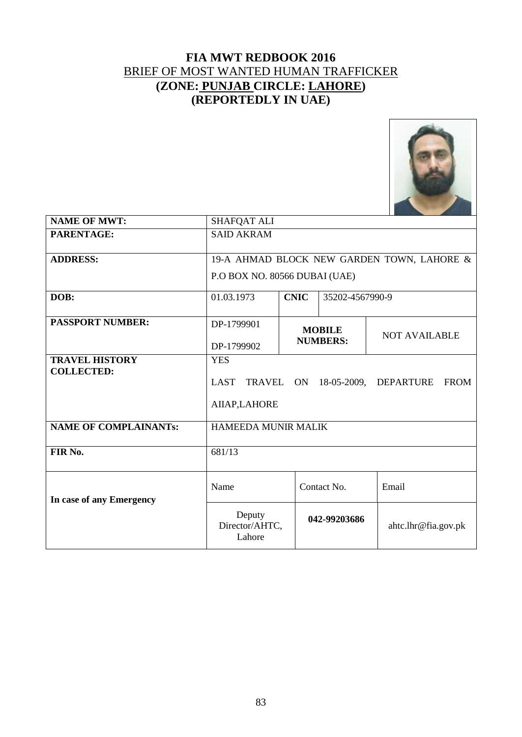# FIA MWT REDBOOK 2016

## BRIEF OF MOST WANTED HUMAN TRAFFICKER

## (ZONE: PUNJAB CIRCLE: LAHORE)

## (REPORTEDLY IN UAE)

| **NAME OF MWT:** | SHAFQAT ALI | | |
|---|---|---|---|
| **PARENTAGE:** | SAID AKRAM | | |
| **ADDRESS:** | 19-A AHMAD BLOCK NEW GARDEN TOWN, LAHORE & P.O BOX NO. 80566 DUBAI (UAE) | | |
| **DOB:** | 01.03.1973 | **CNIC** | 35202-4567990-9 |
| **PASSPORT NUMBER:** | DP-1799901<br>DP-1799902 | **MOBILE NUMBERS:** | NOT AVAILABLE |
| **TRAVEL HISTORY COLLECTED:** | YES<br>LAST TRAVEL ON 18-05-2009, DEPARTURE FROM AIIAP,LAHORE | | |
| **NAME OF COMPLAINANTs:** | HAMEEDA MUNIR MALIK | | |
| **FIR No.** | 681/13 | | |
| **In case of any Emergency** | Name | Contact No. | Email |
| | Deputy Director/AHTC, Lahore | **042-99203686** | ahtc.lhr@fia.gov.pk |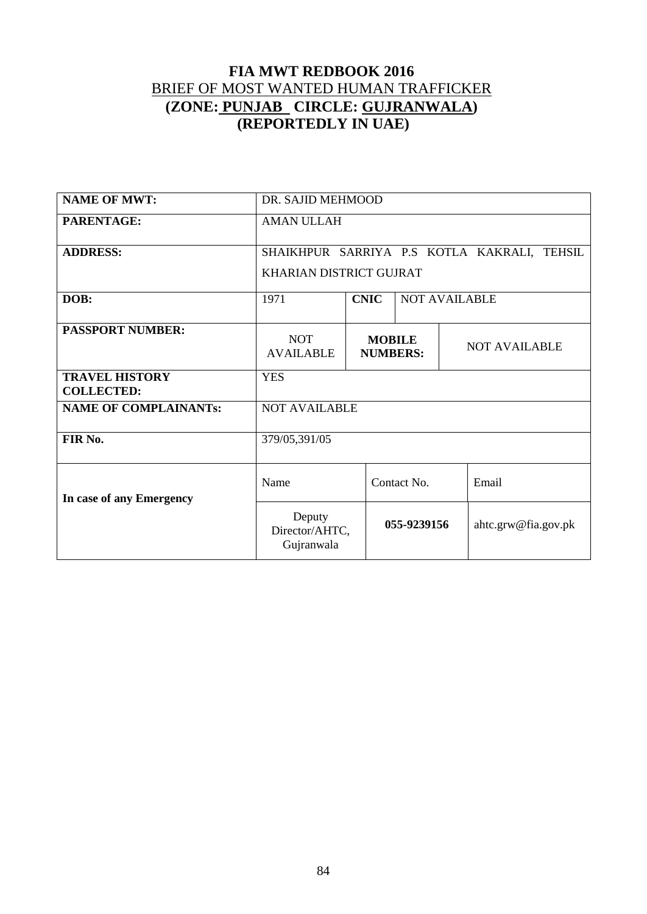# FIA MWT REDBOOK 2016

## BRIEF OF MOST WANTED HUMAN TRAFFICKER

## (ZONE: PUNJAB CIRCLE: GUJRANWALA)

## (REPORTEDLY IN UAE)

| **NAME OF MWT:** | DR. SAJID MEHMOOD | | | | |
|---|---|---|---|---|---|
| **PARENTAGE:** | AMAN ULLAH | | | | |
| **ADDRESS:** | SHAIKHPUR SARRIYA P.S KOTLA KAKRALI, TEHSIL KHARIAN DISTRICT GUJRAT | | | | |
| **DOB:** | 1971 | **CNIC** | NOT AVAILABLE | | |
| **PASSPORT NUMBER:** | NOT AVAILABLE | **MOBILE NUMBERS:** | | NOT AVAILABLE | |
| **TRAVEL HISTORY COLLECTED:** | YES | | | | |
| **NAME OF COMPLAINANTs:** | NOT AVAILABLE | | | | |
| **FIR No.** | 379/05,391/05 | | | | |
| **In case of any Emergency** | Name | Contact No. | | Email | |
| | Deputy Director/AHTC, Gujranwala | **055-9239156** | | ahtc.grw@fia.gov.pk | |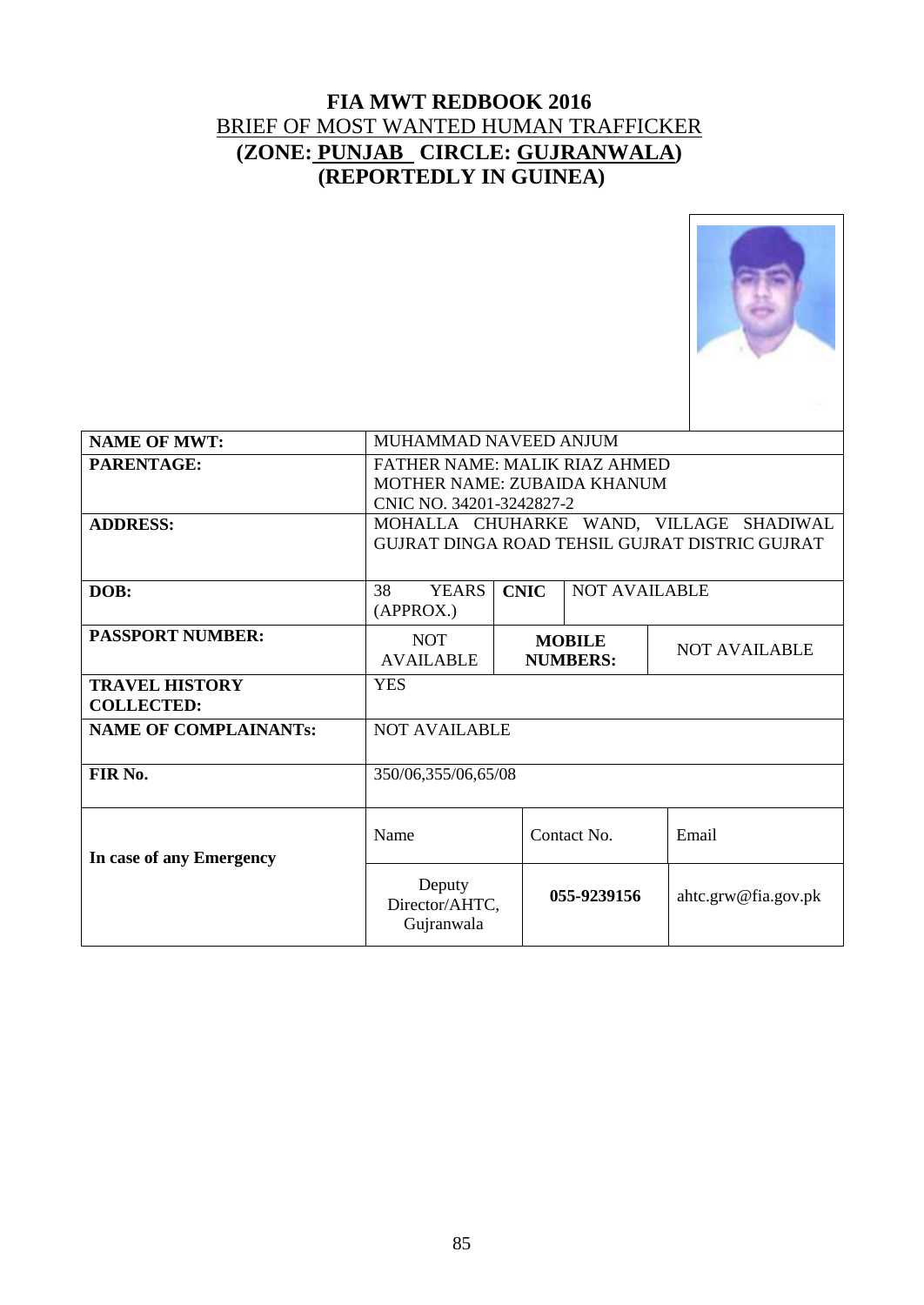# FIA MWT REDBOOK 2016

## BRIEF OF MOST WANTED HUMAN TRAFFICKER

## (ZONE: PUNJAB CIRCLE: GUJRANWALA)

## (REPORTEDLY IN GUINEA)

| | | | | |
|---|---|---|---|---|
| **NAME OF MWT:** | MUHAMMAD NAVEED ANJUM | | | |
| **PARENTAGE:** | FATHER NAME: MALIK RIAZ AHMED<br>MOTHER NAME: ZUBAIDA KHANUM<br>CNIC NO. 34201-3242827-2 | | | |
| **ADDRESS:** | MOHALLA CHUHARKE WAND, VILLAGE SHADIWAL GUJRAT DINGA ROAD TEHSIL GUJRAT DISTRIC GUJRAT | | | |
| **DOB:** | 38 YEARS (APPROX.) | **CNIC** | NOT AVAILABLE | |
| **PASSPORT NUMBER:** | NOT AVAILABLE | **MOBILE NUMBERS:** | | NOT AVAILABLE |
| **TRAVEL HISTORY COLLECTED:** | YES | | | |
| **NAME OF COMPLAINANTs:** | NOT AVAILABLE | | | |
| **FIR No.** | 350/06,355/06,65/08 | | | |
| **In case of any Emergency** | Name | Contact No. | | Email |
| | Deputy Director/AHTC, Gujranwala | **055-9239156** | | ahtc.grw@fia.gov.pk |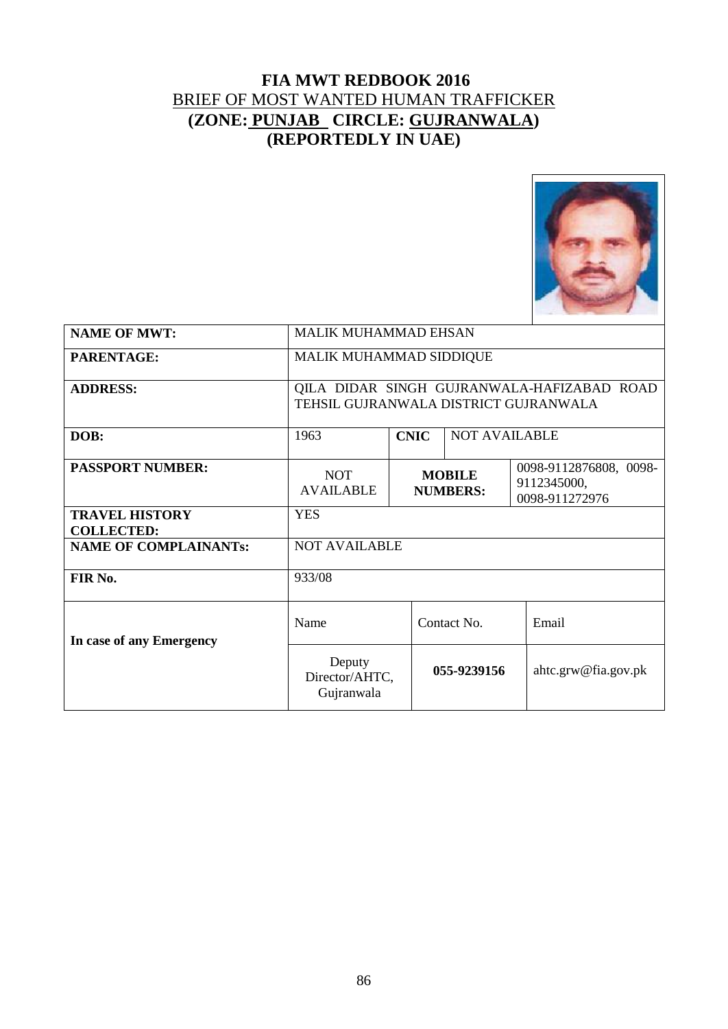# FIA MWT REDBOOK 2016

## BRIEF OF MOST WANTED HUMAN TRAFFICKER

## (ZONE: PUNJAB CIRCLE: GUJRANWALA)

## (REPORTEDLY IN UAE)

| | | | | | |
|---|---|---|---|---|---|
| **NAME OF MWT:** | MALIK MUHAMMAD EHSAN | | | | |
| **PARENTAGE:** | MALIK MUHAMMAD SIDDIQUE | | | | |
| **ADDRESS:** | QILA DIDAR SINGH GUJRANWALA-HAFIZABAD ROAD TEHSIL GUJRANWALA DISTRICT GUJRANWALA | | | | |
| **DOB:** | 1963 | **CNIC** | NOT AVAILABLE | | |
| **PASSPORT NUMBER:** | NOT AVAILABLE | **MOBILE NUMBERS:** | | 0098-9112876808, 0098-9112345000, 0098-911272976 | |
| **TRAVEL HISTORY COLLECTED:** | YES | | | | |
| **NAME OF COMPLAINANTs:** | NOT AVAILABLE | | | | |
| **FIR No.** | 933/08 | | | | |
| **In case of any Emergency** | Name | Contact No. | | Email | |
| | Deputy Director/AHTC, Gujranwala | **055-9239156** | | ahtc.grw@fia.gov.pk | |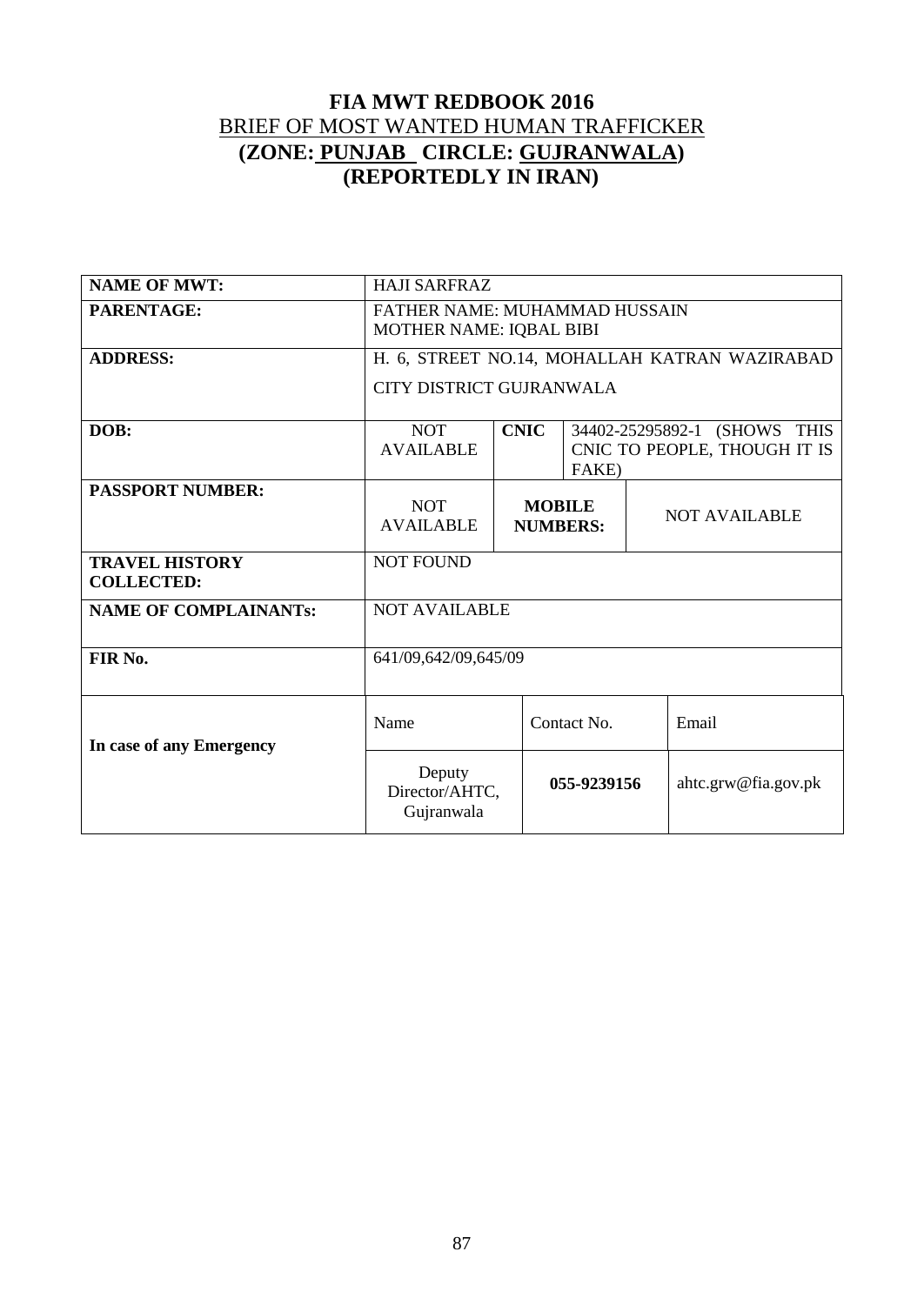# FIA MWT REDBOOK 2016

## BRIEF OF MOST WANTED HUMAN TRAFFICKER

## (ZONE: PUNJAB CIRCLE: GUJRANWALA)

## (REPORTEDLY IN IRAN)

| | | | | |
|---|---|---|---|---|
| **NAME OF MWT:** | HAJI SARFRAZ | | | |
| **PARENTAGE:** | FATHER NAME: MUHAMMAD HUSSAIN<br>MOTHER NAME: IQBAL BIBI | | | |
| **ADDRESS:** | H. 6, STREET NO.14, MOHALLAH KATRAN WAZIRABAD CITY DISTRICT GUJRANWALA | | | |
| **DOB:** | NOT AVAILABLE | **CNIC** | 34402-25295892-1 (SHOWS THIS CNIC TO PEOPLE, THOUGH IT IS FAKE) | |
| **PASSPORT NUMBER:** | NOT AVAILABLE | **MOBILE NUMBERS:** | NOT AVAILABLE | |
| **TRAVEL HISTORY COLLECTED:** | NOT FOUND | | | |
| **NAME OF COMPLAINANTs:** | NOT AVAILABLE | | | |
| **FIR No.** | 641/09,642/09,645/09 | | | |
| **In case of any Emergency** | Name | Contact No. | Email | |
| | Deputy Director/AHTC, Gujranwala | **055-9239156** | ahtc.grw@fia.gov.pk | |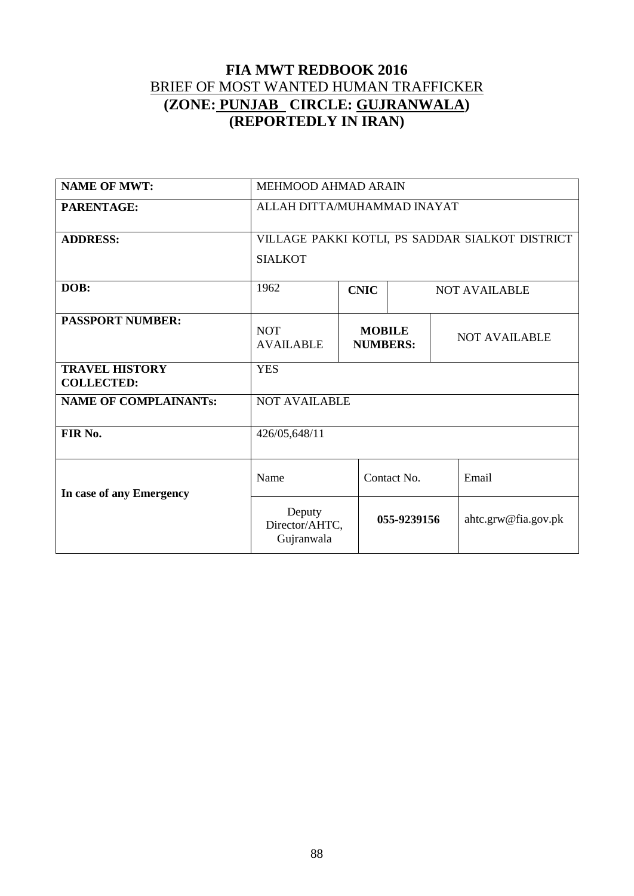# FIA MWT REDBOOK 2016

BRIEF OF MOST WANTED HUMAN TRAFFICKER

**(ZONE: PUNJAB CIRCLE: GUJRANWALA)**

**(REPORTEDLY IN IRAN)**

| **NAME OF MWT:** | MEHMOOD AHMAD ARAIN | | | |
|---|---|---|---|---|
| **PARENTAGE:** | ALLAH DITTA/MUHAMMAD INAYAT | | | |
| **ADDRESS:** | VILLAGE PAKKI KOTLI, PS SADDAR SIALKOT DISTRICT SIALKOT | | | |
| **DOB:** | 1962 | **CNIC** | NOT AVAILABLE | |
| **PASSPORT NUMBER:** | NOT AVAILABLE | **MOBILE NUMBERS:** | NOT AVAILABLE | |
| **TRAVEL HISTORY COLLECTED:** | YES | | | |
| **NAME OF COMPLAINANTs:** | NOT AVAILABLE | | | |
| **FIR No.** | 426/05,648/11 | | | |
| **In case of any Emergency** | Name | Contact No. | Email | |
| | Deputy Director/AHTC, Gujranwala | **055-9239156** | ahtc.grw@fia.gov.pk | |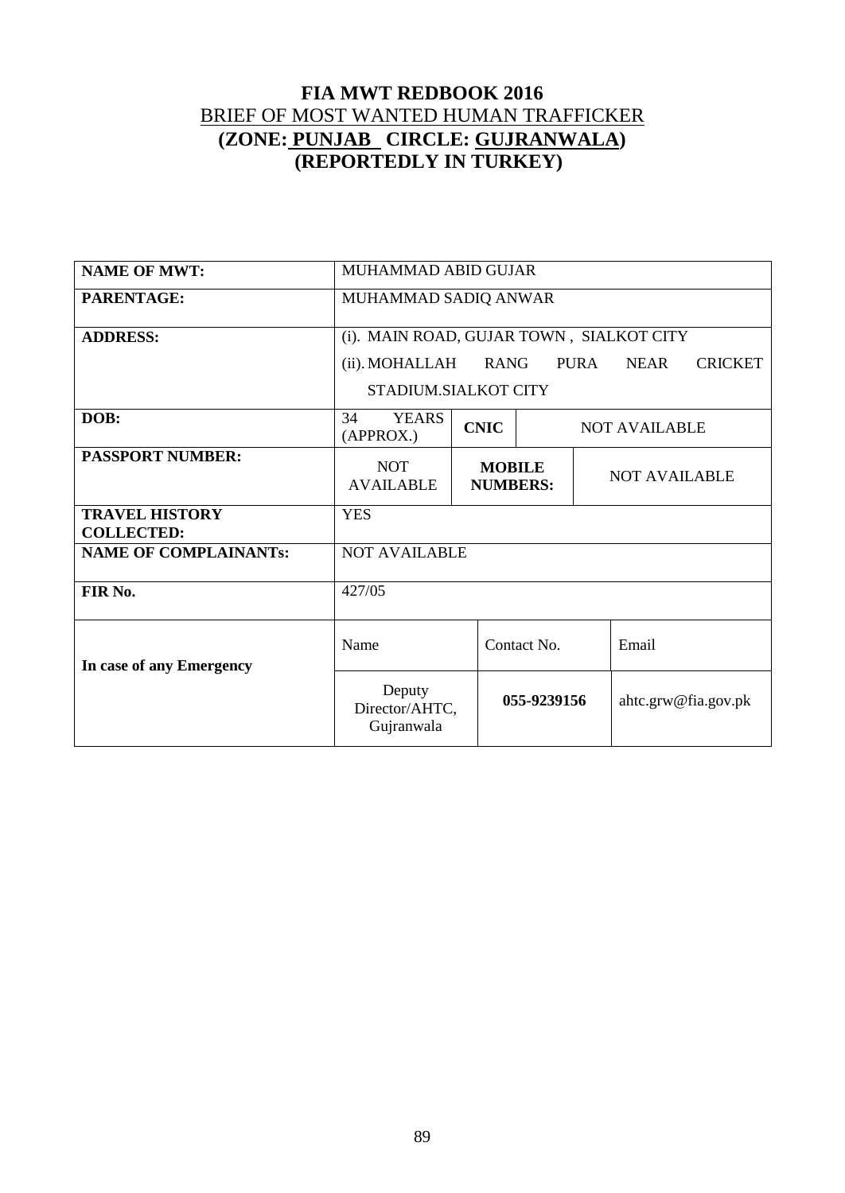# FIA MWT REDBOOK 2016

## BRIEF OF MOST WANTED HUMAN TRAFFICKER

## (ZONE: PUNJAB CIRCLE: GUJRANWALA)

## (REPORTEDLY IN TURKEY)

| | | | | |
|---|---|---|---|---|
| **NAME OF MWT:** | MUHAMMAD ABID GUJAR | | | |
| **PARENTAGE:** | MUHAMMAD SADIQ ANWAR | | | |
| **ADDRESS:** | (i). MAIN ROAD, GUJAR TOWN , SIALKOT CITY<br>(ii). MOHALLAH RANG PURA NEAR CRICKET STADIUM.SIALKOT CITY | | | |
| **DOB:** | 34 YEARS (APPROX.) | **CNIC** | NOT AVAILABLE | |
| **PASSPORT NUMBER:** | NOT AVAILABLE | **MOBILE NUMBERS:** | NOT AVAILABLE | |
| **TRAVEL HISTORY COLLECTED:** | YES | | | |
| **NAME OF COMPLAINANTs:** | NOT AVAILABLE | | | |
| **FIR No.** | 427/05 | | | |
| **In case of any Emergency** | Name | Contact No. | Email | |
| | Deputy Director/AHTC, Gujranwala | **055-9239156** | ahtc.grw@fia.gov.pk | |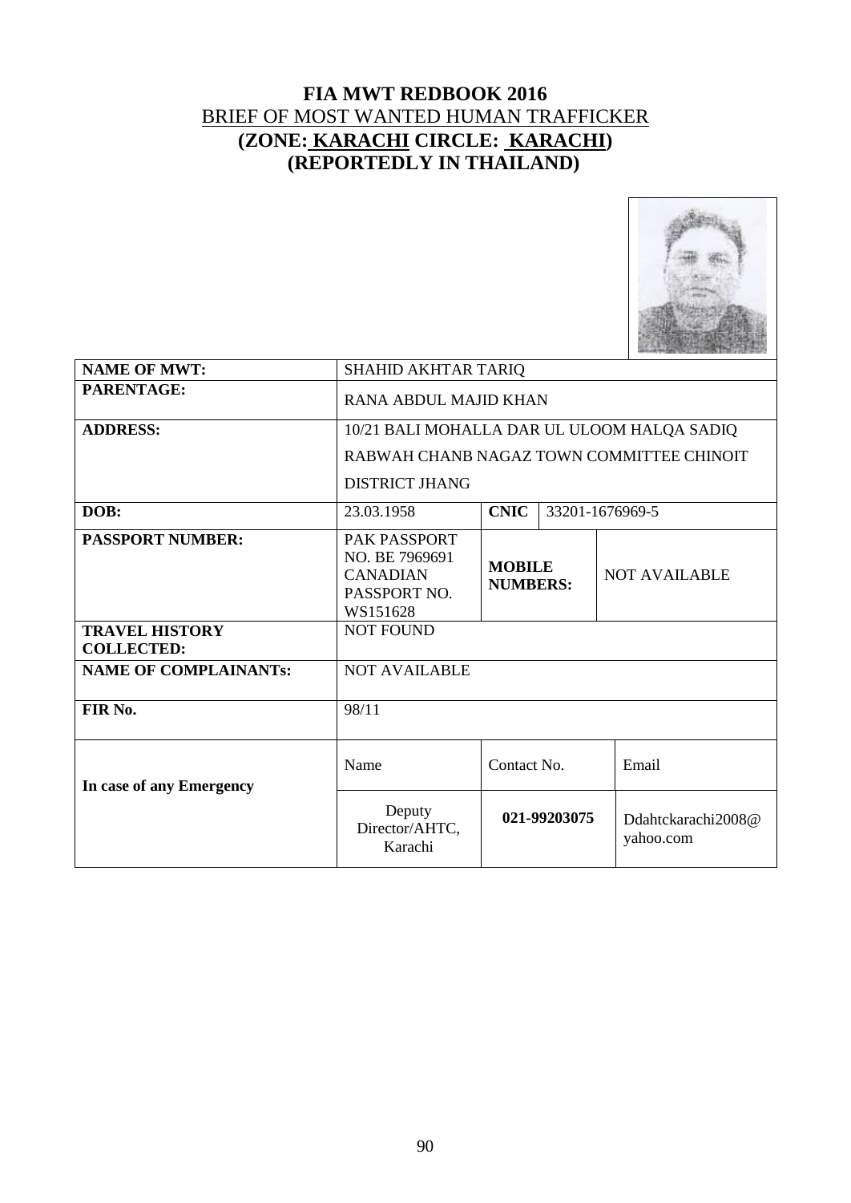# FIA MWT REDBOOK 2016

## BRIEF OF MOST WANTED HUMAN TRAFFICKER

## (ZONE: KARACHI CIRCLE: KARACHI)

## (REPORTEDLY IN THAILAND)

| | | | |
|---|---|---|---|
| **NAME OF MWT:** | SHAHID AKHTAR TARIQ | | |
| **PARENTAGE:** | RANA ABDUL MAJID KHAN | | |
| **ADDRESS:** | 10/21 BALI MOHALLA DAR UL ULOOM HALQA SADIQ RABWAH CHANB NAGAZ TOWN COMMITTEE CHINOIT DISTRICT JHANG | | |
| **DOB:** | 23.03.1958 | **CNIC** | 33201-1676969-5 |
| **PASSPORT NUMBER:** | PAK PASSPORT NO. BE 7969691 CANADIAN PASSPORT NO. WS151628 | **MOBILE NUMBERS:** | NOT AVAILABLE |
| **TRAVEL HISTORY COLLECTED:** | NOT FOUND | | |
| **NAME OF COMPLAINANTs:** | NOT AVAILABLE | | |
| **FIR No.** | 98/11 | | |
| **In case of any Emergency** | Name | Contact No. | Email |
| | Deputy Director/AHTC, Karachi | **021-99203075** | Ddahtckarachi2008@yahoo.com |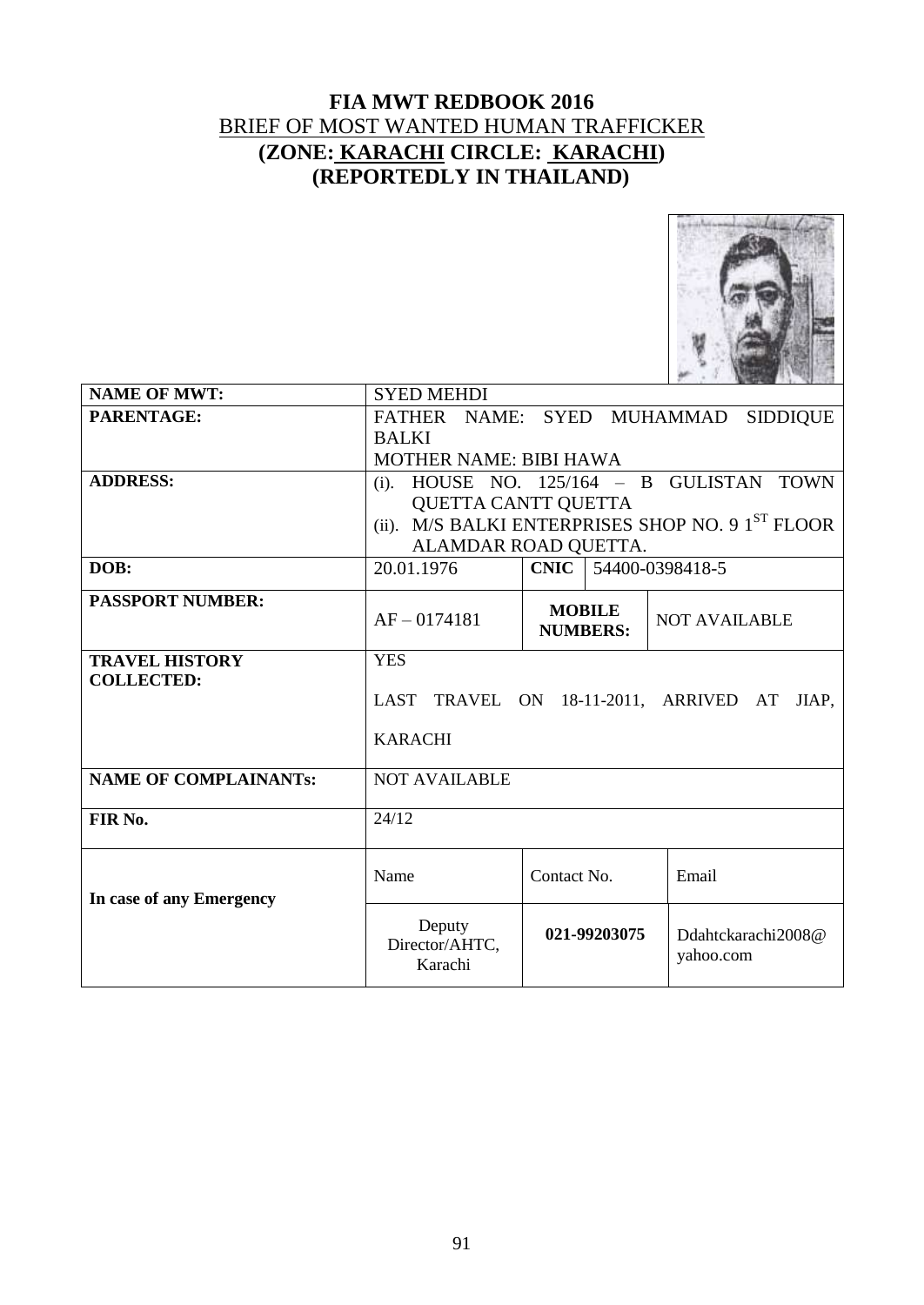# FIA MWT REDBOOK 2016

## BRIEF OF MOST WANTED HUMAN TRAFFICKER

## (ZONE: KARACHI CIRCLE: KARACHI)

## (REPORTEDLY IN THAILAND)

| | | | | |
|---|---|---|---|---|
| **NAME OF MWT:** | SYED MEHDI | | | |
| **PARENTAGE:** | FATHER NAME: SYED MUHAMMAD SIDDIQUE BALKI<br>MOTHER NAME: BIBI HAWA | | | |
| **ADDRESS:** | (i). HOUSE NO. 125/164 – B GULISTAN TOWN QUETTA CANTT QUETTA<br>(ii). M/S BALKI ENTERPRISES SHOP NO. 9 1ST FLOOR ALAMDAR ROAD QUETTA. | | | |
| **DOB:** | 20.01.1976 | **CNIC** | 54400-0398418-5 | |
| **PASSPORT NUMBER:** | AF – 0174181 | **MOBILE NUMBERS:** | | NOT AVAILABLE |
| **TRAVEL HISTORY COLLECTED:** | YES<br>LAST TRAVEL ON 18-11-2011, ARRIVED AT JIAP, KARACHI | | | |
| **NAME OF COMPLAINANTs:** | NOT AVAILABLE | | | |
| **FIR No.** | 24/12 | | | |
| **In case of any Emergency** | Name | Contact No. | | Email |
| | Deputy Director/AHTC, Karachi | **021-99203075** | | Ddahtckarachi2008@yahoo.com |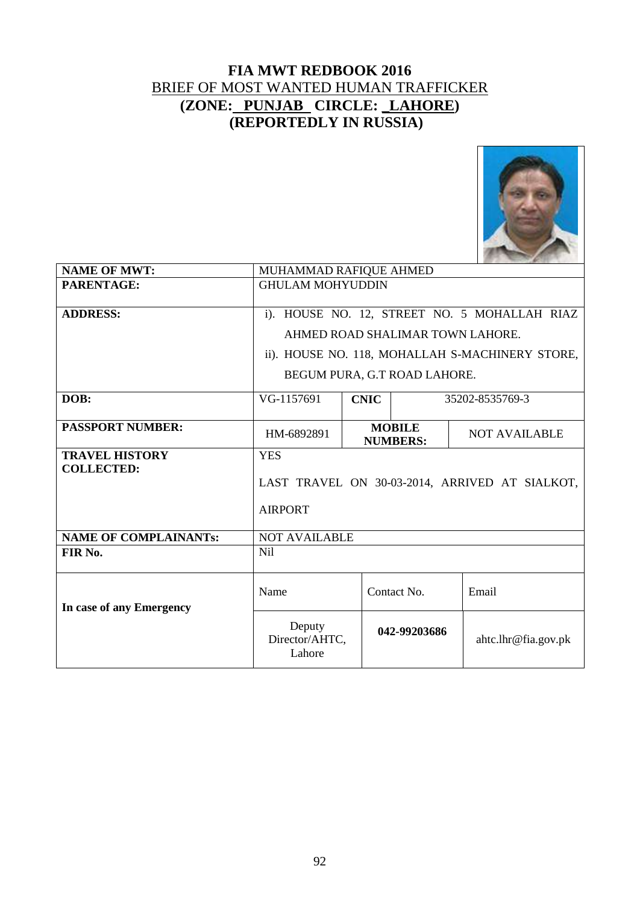**FIA MWT REDBOOK 2016**

BRIEF OF MOST WANTED HUMAN TRAFFICKER

**(ZONE: PUNJAB CIRCLE: LAHORE)**

**(REPORTEDLY IN RUSSIA)**

| | | | | |
|---|---|---|---|---|
| **NAME OF MWT:** | MUHAMMAD RAFIQUE AHMED | | | |
| **PARENTAGE:** | GHULAM MOHYUDDIN | | | |
| **ADDRESS:** | i). HOUSE NO. 12, STREET NO. 5 MOHALLAH RIAZ AHMED ROAD SHALIMAR TOWN LAHORE. ii). HOUSE NO. 118, MOHALLAH S-MACHINERY STORE, BEGUM PURA, G.T ROAD LAHORE. | | | |
| **DOB:** | VG-1157691 | **CNIC** | 35202-8535769-3 | |
| **PASSPORT NUMBER:** | HM-6892891 | **MOBILE NUMBERS:** | NOT AVAILABLE | |
| **TRAVEL HISTORY COLLECTED:** | YES<br>LAST TRAVEL ON 30-03-2014, ARRIVED AT SIALKOT, AIRPORT | | | |
| **NAME OF COMPLAINANTs:** | NOT AVAILABLE | | | |
| **FIR No.** | Nil | | | |
| **In case of any Emergency** | Name | Contact No. | Email | |
| | Deputy Director/AHTC, Lahore | **042-99203686** | ahtc.lhr@fia.gov.pk | |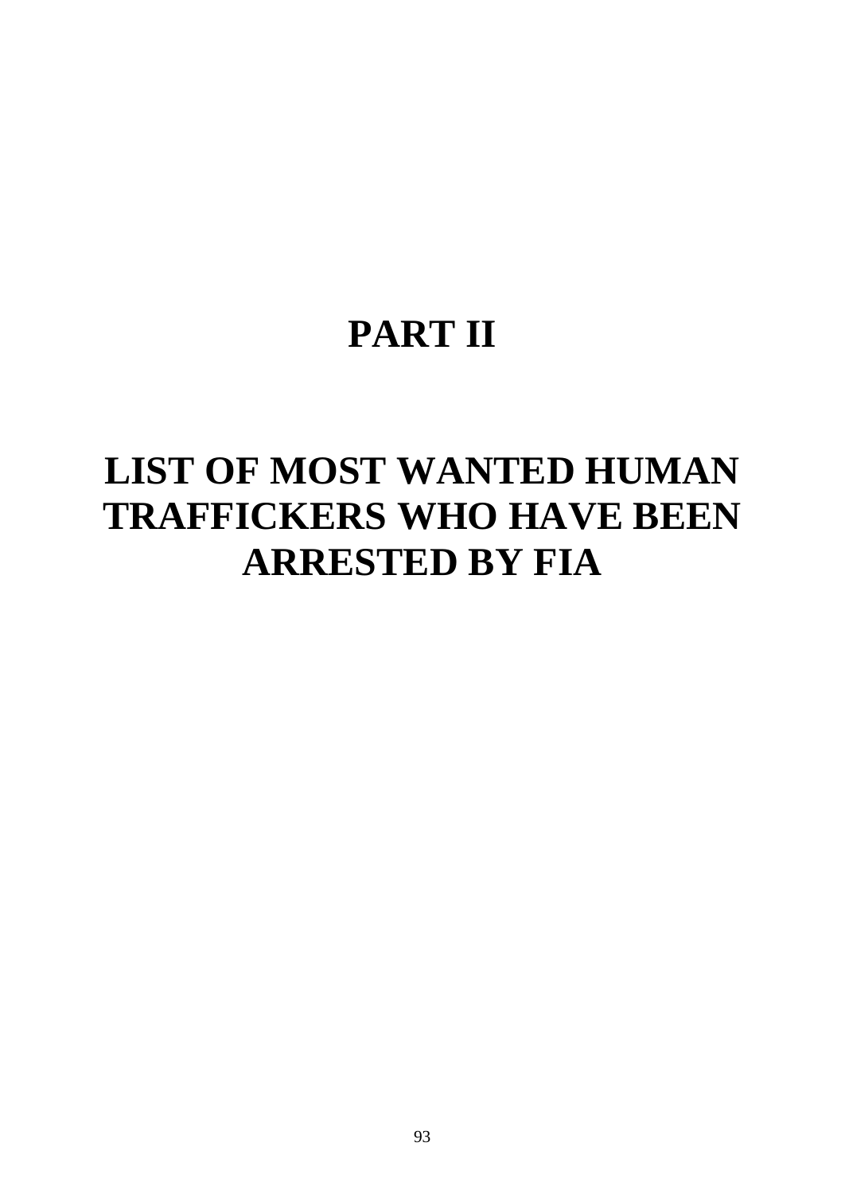# PART II

# LIST OF MOST WANTED HUMAN TRAFFICKERS WHO HAVE BEEN ARRESTED BY FIA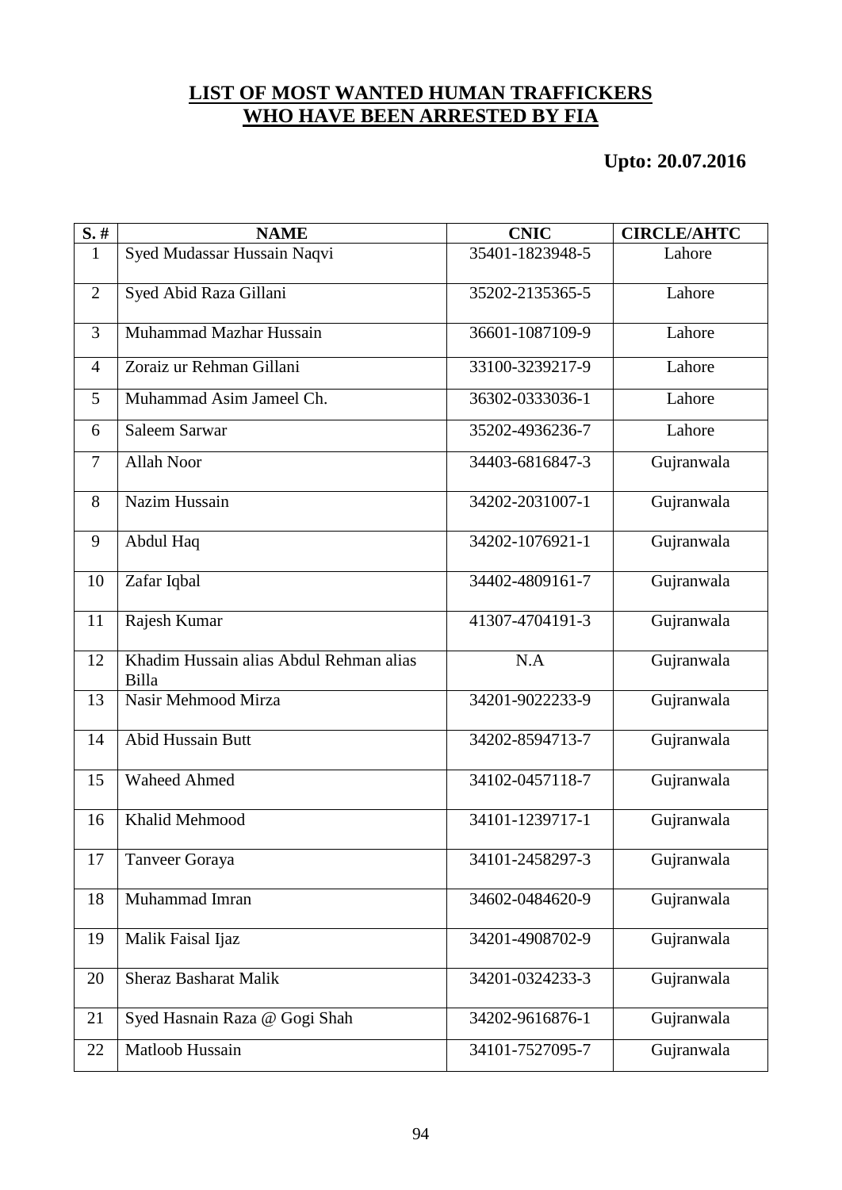## LIST OF MOST WANTED HUMAN TRAFFICKERS WHO HAVE BEEN ARRESTED BY FIA

**Upto: 20.07.2016**

| S. # | NAME | CNIC | CIRCLE/AHTC |
|---|---|---|---|
| 1 | Syed Mudassar Hussain Naqvi | 35401-1823948-5 | Lahore |
| 2 | Syed Abid Raza Gillani | 35202-2135365-5 | Lahore |
| 3 | Muhammad Mazhar Hussain | 36601-1087109-9 | Lahore |
| 4 | Zoraiz ur Rehman Gillani | 33100-3239217-9 | Lahore |
| 5 | Muhammad Asim Jameel Ch. | 36302-0333036-1 | Lahore |
| 6 | Saleem Sarwar | 35202-4936236-7 | Lahore |
| 7 | Allah Noor | 34403-6816847-3 | Gujranwala |
| 8 | Nazim Hussain | 34202-2031007-1 | Gujranwala |
| 9 | Abdul Haq | 34202-1076921-1 | Gujranwala |
| 10 | Zafar Iqbal | 34402-4809161-7 | Gujranwala |
| 11 | Rajesh Kumar | 41307-4704191-3 | Gujranwala |
| 12 | Khadim Hussain alias Abdul Rehman alias Billa | N.A | Gujranwala |
| 13 | Nasir Mehmood Mirza | 34201-9022233-9 | Gujranwala |
| 14 | Abid Hussain Butt | 34202-8594713-7 | Gujranwala |
| 15 | Waheed Ahmed | 34102-0457118-7 | Gujranwala |
| 16 | Khalid Mehmood | 34101-1239717-1 | Gujranwala |
| 17 | Tanveer Goraya | 34101-2458297-3 | Gujranwala |
| 18 | Muhammad Imran | 34602-0484620-9 | Gujranwala |
| 19 | Malik Faisal Ijaz | 34201-4908702-9 | Gujranwala |
| 20 | Sheraz Basharat Malik | 34201-0324233-3 | Gujranwala |
| 21 | Syed Hasnain Raza @ Gogi Shah | 34202-9616876-1 | Gujranwala |
| 22 | Matloob Hussain | 34101-7527095-7 | Gujranwala |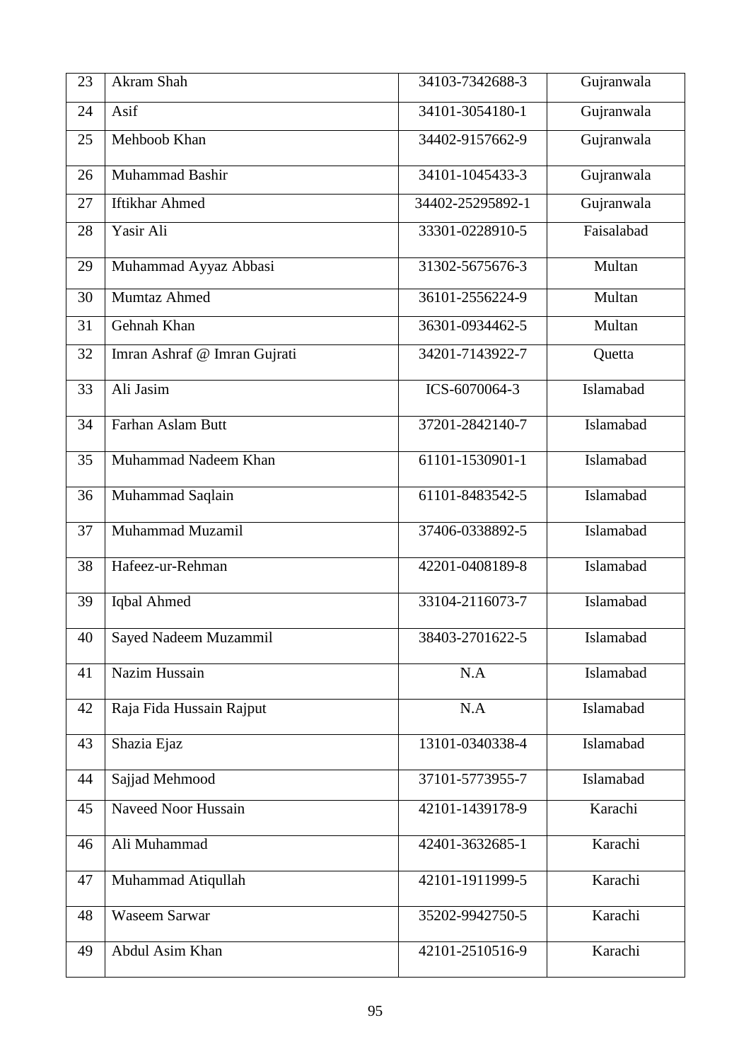| 23 | Akram Shah | 34103-7342688-3 | Gujranwala |
|---|---|---|---|
| 24 | Asif | 34101-3054180-1 | Gujranwala |
| 25 | Mehboob Khan | 34402-9157662-9 | Gujranwala |
| 26 | Muhammad Bashir | 34101-1045433-3 | Gujranwala |
| 27 | Iftikhar Ahmed | 34402-25295892-1 | Gujranwala |
| 28 | Yasir Ali | 33301-0228910-5 | Faisalabad |
| 29 | Muhammad Ayyaz Abbasi | 31302-5675676-3 | Multan |
| 30 | Mumtaz Ahmed | 36101-2556224-9 | Multan |
| 31 | Gehnah Khan | 36301-0934462-5 | Multan |
| 32 | Imran Ashraf @ Imran Gujrati | 34201-7143922-7 | Quetta |
| 33 | Ali Jasim | ICS-6070064-3 | Islamabad |
| 34 | Farhan Aslam Butt | 37201-2842140-7 | Islamabad |
| 35 | Muhammad Nadeem Khan | 61101-1530901-1 | Islamabad |
| 36 | Muhammad Saqlain | 61101-8483542-5 | Islamabad |
| 37 | Muhammad Muzamil | 37406-0338892-5 | Islamabad |
| 38 | Hafeez-ur-Rehman | 42201-0408189-8 | Islamabad |
| 39 | Iqbal Ahmed | 33104-2116073-7 | Islamabad |
| 40 | Sayed Nadeem Muzammil | 38403-2701622-5 | Islamabad |
| 41 | Nazim Hussain | N.A | Islamabad |
| 42 | Raja Fida Hussain Rajput | N.A | Islamabad |
| 43 | Shazia Ejaz | 13101-0340338-4 | Islamabad |
| 44 | Sajjad Mehmood | 37101-5773955-7 | Islamabad |
| 45 | Naveed Noor Hussain | 42101-1439178-9 | Karachi |
| 46 | Ali Muhammad | 42401-3632685-1 | Karachi |
| 47 | Muhammad Atiqullah | 42101-1911999-5 | Karachi |
| 48 | Waseem Sarwar | 35202-9942750-5 | Karachi |
| 49 | Abdul Asim Khan | 42101-2510516-9 | Karachi |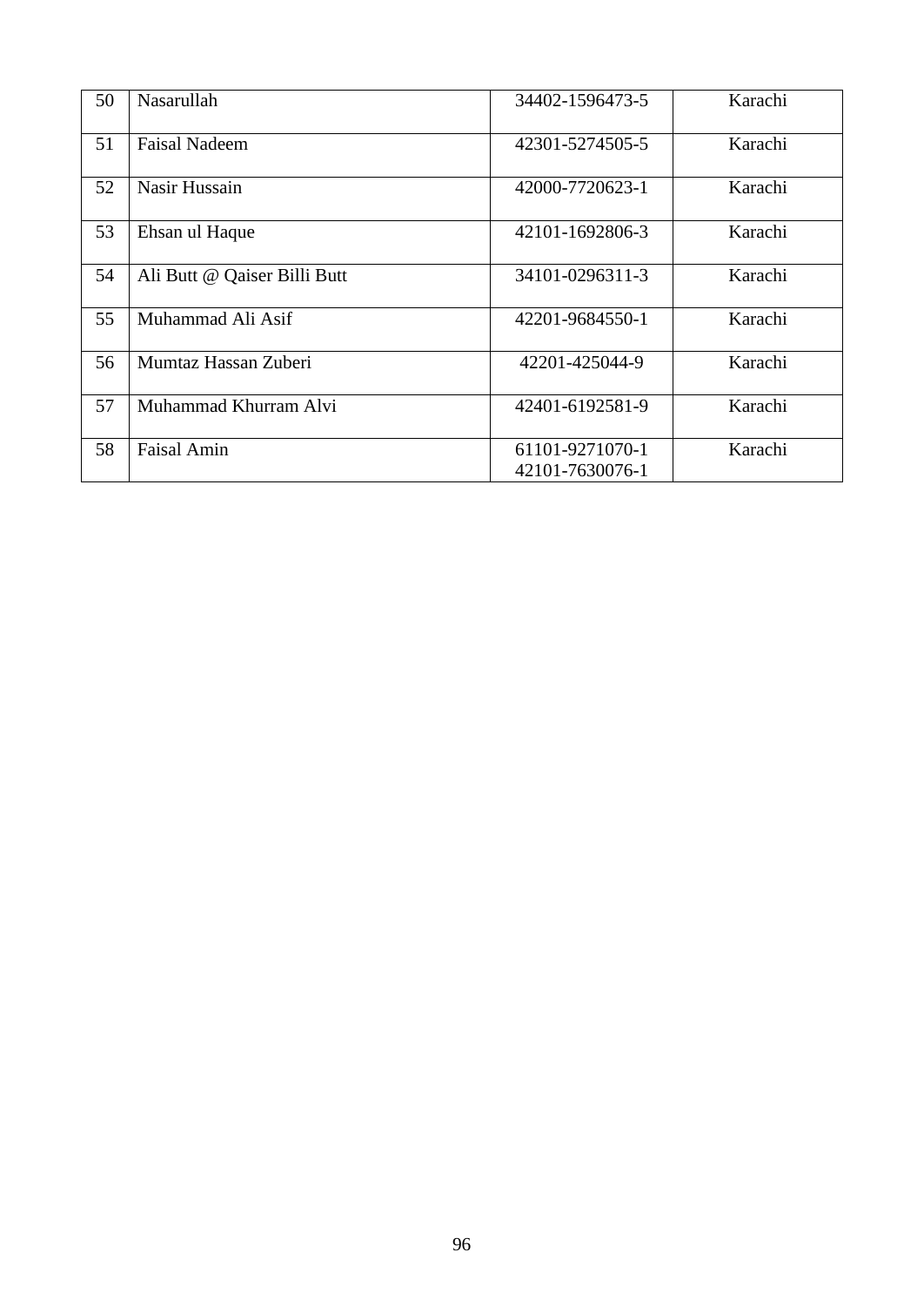| 50 | Nasarullah | 34402-1596473-5 | Karachi |
|---|---|---|---|
| 51 | Faisal Nadeem | 42301-5274505-5 | Karachi |
| 52 | Nasir Hussain | 42000-7720623-1 | Karachi |
| 53 | Ehsan ul Haque | 42101-1692806-3 | Karachi |
| 54 | Ali Butt @ Qaiser Billi Butt | 34101-0296311-3 | Karachi |
| 55 | Muhammad Ali Asif | 42201-9684550-1 | Karachi |
| 56 | Mumtaz Hassan Zuberi | 42201-425044-9 | Karachi |
| 57 | Muhammad Khurram Alvi | 42401-6192581-9 | Karachi |
| 58 | Faisal Amin | 61101-9271070-1<br>42101-7630076-1 | Karachi |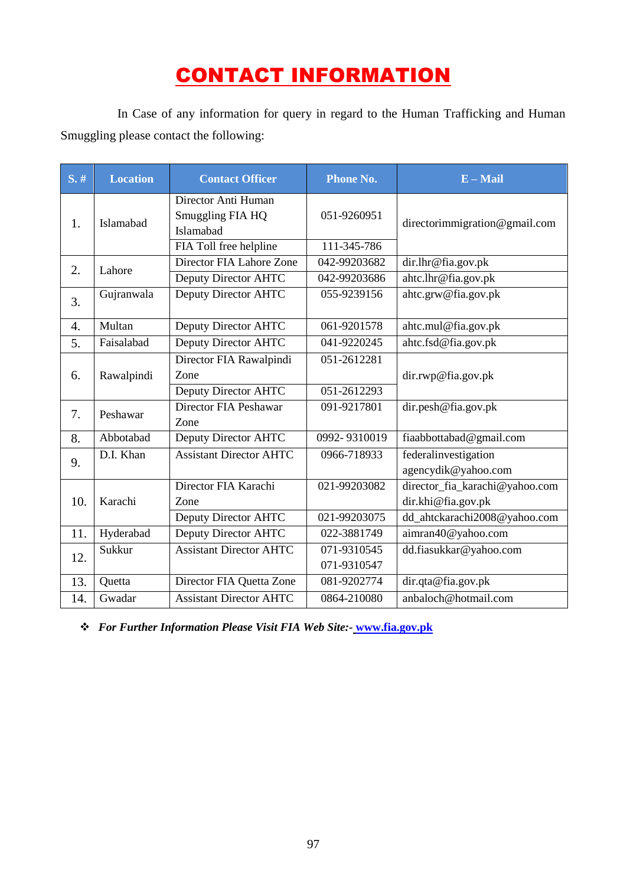# CONTACT INFORMATION

In Case of any information for query in regard to the Human Trafficking and Human Smuggling please contact the following:

| S. # | Location | Contact Officer | Phone No. | E – Mail |
|---|---|---|---|---|
| 1. | Islamabad | Director Anti Human Smuggling FIA HQ Islamabad | 051-9260951 | directorimmigration@gmail.com |
| | | FIA Toll free helpline | 111-345-786 | |
| 2. | Lahore | Director FIA Lahore Zone | 042-99203682 | dir.lhr@fia.gov.pk |
| | | Deputy Director AHTC | 042-99203686 | ahtc.lhr@fia.gov.pk |
| 3. | Gujranwala | Deputy Director AHTC | 055-9239156 | ahtc.grw@fia.gov.pk |
| 4. | Multan | Deputy Director AHTC | 061-9201578 | ahtc.mul@fia.gov.pk |
| 5. | Faisalabad | Deputy Director AHTC | 041-9220245 | ahtc.fsd@fia.gov.pk |
| 6. | Rawalpindi | Director FIA Rawalpindi Zone | 051-2612281 | dir.rwp@fia.gov.pk |
| | | Deputy Director AHTC | 051-2612293 | |
| 7. | Peshawar | Director FIA Peshawar Zone | 091-9217801 | dir.pesh@fia.gov.pk |
| 8. | Abbotabad | Deputy Director AHTC | 0992- 9310019 | fiaabbottabad@gmail.com |
| 9. | D.I. Khan | Assistant Director AHTC | 0966-718933 | federalinvestigation agencydik@yahoo.com |
| 10. | Karachi | Director FIA Karachi Zone | 021-99203082 | director_fia_karachi@yahoo.com dir.khi@fia.gov.pk |
| | | Deputy Director AHTC | 021-99203075 | dd_ahtckarachi2008@yahoo.com |
| 11. | Hyderabad | Deputy Director AHTC | 022-3881749 | aimran40@yahoo.com |
| 12. | Sukkur | Assistant Director AHTC | 071-9310545 071-9310547 | dd.fiasukkar@yahoo.com |
| 13. | Quetta | Director FIA Quetta Zone | 081-9202774 | dir.qta@fia.gov.pk |
| 14. | Gwadar | Assistant Director AHTC | 0864-210080 | anbaloch@hotmail.com |

- ***For Further Information Please Visit FIA Web Site:- www.fia.gov.pk***